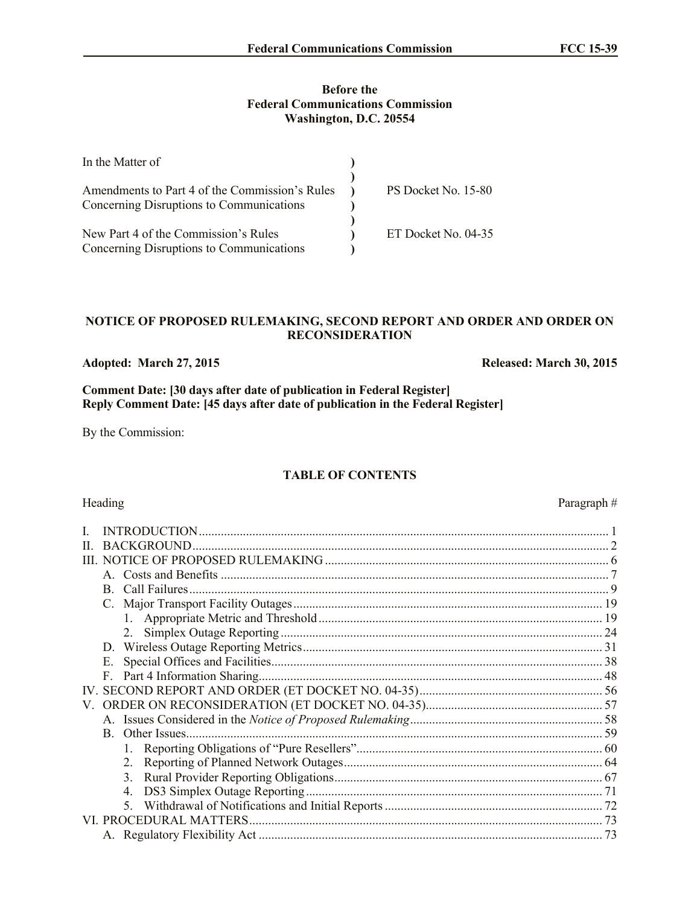**Before the**
**Federal Communications Commission**
**Washington, D.C. 20554**

| | | |
|---|---|---|
| In the Matter of | ) | |
| | ) | |
| Amendments to Part 4 of the Commission's Rules Concerning Disruptions to Communications | ) | PS Docket No. 15-80 |
| | ) | |
| New Part 4 of the Commission's Rules Concerning Disruptions to Communications | ) | ET Docket No. 04-35 |

**NOTICE OF PROPOSED RULEMAKING, SECOND REPORT AND ORDER AND ORDER ON RECONSIDERATION**

**Adopted: March 27, 2015** **Released: March 30, 2015**

**Comment Date: [30 days after date of publication in Federal Register]**
**Reply Comment Date: [45 days after date of publication in the Federal Register]**

By the Commission:

**TABLE OF CONTENTS**

| Heading | Paragraph # |
|---|---|
| I. INTRODUCTION | 1 |
| II. BACKGROUND | 2 |
| III. NOTICE OF PROPOSED RULEMAKING | 6 |
| A. Costs and Benefits | 7 |
| B. Call Failures | 9 |
| C. Major Transport Facility Outages | 19 |
| 1. Appropriate Metric and Threshold | 19 |
| 2. Simplex Outage Reporting | 24 |
| D. Wireless Outage Reporting Metrics | 31 |
| E. Special Offices and Facilities | 38 |
| F. Part 4 Information Sharing | 48 |
| IV. SECOND REPORT AND ORDER (ET DOCKET NO. 04-35) | 56 |
| V. ORDER ON RECONSIDERATION (ET DOCKET NO. 04-35) | 57 |
| A. Issues Considered in the *Notice of Proposed Rulemaking* | 58 |
| B. Other Issues | 59 |
| 1. Reporting Obligations of "Pure Resellers" | 60 |
| 2. Reporting of Planned Network Outages | 64 |
| 3. Rural Provider Reporting Obligations | 67 |
| 4. DS3 Simplex Outage Reporting | 71 |
| 5. Withdrawal of Notifications and Initial Reports | 72 |
| VI. PROCEDURAL MATTERS | 73 |
| A. Regulatory Flexibility Act | 73 |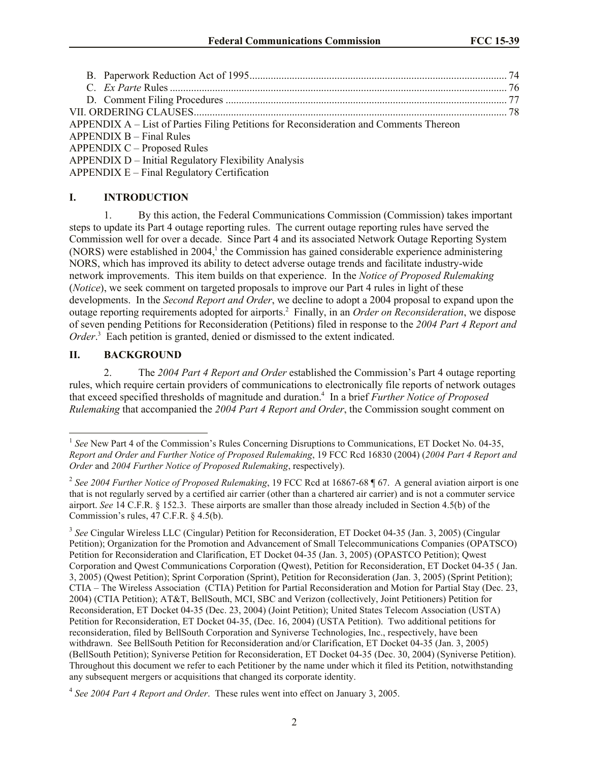B. Paperwork Reduction Act of 1995 ........................................................................................ 74
C. *Ex Parte* Rules ........................................................................................................................ 76
D. Comment Filing Procedures ................................................................................................... 77

VII. ORDERING CLAUSES ................................................................................................................ 78

APPENDIX A – List of Parties Filing Petitions for Reconsideration and Comments Thereon

APPENDIX B – Final Rules

APPENDIX C – Proposed Rules

APPENDIX D – Initial Regulatory Flexibility Analysis

APPENDIX E – Final Regulatory Certification

## I. INTRODUCTION

1. By this action, the Federal Communications Commission (Commission) takes important steps to update its Part 4 outage reporting rules. The current outage reporting rules have served the Commission well for over a decade. Since Part 4 and its associated Network Outage Reporting System (NORS) were established in 2004,[1] the Commission has gained considerable experience administering NORS, which has improved its ability to detect adverse outage trends and facilitate industry-wide network improvements. This item builds on that experience. In the *Notice of Proposed Rulemaking* (*Notice*), we seek comment on targeted proposals to improve our Part 4 rules in light of these developments. In the *Second Report and Order*, we decline to adopt a 2004 proposal to expand upon the outage reporting requirements adopted for airports.[2] Finally, in an *Order on Reconsideration*, we dispose of seven pending Petitions for Reconsideration (Petitions) filed in response to the *2004 Part 4 Report and Order*.[3] Each petition is granted, denied or dismissed to the extent indicated.

## II. BACKGROUND

2. The *2004 Part 4 Report and Order* established the Commission's Part 4 outage reporting rules, which require certain providers of communications to electronically file reports of network outages that exceed specified thresholds of magnitude and duration.[4] In a brief *Further Notice of Proposed Rulemaking* that accompanied the *2004 Part 4 Report and Order*, the Commission sought comment on

---

[1] *See* New Part 4 of the Commission's Rules Concerning Disruptions to Communications, ET Docket No. 04-35, *Report and Order and Further Notice of Proposed Rulemaking*, 19 FCC Rcd 16830 (2004) (*2004 Part 4 Report and Order* and *2004 Further Notice of Proposed Rulemaking*, respectively).

[2] *See 2004 Further Notice of Proposed Rulemaking*, 19 FCC Rcd at 16867-68 ¶ 67. A general aviation airport is one that is not regularly served by a certified air carrier (other than a chartered air carrier) and is not a commuter service airport. *See* 14 C.F.R. § 152.3. These airports are smaller than those already included in Section 4.5(b) of the Commission's rules, 47 C.F.R. § 4.5(b).

[3] *See* Cingular Wireless LLC (Cingular) Petition for Reconsideration, ET Docket 04-35 (Jan. 3, 2005) (Cingular Petition); Organization for the Promotion and Advancement of Small Telecommunications Companies (OPATSCO) Petition for Reconsideration and Clarification, ET Docket 04-35 (Jan. 3, 2005) (OPASTCO Petition); Qwest Corporation and Qwest Communications Corporation (Qwest), Petition for Reconsideration, ET Docket 04-35 ( Jan. 3, 2005) (Qwest Petition); Sprint Corporation (Sprint), Petition for Reconsideration (Jan. 3, 2005) (Sprint Petition); CTIA – The Wireless Association (CTIA) Petition for Partial Reconsideration and Motion for Partial Stay (Dec. 23, 2004) (CTIA Petition); AT&T, BellSouth, MCI, SBC and Verizon (collectively, Joint Petitioners) Petition for Reconsideration, ET Docket 04-35 (Dec. 23, 2004) (Joint Petition); United States Telecom Association (USTA) Petition for Reconsideration, ET Docket 04-35, (Dec. 16, 2004) (USTA Petition). Two additional petitions for reconsideration, filed by BellSouth Corporation and Syniverse Technologies, Inc., respectively, have been withdrawn. See BellSouth Petition for Reconsideration and/or Clarification, ET Docket 04-35 (Jan. 3, 2005) (BellSouth Petition); Syniverse Petition for Reconsideration, ET Docket 04-35 (Dec. 30, 2004) (Syniverse Petition). Throughout this document we refer to each Petitioner by the name under which it filed its Petition, notwithstanding any subsequent mergers or acquisitions that changed its corporate identity.

[4] *See 2004 Part 4 Report and Order*. These rules went into effect on January 3, 2005.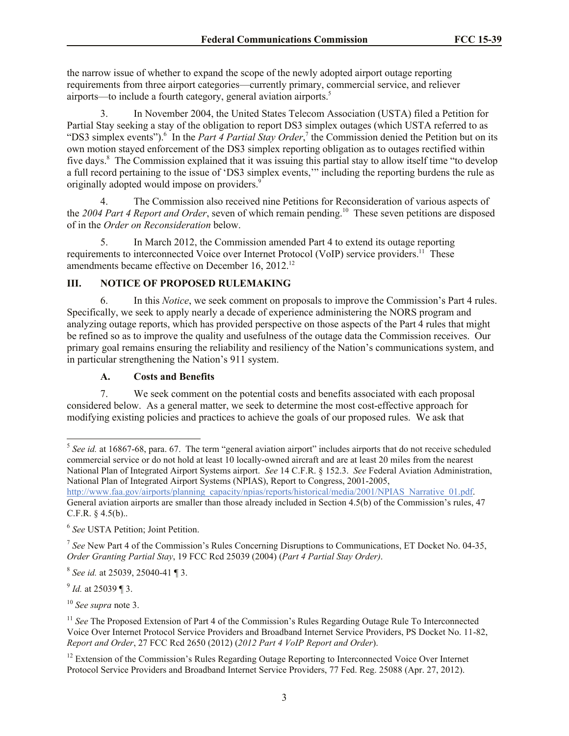the narrow issue of whether to expand the scope of the newly adopted airport outage reporting requirements from three airport categories—currently primary, commercial service, and reliever airports—to include a fourth category, general aviation airports.[5]

3. In November 2004, the United States Telecom Association (USTA) filed a Petition for Partial Stay seeking a stay of the obligation to report DS3 simplex outages (which USTA referred to as "DS3 simplex events").[6] In the *Part 4 Partial Stay Order*,[7] the Commission denied the Petition but on its own motion stayed enforcement of the DS3 simplex reporting obligation as to outages rectified within five days.[8] The Commission explained that it was issuing this partial stay to allow itself time "to develop a full record pertaining to the issue of 'DS3 simplex events,'" including the reporting burdens the rule as originally adopted would impose on providers.[9]

4. The Commission also received nine Petitions for Reconsideration of various aspects of the *2004 Part 4 Report and Order*, seven of which remain pending.[10] These seven petitions are disposed of in the *Order on Reconsideration* below.

5. In March 2012, the Commission amended Part 4 to extend its outage reporting requirements to interconnected Voice over Internet Protocol (VoIP) service providers.[11] These amendments became effective on December 16, 2012.[12]

## III. NOTICE OF PROPOSED RULEMAKING

6. In this *Notice*, we seek comment on proposals to improve the Commission's Part 4 rules. Specifically, we seek to apply nearly a decade of experience administering the NORS program and analyzing outage reports, which has provided perspective on those aspects of the Part 4 rules that might be refined so as to improve the quality and usefulness of the outage data the Commission receives. Our primary goal remains ensuring the reliability and resiliency of the Nation's communications system, and in particular strengthening the Nation's 911 system.

### A. Costs and Benefits

7. We seek comment on the potential costs and benefits associated with each proposal considered below. As a general matter, we seek to determine the most cost-effective approach for modifying existing policies and practices to achieve the goals of our proposed rules. We ask that

---

[5] *See id.* at 16867-68, para. 67. The term "general aviation airport" includes airports that do not receive scheduled commercial service or do not hold at least 10 locally-owned aircraft and are at least 20 miles from the nearest National Plan of Integrated Airport Systems airport. *See* 14 C.F.R. § 152.3. *See* Federal Aviation Administration, National Plan of Integrated Airport Systems (NPIAS), Report to Congress, 2001-2005, http://www.faa.gov/airports/planning_capacity/npias/reports/historical/media/2001/NPIAS_Narrative_01.pdf. General aviation airports are smaller than those already included in Section 4.5(b) of the Commission's rules, 47 C.F.R. § 4.5(b)..

[6] *See* USTA Petition; Joint Petition.

[7] *See* New Part 4 of the Commission's Rules Concerning Disruptions to Communications, ET Docket No. 04-35, *Order Granting Partial Stay*, 19 FCC Rcd 25039 (2004) (*Part 4 Partial Stay Order)*.

[8] *See id.* at 25039, 25040-41 ¶ 3.

[9] *Id.* at 25039 ¶ 3.

[10] *See supra* note 3.

[11] *See* The Proposed Extension of Part 4 of the Commission's Rules Regarding Outage Rule To Interconnected Voice Over Internet Protocol Service Providers and Broadband Internet Service Providers, PS Docket No. 11-82, *Report and Order*, 27 FCC Rcd 2650 (2012) (*2012 Part 4 VoIP Report and Order*).

[12] Extension of the Commission's Rules Regarding Outage Reporting to Interconnected Voice Over Internet Protocol Service Providers and Broadband Internet Service Providers, 77 Fed. Reg. 25088 (Apr. 27, 2012).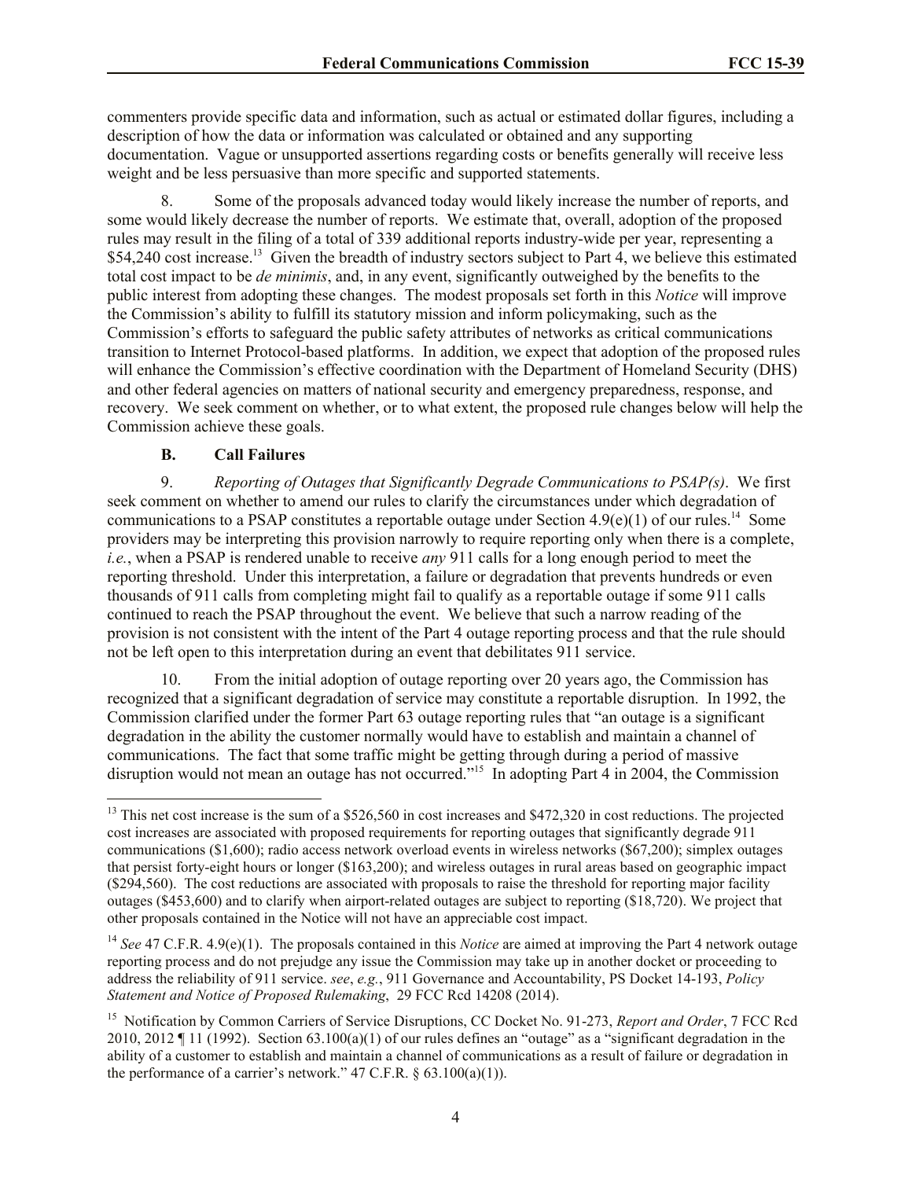commenters provide specific data and information, such as actual or estimated dollar figures, including a description of how the data or information was calculated or obtained and any supporting documentation. Vague or unsupported assertions regarding costs or benefits generally will receive less weight and be less persuasive than more specific and supported statements.

8. Some of the proposals advanced today would likely increase the number of reports, and some would likely decrease the number of reports. We estimate that, overall, adoption of the proposed rules may result in the filing of a total of 339 additional reports industry-wide per year, representing a $54,240 cost increase.[13] Given the breadth of industry sectors subject to Part 4, we believe this estimated total cost impact to be *de minimis*, and, in any event, significantly outweighed by the benefits to the public interest from adopting these changes. The modest proposals set forth in this *Notice* will improve the Commission's ability to fulfill its statutory mission and inform policymaking, such as the Commission's efforts to safeguard the public safety attributes of networks as critical communications transition to Internet Protocol-based platforms. In addition, we expect that adoption of the proposed rules will enhance the Commission's effective coordination with the Department of Homeland Security (DHS) and other federal agencies on matters of national security and emergency preparedness, response, and recovery. We seek comment on whether, or to what extent, the proposed rule changes below will help the Commission achieve these goals.

### B. Call Failures

9. *Reporting of Outages that Significantly Degrade Communications to PSAP(s)*. We first seek comment on whether to amend our rules to clarify the circumstances under which degradation of communications to a PSAP constitutes a reportable outage under Section 4.9(e)(1) of our rules.[14] Some providers may be interpreting this provision narrowly to require reporting only when there is a complete, *i.e.*, when a PSAP is rendered unable to receive *any* 911 calls for a long enough period to meet the reporting threshold. Under this interpretation, a failure or degradation that prevents hundreds or even thousands of 911 calls from completing might fail to qualify as a reportable outage if some 911 calls continued to reach the PSAP throughout the event. We believe that such a narrow reading of the provision is not consistent with the intent of the Part 4 outage reporting process and that the rule should not be left open to this interpretation during an event that debilitates 911 service.

10. From the initial adoption of outage reporting over 20 years ago, the Commission has recognized that a significant degradation of service may constitute a reportable disruption. In 1992, the Commission clarified under the former Part 63 outage reporting rules that "an outage is a significant degradation in the ability the customer normally would have to establish and maintain a channel of communications. The fact that some traffic might be getting through during a period of massive disruption would not mean an outage has not occurred."[15] In adopting Part 4 in 2004, the Commission

---

[13] This net cost increase is the sum of a $526,560 in cost increases and $472,320 in cost reductions. The projected cost increases are associated with proposed requirements for reporting outages that significantly degrade 911 communications ($1,600); radio access network overload events in wireless networks ($67,200); simplex outages that persist forty-eight hours or longer ($163,200); and wireless outages in rural areas based on geographic impact ($294,560). The cost reductions are associated with proposals to raise the threshold for reporting major facility outages ($453,600) and to clarify when airport-related outages are subject to reporting ($18,720). We project that other proposals contained in the Notice will not have an appreciable cost impact.

[14] *See* 47 C.F.R. 4.9(e)(1). The proposals contained in this *Notice* are aimed at improving the Part 4 network outage reporting process and do not prejudge any issue the Commission may take up in another docket or proceeding to address the reliability of 911 service. *see*, *e.g.*, 911 Governance and Accountability, PS Docket 14-193, *Policy Statement and Notice of Proposed Rulemaking*, 29 FCC Rcd 14208 (2014).

[15] Notification by Common Carriers of Service Disruptions, CC Docket No. 91-273, *Report and Order*, 7 FCC Rcd 2010, 2012 ¶ 11 (1992). Section 63.100(a)(1) of our rules defines an "outage" as a "significant degradation in the ability of a customer to establish and maintain a channel of communications as a result of failure or degradation in the performance of a carrier's network." 47 C.F.R. § 63.100(a)(1)).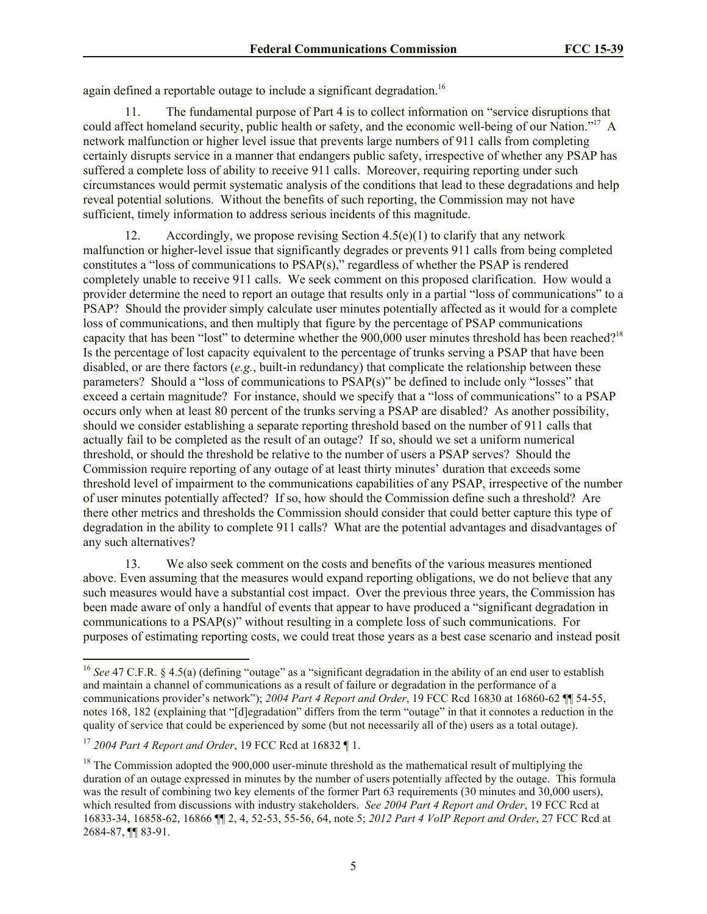again defined a reportable outage to include a significant degradation.[16]

11. The fundamental purpose of Part 4 is to collect information on "service disruptions that could affect homeland security, public health or safety, and the economic well-being of our Nation."[17] A network malfunction or higher level issue that prevents large numbers of 911 calls from completing certainly disrupts service in a manner that endangers public safety, irrespective of whether any PSAP has suffered a complete loss of ability to receive 911 calls. Moreover, requiring reporting under such circumstances would permit systematic analysis of the conditions that lead to these degradations and help reveal potential solutions. Without the benefits of such reporting, the Commission may not have sufficient, timely information to address serious incidents of this magnitude.

12. Accordingly, we propose revising Section 4.5(e)(1) to clarify that any network malfunction or higher-level issue that significantly degrades or prevents 911 calls from being completed constitutes a "loss of communications to PSAP(s)," regardless of whether the PSAP is rendered completely unable to receive 911 calls. We seek comment on this proposed clarification. How would a provider determine the need to report an outage that results only in a partial "loss of communications" to a PSAP? Should the provider simply calculate user minutes potentially affected as it would for a complete loss of communications, and then multiply that figure by the percentage of PSAP communications capacity that has been "lost" to determine whether the 900,000 user minutes threshold has been reached?[18] Is the percentage of lost capacity equivalent to the percentage of trunks serving a PSAP that have been disabled, or are there factors (*e.g.*, built-in redundancy) that complicate the relationship between these parameters? Should a "loss of communications to PSAP(s)" be defined to include only "losses" that exceed a certain magnitude? For instance, should we specify that a "loss of communications" to a PSAP occurs only when at least 80 percent of the trunks serving a PSAP are disabled? As another possibility, should we consider establishing a separate reporting threshold based on the number of 911 calls that actually fail to be completed as the result of an outage? If so, should we set a uniform numerical threshold, or should the threshold be relative to the number of users a PSAP serves? Should the Commission require reporting of any outage of at least thirty minutes' duration that exceeds some threshold level of impairment to the communications capabilities of any PSAP, irrespective of the number of user minutes potentially affected? If so, how should the Commission define such a threshold? Are there other metrics and thresholds the Commission should consider that could better capture this type of degradation in the ability to complete 911 calls? What are the potential advantages and disadvantages of any such alternatives?

13. We also seek comment on the costs and benefits of the various measures mentioned above. Even assuming that the measures would expand reporting obligations, we do not believe that any such measures would have a substantial cost impact. Over the previous three years, the Commission has been made aware of only a handful of events that appear to have produced a "significant degradation in communications to a PSAP(s)" without resulting in a complete loss of such communications. For purposes of estimating reporting costs, we could treat those years as a best case scenario and instead posit

---

[16] *See* 47 C.F.R. § 4.5(a) (defining "outage" as a "significant degradation in the ability of an end user to establish and maintain a channel of communications as a result of failure or degradation in the performance of a communications provider's network"); *2004 Part 4 Report and Order*, 19 FCC Rcd 16830 at 16860-62 ¶¶ 54-55, notes 168, 182 (explaining that "[d]egradation" differs from the term "outage" in that it connotes a reduction in the quality of service that could be experienced by some (but not necessarily all of the) users as a total outage).

[17] *2004 Part 4 Report and Order*, 19 FCC Rcd at 16832 ¶ 1.

[18] The Commission adopted the 900,000 user-minute threshold as the mathematical result of multiplying the duration of an outage expressed in minutes by the number of users potentially affected by the outage. This formula was the result of combining two key elements of the former Part 63 requirements (30 minutes and 30,000 users), which resulted from discussions with industry stakeholders. *See 2004 Part 4 Report and Order*, 19 FCC Rcd at 16833-34, 16858-62, 16866 ¶¶ 2, 4, 52-53, 55-56, 64, note 5; *2012 Part 4 VoIP Report and Order*, 27 FCC Rcd at 2684-87, ¶¶ 83-91.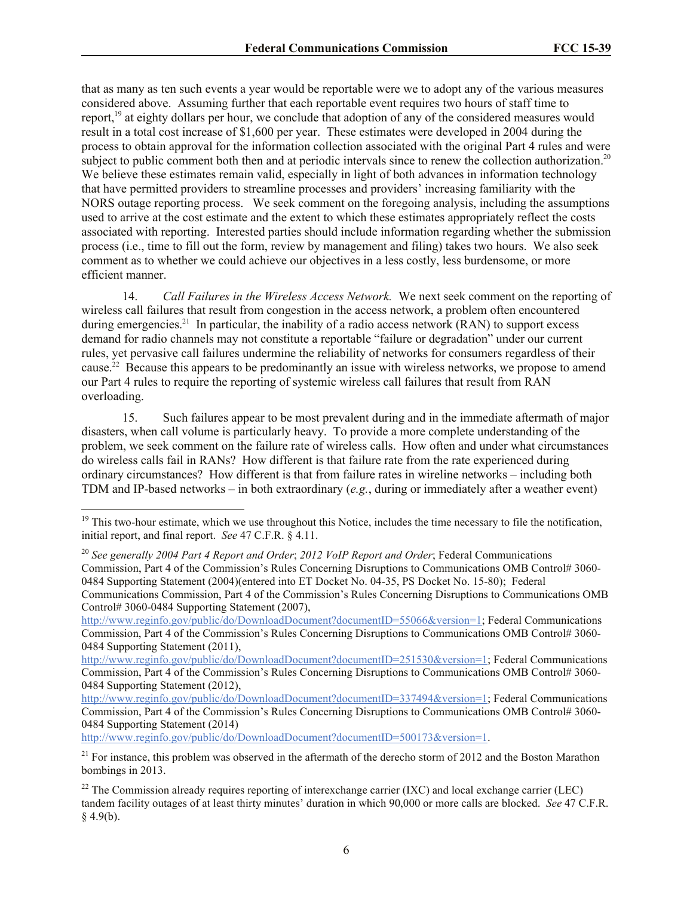that as many as ten such events a year would be reportable were we to adopt any of the various measures considered above. Assuming further that each reportable event requires two hours of staff time to report,[19] at eighty dollars per hour, we conclude that adoption of any of the considered measures would result in a total cost increase of $1,600 per year. These estimates were developed in 2004 during the process to obtain approval for the information collection associated with the original Part 4 rules and were subject to public comment both then and at periodic intervals since to renew the collection authorization.[20] We believe these estimates remain valid, especially in light of both advances in information technology that have permitted providers to streamline processes and providers' increasing familiarity with the NORS outage reporting process. We seek comment on the foregoing analysis, including the assumptions used to arrive at the cost estimate and the extent to which these estimates appropriately reflect the costs associated with reporting. Interested parties should include information regarding whether the submission process (i.e., time to fill out the form, review by management and filing) takes two hours. We also seek comment as to whether we could achieve our objectives in a less costly, less burdensome, or more efficient manner.

14. *Call Failures in the Wireless Access Network.* We next seek comment on the reporting of wireless call failures that result from congestion in the access network, a problem often encountered during emergencies.[21] In particular, the inability of a radio access network (RAN) to support excess demand for radio channels may not constitute a reportable "failure or degradation" under our current rules, yet pervasive call failures undermine the reliability of networks for consumers regardless of their cause.[22] Because this appears to be predominantly an issue with wireless networks, we propose to amend our Part 4 rules to require the reporting of systemic wireless call failures that result from RAN overloading.

15. Such failures appear to be most prevalent during and in the immediate aftermath of major disasters, when call volume is particularly heavy. To provide a more complete understanding of the problem, we seek comment on the failure rate of wireless calls. How often and under what circumstances do wireless calls fail in RANs? How different is that failure rate from the rate experienced during ordinary circumstances? How different is that from failure rates in wireline networks – including both TDM and IP-based networks – in both extraordinary (*e.g.*, during or immediately after a weather event)

---

[19] This two-hour estimate, which we use throughout this Notice, includes the time necessary to file the notification, initial report, and final report. *See* 47 C.F.R. § 4.11.

[20] *See generally 2004 Part 4 Report and Order*; *2012 VoIP Report and Order*; Federal Communications Commission, Part 4 of the Commission's Rules Concerning Disruptions to Communications OMB Control# 3060-0484 Supporting Statement (2004)(entered into ET Docket No. 04-35, PS Docket No. 15-80); Federal Communications Commission, Part 4 of the Commission's Rules Concerning Disruptions to Communications OMB Control# 3060-0484 Supporting Statement (2007), http://www.reginfo.gov/public/do/DownloadDocument?documentID=55066&version=1; Federal Communications Commission, Part 4 of the Commission's Rules Concerning Disruptions to Communications OMB Control# 3060-0484 Supporting Statement (2011), http://www.reginfo.gov/public/do/DownloadDocument?documentID=251530&version=1; Federal Communications Commission, Part 4 of the Commission's Rules Concerning Disruptions to Communications OMB Control# 3060-0484 Supporting Statement (2012), http://www.reginfo.gov/public/do/DownloadDocument?documentID=337494&version=1; Federal Communications Commission, Part 4 of the Commission's Rules Concerning Disruptions to Communications OMB Control# 3060-0484 Supporting Statement (2014) http://www.reginfo.gov/public/do/DownloadDocument?documentID=500173&version=1.

[21] For instance, this problem was observed in the aftermath of the derecho storm of 2012 and the Boston Marathon bombings in 2013.

[22] The Commission already requires reporting of interexchange carrier (IXC) and local exchange carrier (LEC) tandem facility outages of at least thirty minutes' duration in which 90,000 or more calls are blocked. *See* 47 C.F.R. § 4.9(b).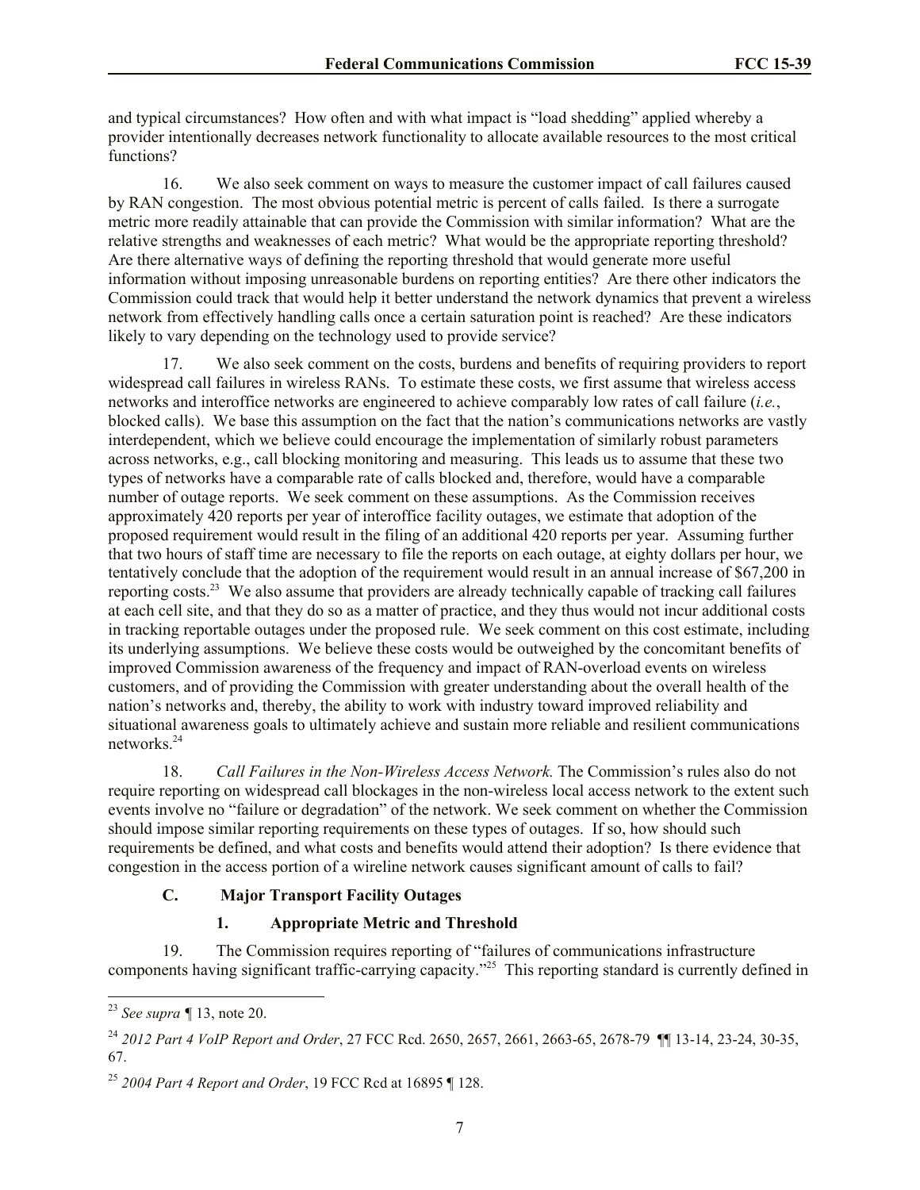and typical circumstances? How often and with what impact is "load shedding" applied whereby a provider intentionally decreases network functionality to allocate available resources to the most critical functions?

16. We also seek comment on ways to measure the customer impact of call failures caused by RAN congestion. The most obvious potential metric is percent of calls failed. Is there a surrogate metric more readily attainable that can provide the Commission with similar information? What are the relative strengths and weaknesses of each metric? What would be the appropriate reporting threshold? Are there alternative ways of defining the reporting threshold that would generate more useful information without imposing unreasonable burdens on reporting entities? Are there other indicators the Commission could track that would help it better understand the network dynamics that prevent a wireless network from effectively handling calls once a certain saturation point is reached? Are these indicators likely to vary depending on the technology used to provide service?

17. We also seek comment on the costs, burdens and benefits of requiring providers to report widespread call failures in wireless RANs. To estimate these costs, we first assume that wireless access networks and interoffice networks are engineered to achieve comparably low rates of call failure (*i.e.*, blocked calls). We base this assumption on the fact that the nation's communications networks are vastly interdependent, which we believe could encourage the implementation of similarly robust parameters across networks, e.g., call blocking monitoring and measuring. This leads us to assume that these two types of networks have a comparable rate of calls blocked and, therefore, would have a comparable number of outage reports. We seek comment on these assumptions. As the Commission receives approximately 420 reports per year of interoffice facility outages, we estimate that adoption of the proposed requirement would result in the filing of an additional 420 reports per year. Assuming further that two hours of staff time are necessary to file the reports on each outage, at eighty dollars per hour, we tentatively conclude that the adoption of the requirement would result in an annual increase of $67,200 in reporting costs.[23] We also assume that providers are already technically capable of tracking call failures at each cell site, and that they do so as a matter of practice, and they thus would not incur additional costs in tracking reportable outages under the proposed rule. We seek comment on this cost estimate, including its underlying assumptions. We believe these costs would be outweighed by the concomitant benefits of improved Commission awareness of the frequency and impact of RAN-overload events on wireless customers, and of providing the Commission with greater understanding about the overall health of the nation's networks and, thereby, the ability to work with industry toward improved reliability and situational awareness goals to ultimately achieve and sustain more reliable and resilient communications networks.[24]

18. *Call Failures in the Non-Wireless Access Network.* The Commission's rules also do not require reporting on widespread call blockages in the non-wireless local access network to the extent such events involve no "failure or degradation" of the network. We seek comment on whether the Commission should impose similar reporting requirements on these types of outages. If so, how should such requirements be defined, and what costs and benefits would attend their adoption? Is there evidence that congestion in the access portion of a wireline network causes significant amount of calls to fail?

### C. Major Transport Facility Outages

#### 1. Appropriate Metric and Threshold

19. The Commission requires reporting of "failures of communications infrastructure components having significant traffic-carrying capacity."[25] This reporting standard is currently defined in

---

[23] *See supra* ¶ 13, note 20.

[24] *2012 Part 4 VoIP Report and Order*, 27 FCC Rcd. 2650, 2657, 2661, 2663-65, 2678-79 ¶¶ 13-14, 23-24, 30-35, 67.

[25] *2004 Part 4 Report and Order*, 19 FCC Rcd at 16895 ¶ 128.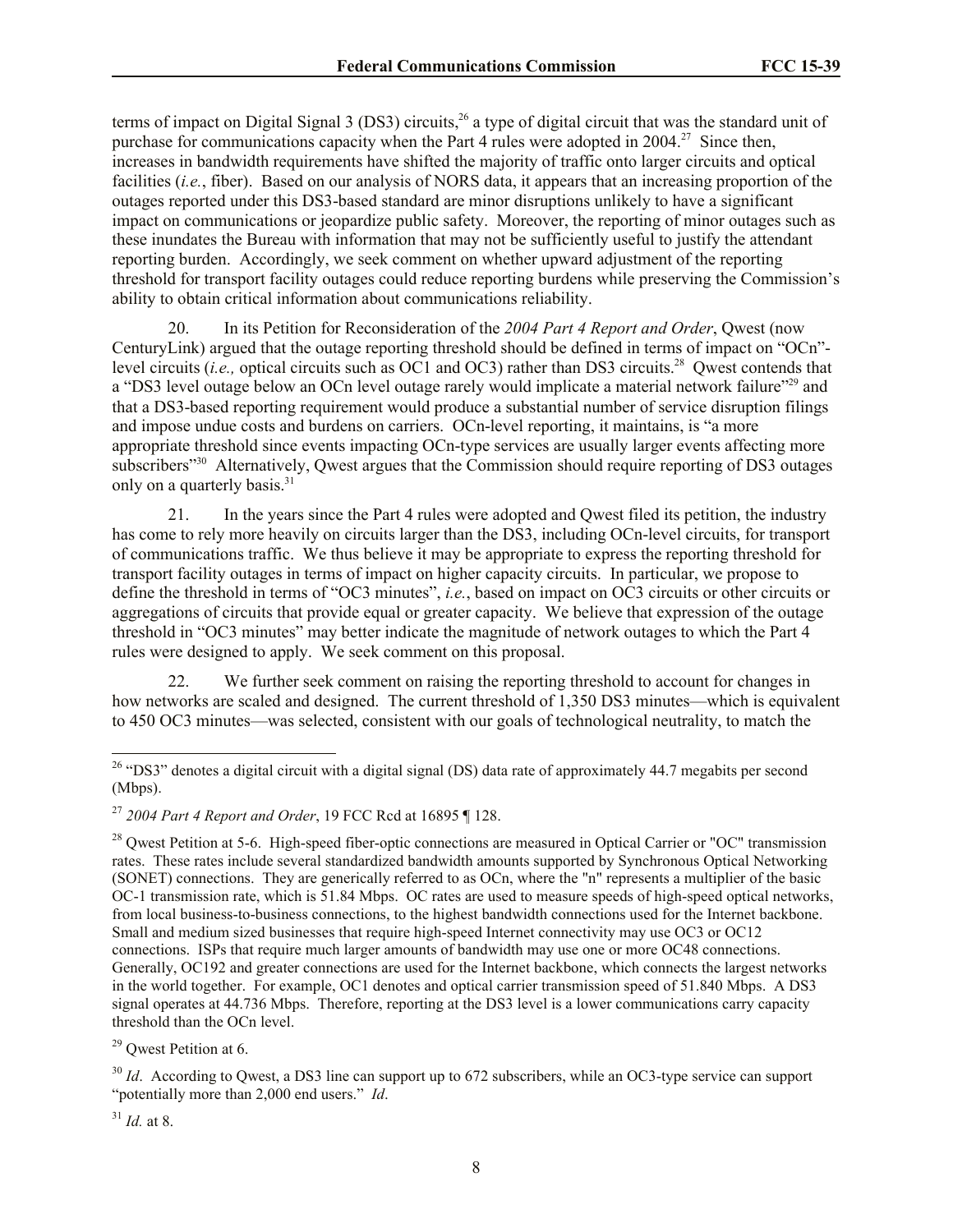terms of impact on Digital Signal 3 (DS3) circuits,[26] a type of digital circuit that was the standard unit of purchase for communications capacity when the Part 4 rules were adopted in 2004.[27] Since then, increases in bandwidth requirements have shifted the majority of traffic onto larger circuits and optical facilities (*i.e.*, fiber). Based on our analysis of NORS data, it appears that an increasing proportion of the outages reported under this DS3-based standard are minor disruptions unlikely to have a significant impact on communications or jeopardize public safety. Moreover, the reporting of minor outages such as these inundates the Bureau with information that may not be sufficiently useful to justify the attendant reporting burden. Accordingly, we seek comment on whether upward adjustment of the reporting threshold for transport facility outages could reduce reporting burdens while preserving the Commission's ability to obtain critical information about communications reliability.

20. In its Petition for Reconsideration of the *2004 Part 4 Report and Order*, Qwest (now CenturyLink) argued that the outage reporting threshold should be defined in terms of impact on "OCn"-level circuits (*i.e.,* optical circuits such as OC1 and OC3) rather than DS3 circuits.[28] Qwest contends that a "DS3 level outage below an OCn level outage rarely would implicate a material network failure"[29] and that a DS3-based reporting requirement would produce a substantial number of service disruption filings and impose undue costs and burdens on carriers. OCn-level reporting, it maintains, is "a more appropriate threshold since events impacting OCn-type services are usually larger events affecting more subscribers"[30] Alternatively, Qwest argues that the Commission should require reporting of DS3 outages only on a quarterly basis.[31]

21. In the years since the Part 4 rules were adopted and Qwest filed its petition, the industry has come to rely more heavily on circuits larger than the DS3, including OCn-level circuits, for transport of communications traffic. We thus believe it may be appropriate to express the reporting threshold for transport facility outages in terms of impact on higher capacity circuits. In particular, we propose to define the threshold in terms of "OC3 minutes", *i.e.*, based on impact on OC3 circuits or other circuits or aggregations of circuits that provide equal or greater capacity. We believe that expression of the outage threshold in "OC3 minutes" may better indicate the magnitude of network outages to which the Part 4 rules were designed to apply. We seek comment on this proposal.

22. We further seek comment on raising the reporting threshold to account for changes in how networks are scaled and designed. The current threshold of 1,350 DS3 minutes—which is equivalent to 450 OC3 minutes—was selected, consistent with our goals of technological neutrality, to match the

---

[26] "DS3" denotes a digital circuit with a digital signal (DS) data rate of approximately 44.7 megabits per second (Mbps).

[27] *2004 Part 4 Report and Order*, 19 FCC Rcd at 16895 ¶ 128.

[28] Qwest Petition at 5-6. High-speed fiber-optic connections are measured in Optical Carrier or "OC" transmission rates. These rates include several standardized bandwidth amounts supported by Synchronous Optical Networking (SONET) connections. They are generically referred to as OCn, where the "n" represents a multiplier of the basic OC-1 transmission rate, which is 51.84 Mbps. OC rates are used to measure speeds of high-speed optical networks, from local business-to-business connections, to the highest bandwidth connections used for the Internet backbone. Small and medium sized businesses that require high-speed Internet connectivity may use OC3 or OC12 connections. ISPs that require much larger amounts of bandwidth may use one or more OC48 connections. Generally, OC192 and greater connections are used for the Internet backbone, which connects the largest networks in the world together. For example, OC1 denotes and optical carrier transmission speed of 51.840 Mbps. A DS3 signal operates at 44.736 Mbps. Therefore, reporting at the DS3 level is a lower communications carry capacity threshold than the OCn level.

[29] Qwest Petition at 6.

[30] *Id*. According to Qwest, a DS3 line can support up to 672 subscribers, while an OC3-type service can support "potentially more than 2,000 end users." *Id*.

[31] *Id.* at 8.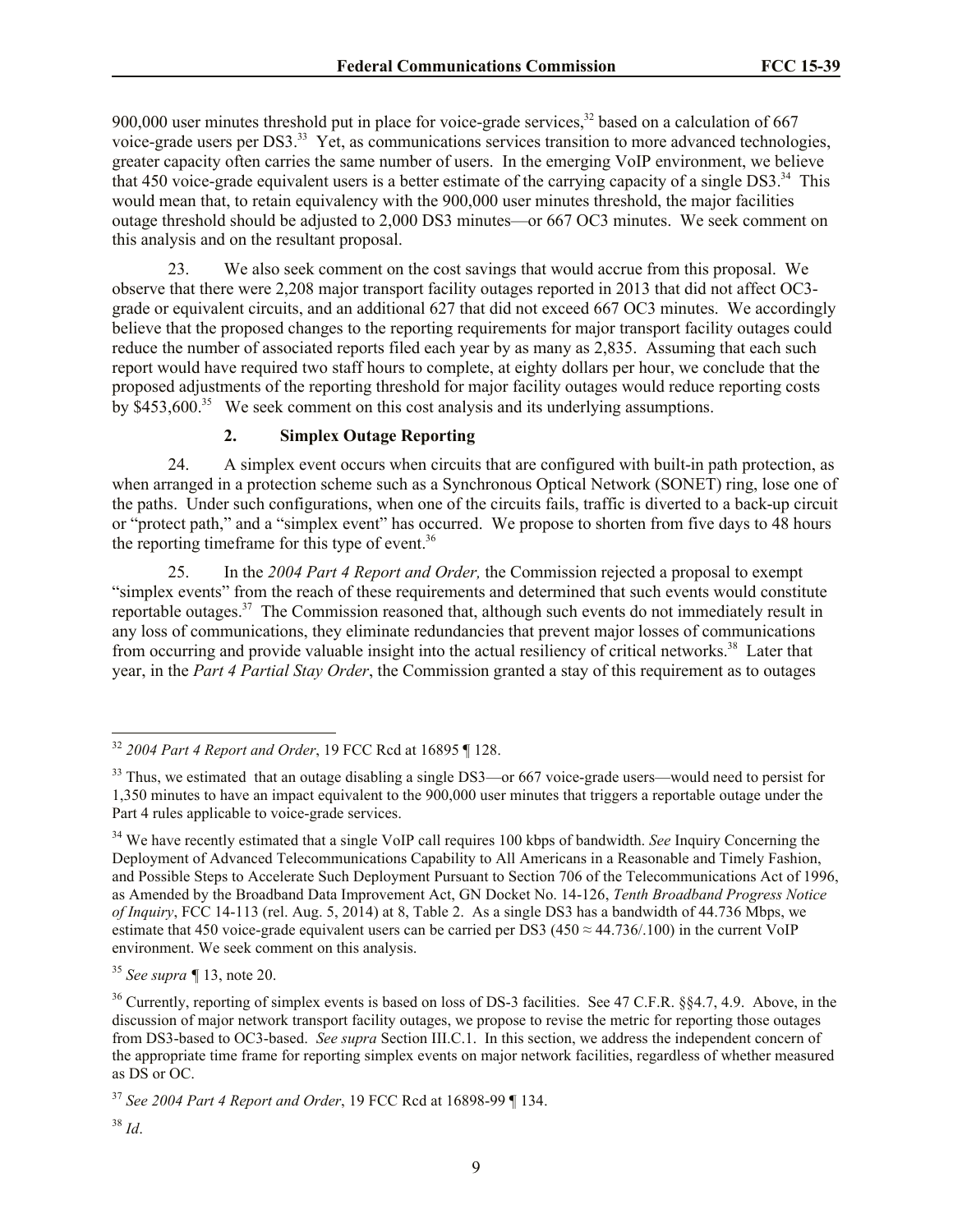900,000 user minutes threshold put in place for voice-grade services,[32] based on a calculation of 667 voice-grade users per DS3.[33] Yet, as communications services transition to more advanced technologies, greater capacity often carries the same number of users. In the emerging VoIP environment, we believe that 450 voice-grade equivalent users is a better estimate of the carrying capacity of a single DS3.[34] This would mean that, to retain equivalency with the 900,000 user minutes threshold, the major facilities outage threshold should be adjusted to 2,000 DS3 minutes—or 667 OC3 minutes. We seek comment on this analysis and on the resultant proposal.

23. We also seek comment on the cost savings that would accrue from this proposal. We observe that there were 2,208 major transport facility outages reported in 2013 that did not affect OC3-grade or equivalent circuits, and an additional 627 that did not exceed 667 OC3 minutes. We accordingly believe that the proposed changes to the reporting requirements for major transport facility outages could reduce the number of associated reports filed each year by as many as 2,835. Assuming that each such report would have required two staff hours to complete, at eighty dollars per hour, we conclude that the proposed adjustments of the reporting threshold for major facility outages would reduce reporting costs by $453,600.[35] We seek comment on this cost analysis and its underlying assumptions.

### 2. Simplex Outage Reporting

24. A simplex event occurs when circuits that are configured with built-in path protection, as when arranged in a protection scheme such as a Synchronous Optical Network (SONET) ring, lose one of the paths. Under such configurations, when one of the circuits fails, traffic is diverted to a back-up circuit or "protect path," and a "simplex event" has occurred. We propose to shorten from five days to 48 hours the reporting timeframe for this type of event.[36]

25. In the *2004 Part 4 Report and Order,* the Commission rejected a proposal to exempt "simplex events" from the reach of these requirements and determined that such events would constitute reportable outages.[37] The Commission reasoned that, although such events do not immediately result in any loss of communications, they eliminate redundancies that prevent major losses of communications from occurring and provide valuable insight into the actual resiliency of critical networks.[38] Later that year, in the *Part 4 Partial Stay Order*, the Commission granted a stay of this requirement as to outages

---

[32] *2004 Part 4 Report and Order*, 19 FCC Rcd at 16895 ¶ 128.

[33] Thus, we estimated that an outage disabling a single DS3—or 667 voice-grade users—would need to persist for 1,350 minutes to have an impact equivalent to the 900,000 user minutes that triggers a reportable outage under the Part 4 rules applicable to voice-grade services.

[34] We have recently estimated that a single VoIP call requires 100 kbps of bandwidth. *See* Inquiry Concerning the Deployment of Advanced Telecommunications Capability to All Americans in a Reasonable and Timely Fashion, and Possible Steps to Accelerate Such Deployment Pursuant to Section 706 of the Telecommunications Act of 1996, as Amended by the Broadband Data Improvement Act, GN Docket No. 14-126, *Tenth Broadband Progress Notice of Inquiry*, FCC 14-113 (rel. Aug. 5, 2014) at 8, Table 2. As a single DS3 has a bandwidth of 44.736 Mbps, we estimate that 450 voice-grade equivalent users can be carried per DS3 ($450 \approx 44.736/.100$) in the current VoIP environment. We seek comment on this analysis.

[35] *See supra* ¶ 13, note 20.

[36] Currently, reporting of simplex events is based on loss of DS-3 facilities. See 47 C.F.R. §§4.7, 4.9. Above, in the discussion of major network transport facility outages, we propose to revise the metric for reporting those outages from DS3-based to OC3-based. *See supra* Section III.C.1. In this section, we address the independent concern of the appropriate time frame for reporting simplex events on major network facilities, regardless of whether measured as DS or OC.

[37] *See 2004 Part 4 Report and Order*, 19 FCC Rcd at 16898-99 ¶ 134.

[38] *Id*.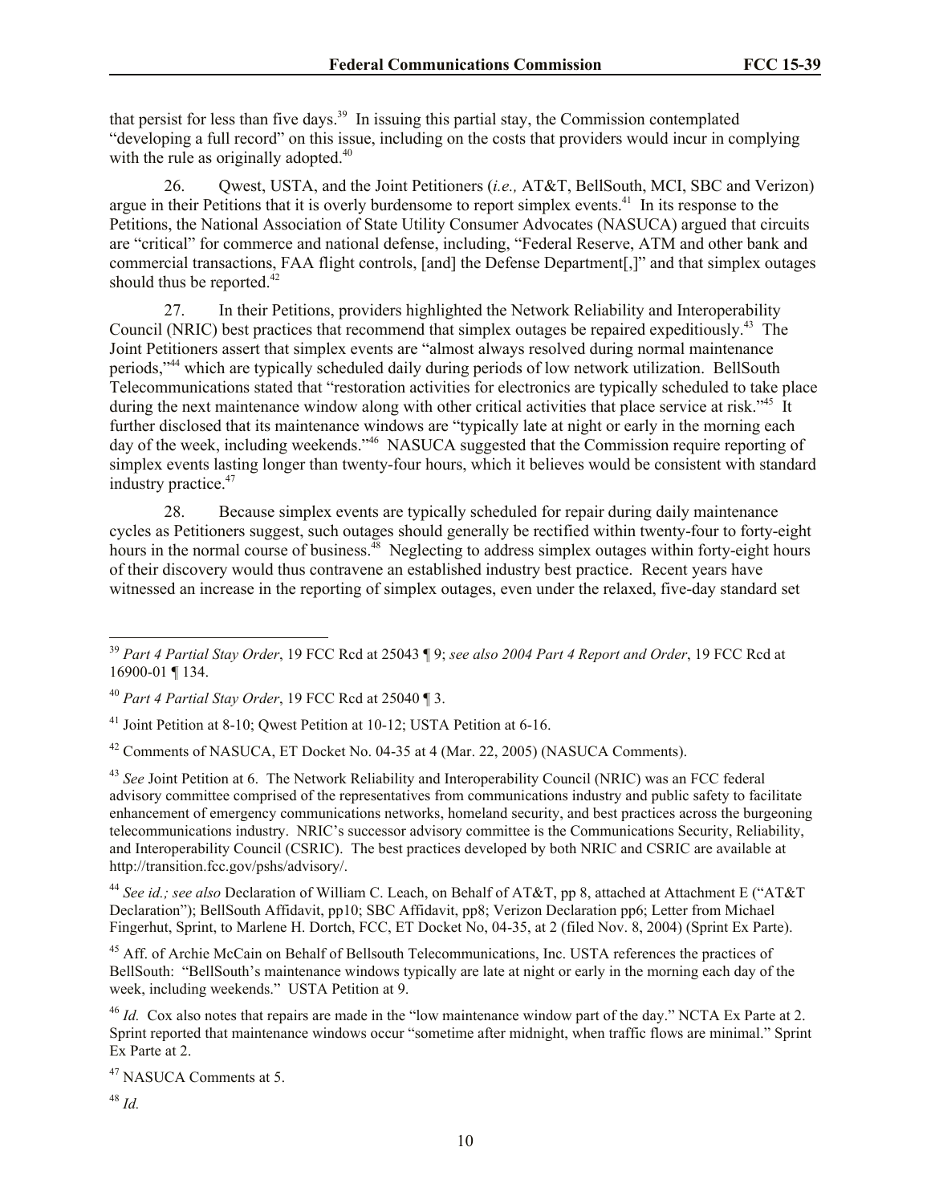that persist for less than five days.[39] In issuing this partial stay, the Commission contemplated "developing a full record" on this issue, including on the costs that providers would incur in complying with the rule as originally adopted.[40]

26. Qwest, USTA, and the Joint Petitioners (*i.e.,* AT&T, BellSouth, MCI, SBC and Verizon) argue in their Petitions that it is overly burdensome to report simplex events.[41] In its response to the Petitions, the National Association of State Utility Consumer Advocates (NASUCA) argued that circuits are "critical" for commerce and national defense, including, "Federal Reserve, ATM and other bank and commercial transactions, FAA flight controls, [and] the Defense Department[,]" and that simplex outages should thus be reported.[42]

27. In their Petitions, providers highlighted the Network Reliability and Interoperability Council (NRIC) best practices that recommend that simplex outages be repaired expeditiously.[43] The Joint Petitioners assert that simplex events are "almost always resolved during normal maintenance periods,"[44] which are typically scheduled daily during periods of low network utilization. BellSouth Telecommunications stated that "restoration activities for electronics are typically scheduled to take place during the next maintenance window along with other critical activities that place service at risk."[45] It further disclosed that its maintenance windows are "typically late at night or early in the morning each day of the week, including weekends."[46] NASUCA suggested that the Commission require reporting of simplex events lasting longer than twenty-four hours, which it believes would be consistent with standard industry practice.[47]

28. Because simplex events are typically scheduled for repair during daily maintenance cycles as Petitioners suggest, such outages should generally be rectified within twenty-four to forty-eight hours in the normal course of business.[48] Neglecting to address simplex outages within forty-eight hours of their discovery would thus contravene an established industry best practice. Recent years have witnessed an increase in the reporting of simplex outages, even under the relaxed, five-day standard set

---

[39] *Part 4 Partial Stay Order*, 19 FCC Rcd at 25043 ¶ 9; *see also 2004 Part 4 Report and Order*, 19 FCC Rcd at 16900-01 ¶ 134.

[40] *Part 4 Partial Stay Order*, 19 FCC Rcd at 25040 ¶ 3.

[41] Joint Petition at 8-10; Qwest Petition at 10-12; USTA Petition at 6-16.

[42] Comments of NASUCA, ET Docket No. 04-35 at 4 (Mar. 22, 2005) (NASUCA Comments).

[43] *See* Joint Petition at 6. The Network Reliability and Interoperability Council (NRIC) was an FCC federal advisory committee comprised of the representatives from communications industry and public safety to facilitate enhancement of emergency communications networks, homeland security, and best practices across the burgeoning telecommunications industry. NRIC's successor advisory committee is the Communications Security, Reliability, and Interoperability Council (CSRIC). The best practices developed by both NRIC and CSRIC are available at http://transition.fcc.gov/pshs/advisory/.

[44] *See id.; see also* Declaration of William C. Leach, on Behalf of AT&T, pp 8, attached at Attachment E ("AT&T Declaration"); BellSouth Affidavit, pp10; SBC Affidavit, pp8; Verizon Declaration pp6; Letter from Michael Fingerhut, Sprint, to Marlene H. Dortch, FCC, ET Docket No, 04-35, at 2 (filed Nov. 8, 2004) (Sprint Ex Parte).

[45] Aff. of Archie McCain on Behalf of Bellsouth Telecommunications, Inc. USTA references the practices of BellSouth: "BellSouth's maintenance windows typically are late at night or early in the morning each day of the week, including weekends." USTA Petition at 9.

[46] *Id.* Cox also notes that repairs are made in the "low maintenance window part of the day." NCTA Ex Parte at 2. Sprint reported that maintenance windows occur "sometime after midnight, when traffic flows are minimal." Sprint Ex Parte at 2.

[47] NASUCA Comments at 5.

[48] *Id.*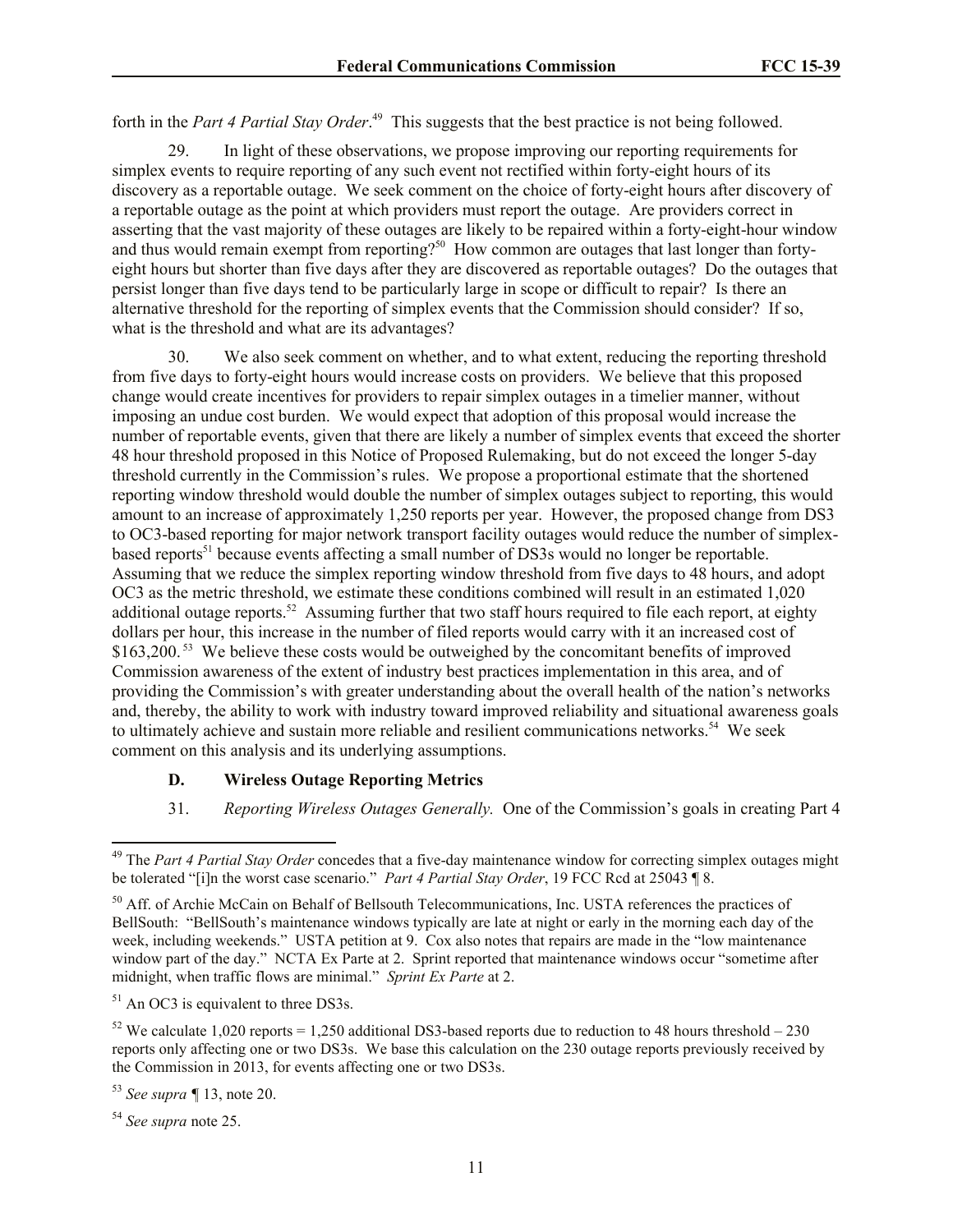forth in the *Part 4 Partial Stay Order*.[49] This suggests that the best practice is not being followed.

29. In light of these observations, we propose improving our reporting requirements for simplex events to require reporting of any such event not rectified within forty-eight hours of its discovery as a reportable outage. We seek comment on the choice of forty-eight hours after discovery of a reportable outage as the point at which providers must report the outage. Are providers correct in asserting that the vast majority of these outages are likely to be repaired within a forty-eight-hour window and thus would remain exempt from reporting?[50] How common are outages that last longer than forty-eight hours but shorter than five days after they are discovered as reportable outages? Do the outages that persist longer than five days tend to be particularly large in scope or difficult to repair? Is there an alternative threshold for the reporting of simplex events that the Commission should consider? If so, what is the threshold and what are its advantages?

30. We also seek comment on whether, and to what extent, reducing the reporting threshold from five days to forty-eight hours would increase costs on providers. We believe that this proposed change would create incentives for providers to repair simplex outages in a timelier manner, without imposing an undue cost burden. We would expect that adoption of this proposal would increase the number of reportable events, given that there are likely a number of simplex events that exceed the shorter 48 hour threshold proposed in this Notice of Proposed Rulemaking, but do not exceed the longer 5-day threshold currently in the Commission's rules. We propose a proportional estimate that the shortened reporting window threshold would double the number of simplex outages subject to reporting, this would amount to an increase of approximately 1,250 reports per year. However, the proposed change from DS3 to OC3-based reporting for major network transport facility outages would reduce the number of simplex-based reports[51] because events affecting a small number of DS3s would no longer be reportable. Assuming that we reduce the simplex reporting window threshold from five days to 48 hours, and adopt OC3 as the metric threshold, we estimate these conditions combined will result in an estimated 1,020 additional outage reports.[52] Assuming further that two staff hours required to file each report, at eighty dollars per hour, this increase in the number of filed reports would carry with it an increased cost of \$163,200.[53] We believe these costs would be outweighed by the concomitant benefits of improved Commission awareness of the extent of industry best practices implementation in this area, and of providing the Commission's with greater understanding about the overall health of the nation's networks and, thereby, the ability to work with industry toward improved reliability and situational awareness goals to ultimately achieve and sustain more reliable and resilient communications networks.[54] We seek comment on this analysis and its underlying assumptions.

### D. Wireless Outage Reporting Metrics

31. *Reporting Wireless Outages Generally.* One of the Commission's goals in creating Part 4

---

[49] The *Part 4 Partial Stay Order* concedes that a five-day maintenance window for correcting simplex outages might be tolerated "[i]n the worst case scenario." *Part 4 Partial Stay Order*, 19 FCC Rcd at 25043 ¶ 8.

[50] Aff. of Archie McCain on Behalf of Bellsouth Telecommunications, Inc. USTA references the practices of BellSouth: "BellSouth's maintenance windows typically are late at night or early in the morning each day of the week, including weekends." USTA petition at 9. Cox also notes that repairs are made in the "low maintenance window part of the day." NCTA Ex Parte at 2. Sprint reported that maintenance windows occur "sometime after midnight, when traffic flows are minimal." *Sprint Ex Parte* at 2.

[51] An OC3 is equivalent to three DS3s.

[52] We calculate 1,020 reports = 1,250 additional DS3-based reports due to reduction to 48 hours threshold – 230 reports only affecting one or two DS3s. We base this calculation on the 230 outage reports previously received by the Commission in 2013, for events affecting one or two DS3s.

[53] *See supra* ¶ 13, note 20.

[54] *See supra* note 25.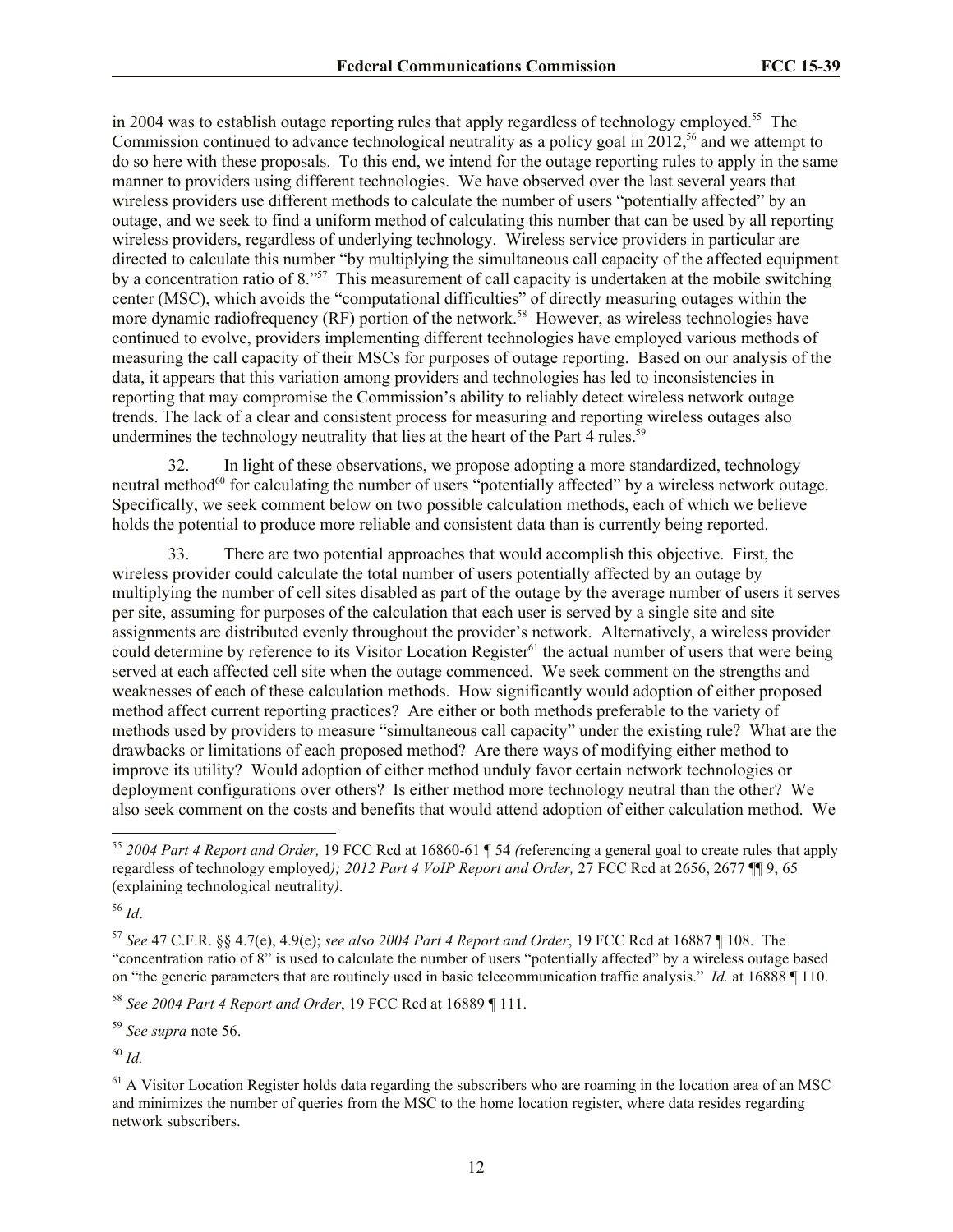in 2004 was to establish outage reporting rules that apply regardless of technology employed.[55] The Commission continued to advance technological neutrality as a policy goal in 2012,[56] and we attempt to do so here with these proposals. To this end, we intend for the outage reporting rules to apply in the same manner to providers using different technologies. We have observed over the last several years that wireless providers use different methods to calculate the number of users "potentially affected" by an outage, and we seek to find a uniform method of calculating this number that can be used by all reporting wireless providers, regardless of underlying technology. Wireless service providers in particular are directed to calculate this number "by multiplying the simultaneous call capacity of the affected equipment by a concentration ratio of 8."[57] This measurement of call capacity is undertaken at the mobile switching center (MSC), which avoids the "computational difficulties" of directly measuring outages within the more dynamic radiofrequency (RF) portion of the network.[58] However, as wireless technologies have continued to evolve, providers implementing different technologies have employed various methods of measuring the call capacity of their MSCs for purposes of outage reporting. Based on our analysis of the data, it appears that this variation among providers and technologies has led to inconsistencies in reporting that may compromise the Commission's ability to reliably detect wireless network outage trends. The lack of a clear and consistent process for measuring and reporting wireless outages also undermines the technology neutrality that lies at the heart of the Part 4 rules.[59]

32. In light of these observations, we propose adopting a more standardized, technology neutral method[60] for calculating the number of users "potentially affected" by a wireless network outage. Specifically, we seek comment below on two possible calculation methods, each of which we believe holds the potential to produce more reliable and consistent data than is currently being reported.

33. There are two potential approaches that would accomplish this objective. First, the wireless provider could calculate the total number of users potentially affected by an outage by multiplying the number of cell sites disabled as part of the outage by the average number of users it serves per site, assuming for purposes of the calculation that each user is served by a single site and site assignments are distributed evenly throughout the provider's network. Alternatively, a wireless provider could determine by reference to its Visitor Location Register[61] the actual number of users that were being served at each affected cell site when the outage commenced. We seek comment on the strengths and weaknesses of each of these calculation methods. How significantly would adoption of either proposed method affect current reporting practices? Are either or both methods preferable to the variety of methods used by providers to measure "simultaneous call capacity" under the existing rule? What are the drawbacks or limitations of each proposed method? Are there ways of modifying either method to improve its utility? Would adoption of either method unduly favor certain network technologies or deployment configurations over others? Is either method more technology neutral than the other? We also seek comment on the costs and benefits that would attend adoption of either calculation method. We

---

[55] *2004 Part 4 Report and Order,* 19 FCC Rcd at 16860-61 ¶ 54 *(*referencing a general goal to create rules that apply regardless of technology employed*); 2012 Part 4 VoIP Report and Order,* 27 FCC Rcd at 2656, 2677 ¶¶ 9, 65 (explaining technological neutrality*)*.

[56] *Id*.

[57] *See* 47 C.F.R. §§ 4.7(e), 4.9(e); *see also 2004 Part 4 Report and Order*, 19 FCC Rcd at 16887 ¶ 108. The "concentration ratio of 8" is used to calculate the number of users "potentially affected" by a wireless outage based on "the generic parameters that are routinely used in basic telecommunication traffic analysis." *Id.* at 16888 ¶ 110.

[58] *See 2004 Part 4 Report and Order*, 19 FCC Rcd at 16889 ¶ 111.

[59] *See supra* note 56.

[60] *Id.*

[61] A Visitor Location Register holds data regarding the subscribers who are roaming in the location area of an MSC and minimizes the number of queries from the MSC to the home location register, where data resides regarding network subscribers.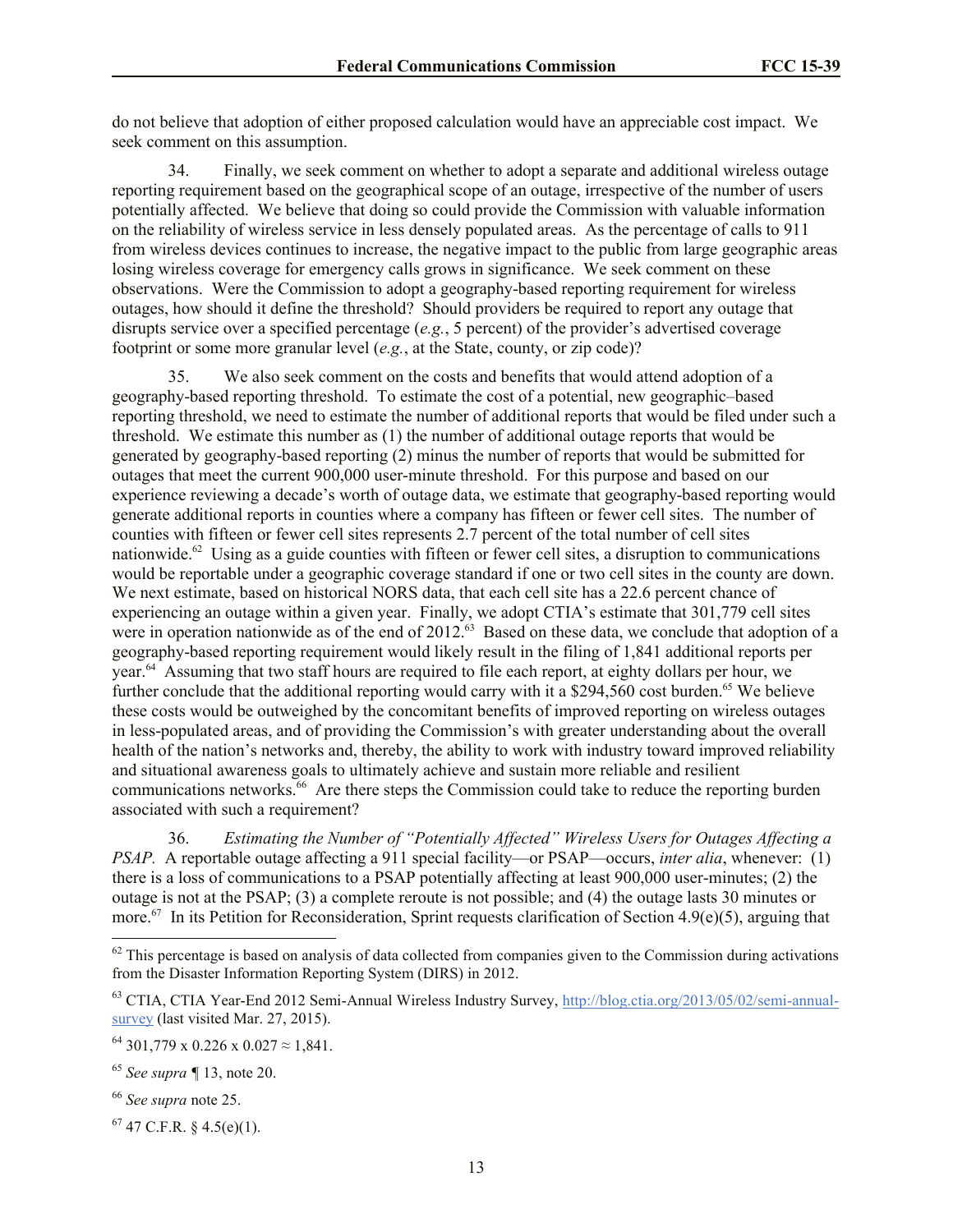do not believe that adoption of either proposed calculation would have an appreciable cost impact. We seek comment on this assumption.

34. Finally, we seek comment on whether to adopt a separate and additional wireless outage reporting requirement based on the geographical scope of an outage, irrespective of the number of users potentially affected. We believe that doing so could provide the Commission with valuable information on the reliability of wireless service in less densely populated areas. As the percentage of calls to 911 from wireless devices continues to increase, the negative impact to the public from large geographic areas losing wireless coverage for emergency calls grows in significance. We seek comment on these observations. Were the Commission to adopt a geography-based reporting requirement for wireless outages, how should it define the threshold? Should providers be required to report any outage that disrupts service over a specified percentage (*e.g.*, 5 percent) of the provider's advertised coverage footprint or some more granular level (*e.g.*, at the State, county, or zip code)?

35. We also seek comment on the costs and benefits that would attend adoption of a geography-based reporting threshold. To estimate the cost of a potential, new geographic–based reporting threshold, we need to estimate the number of additional reports that would be filed under such a threshold. We estimate this number as (1) the number of additional outage reports that would be generated by geography-based reporting (2) minus the number of reports that would be submitted for outages that meet the current 900,000 user-minute threshold. For this purpose and based on our experience reviewing a decade's worth of outage data, we estimate that geography-based reporting would generate additional reports in counties where a company has fifteen or fewer cell sites. The number of counties with fifteen or fewer cell sites represents 2.7 percent of the total number of cell sites nationwide.[62] Using as a guide counties with fifteen or fewer cell sites, a disruption to communications would be reportable under a geographic coverage standard if one or two cell sites in the county are down. We next estimate, based on historical NORS data, that each cell site has a 22.6 percent chance of experiencing an outage within a given year. Finally, we adopt CTIA's estimate that 301,779 cell sites were in operation nationwide as of the end of 2012.[63] Based on these data, we conclude that adoption of a geography-based reporting requirement would likely result in the filing of 1,841 additional reports per year.[64] Assuming that two staff hours are required to file each report, at eighty dollars per hour, we further conclude that the additional reporting would carry with it a $294,560 cost burden.[65] We believe these costs would be outweighed by the concomitant benefits of improved reporting on wireless outages in less-populated areas, and of providing the Commission's with greater understanding about the overall health of the nation's networks and, thereby, the ability to work with industry toward improved reliability and situational awareness goals to ultimately achieve and sustain more reliable and resilient communications networks.[66] Are there steps the Commission could take to reduce the reporting burden associated with such a requirement?

36. *Estimating the Number of "Potentially Affected" Wireless Users for Outages Affecting a PSAP*. A reportable outage affecting a 911 special facility—or PSAP—occurs, *inter alia*, whenever: (1) there is a loss of communications to a PSAP potentially affecting at least 900,000 user-minutes; (2) the outage is not at the PSAP; (3) a complete reroute is not possible; and (4) the outage lasts 30 minutes or more.[67] In its Petition for Reconsideration, Sprint requests clarification of Section 4.9(e)(5), arguing that

---

[62] This percentage is based on analysis of data collected from companies given to the Commission during activations from the Disaster Information Reporting System (DIRS) in 2012.

[63] CTIA, CTIA Year-End 2012 Semi-Annual Wireless Industry Survey, http://blog.ctia.org/2013/05/02/semi-annual-survey (last visited Mar. 27, 2015).

[64] $301{,}779 \times 0.226 \times 0.027 \approx 1{,}841$.

[65] *See supra* ¶ 13, note 20.

[66] *See supra* note 25.

[67] 47 C.F.R. § 4.5(e)(1).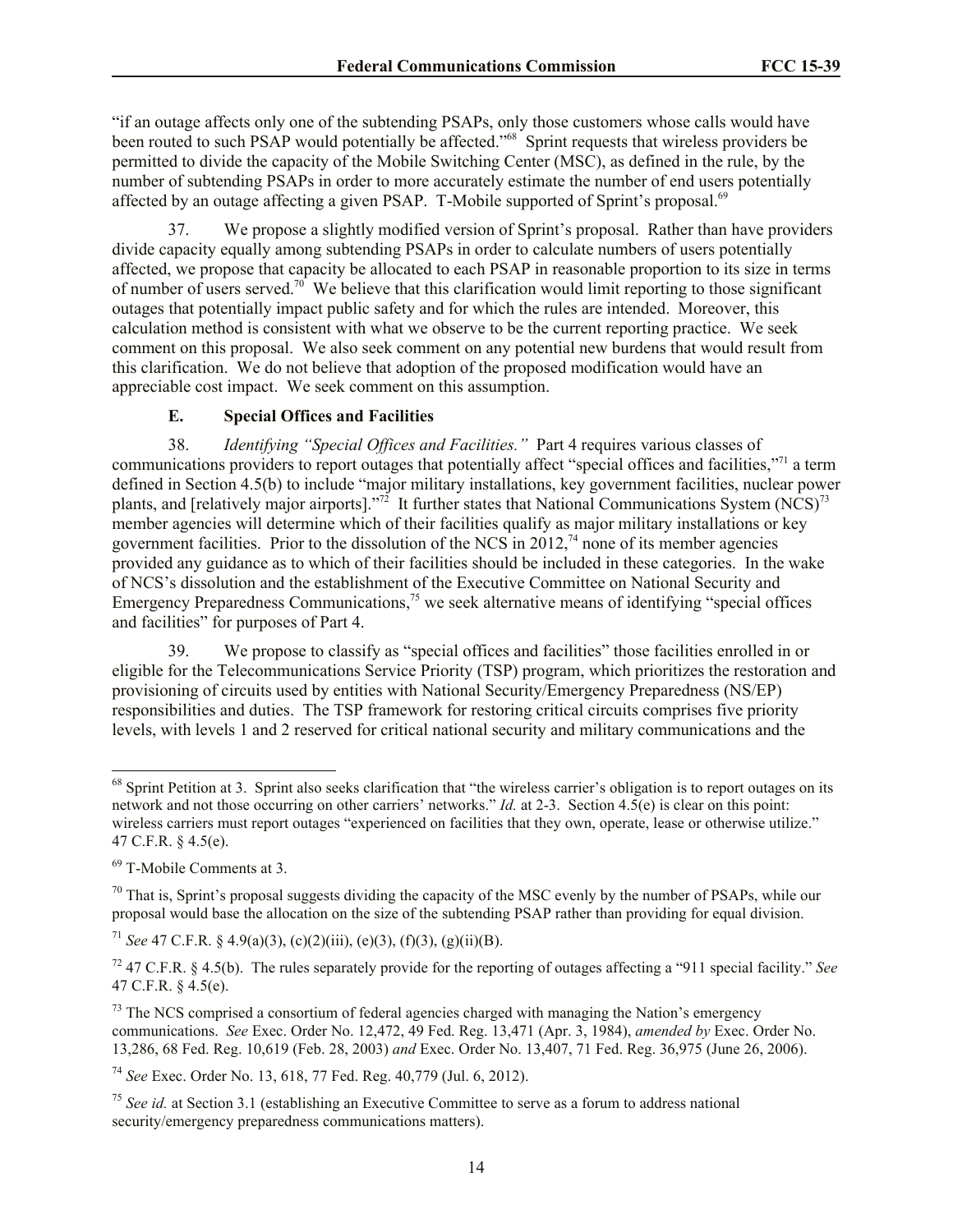"if an outage affects only one of the subtending PSAPs, only those customers whose calls would have been routed to such PSAP would potentially be affected."[68] Sprint requests that wireless providers be permitted to divide the capacity of the Mobile Switching Center (MSC), as defined in the rule, by the number of subtending PSAPs in order to more accurately estimate the number of end users potentially affected by an outage affecting a given PSAP. T-Mobile supported of Sprint's proposal.[69]

37. We propose a slightly modified version of Sprint's proposal. Rather than have providers divide capacity equally among subtending PSAPs in order to calculate numbers of users potentially affected, we propose that capacity be allocated to each PSAP in reasonable proportion to its size in terms of number of users served.[70] We believe that this clarification would limit reporting to those significant outages that potentially impact public safety and for which the rules are intended. Moreover, this calculation method is consistent with what we observe to be the current reporting practice. We seek comment on this proposal. We also seek comment on any potential new burdens that would result from this clarification. We do not believe that adoption of the proposed modification would have an appreciable cost impact. We seek comment on this assumption.

### E. Special Offices and Facilities

38. *Identifying "Special Offices and Facilities."* Part 4 requires various classes of communications providers to report outages that potentially affect "special offices and facilities,"[71] a term defined in Section 4.5(b) to include "major military installations, key government facilities, nuclear power plants, and [relatively major airports]."[72] It further states that National Communications System (NCS)[73] member agencies will determine which of their facilities qualify as major military installations or key government facilities. Prior to the dissolution of the NCS in 2012,[74] none of its member agencies provided any guidance as to which of their facilities should be included in these categories. In the wake of NCS's dissolution and the establishment of the Executive Committee on National Security and Emergency Preparedness Communications,[75] we seek alternative means of identifying "special offices and facilities" for purposes of Part 4.

39. We propose to classify as "special offices and facilities" those facilities enrolled in or eligible for the Telecommunications Service Priority (TSP) program, which prioritizes the restoration and provisioning of circuits used by entities with National Security/Emergency Preparedness (NS/EP) responsibilities and duties. The TSP framework for restoring critical circuits comprises five priority levels, with levels 1 and 2 reserved for critical national security and military communications and the

---

[68] Sprint Petition at 3. Sprint also seeks clarification that "the wireless carrier's obligation is to report outages on its network and not those occurring on other carriers' networks." *Id.* at 2-3. Section 4.5(e) is clear on this point: wireless carriers must report outages "experienced on facilities that they own, operate, lease or otherwise utilize." 47 C.F.R. § 4.5(e).

[69] T-Mobile Comments at 3.

[70] That is, Sprint's proposal suggests dividing the capacity of the MSC evenly by the number of PSAPs, while our proposal would base the allocation on the size of the subtending PSAP rather than providing for equal division.

[71] *See* 47 C.F.R. § 4.9(a)(3), (c)(2)(iii), (e)(3), (f)(3), (g)(ii)(B).

[72] 47 C.F.R. § 4.5(b). The rules separately provide for the reporting of outages affecting a "911 special facility." *See* 47 C.F.R. § 4.5(e).

[73] The NCS comprised a consortium of federal agencies charged with managing the Nation's emergency communications. *See* Exec. Order No. 12,472, 49 Fed. Reg. 13,471 (Apr. 3, 1984), *amended by* Exec. Order No. 13,286, 68 Fed. Reg. 10,619 (Feb. 28, 2003) *and* Exec. Order No. 13,407, 71 Fed. Reg. 36,975 (June 26, 2006).

[74] *See* Exec. Order No. 13, 618, 77 Fed. Reg. 40,779 (Jul. 6, 2012).

[75] *See id.* at Section 3.1 (establishing an Executive Committee to serve as a forum to address national security/emergency preparedness communications matters).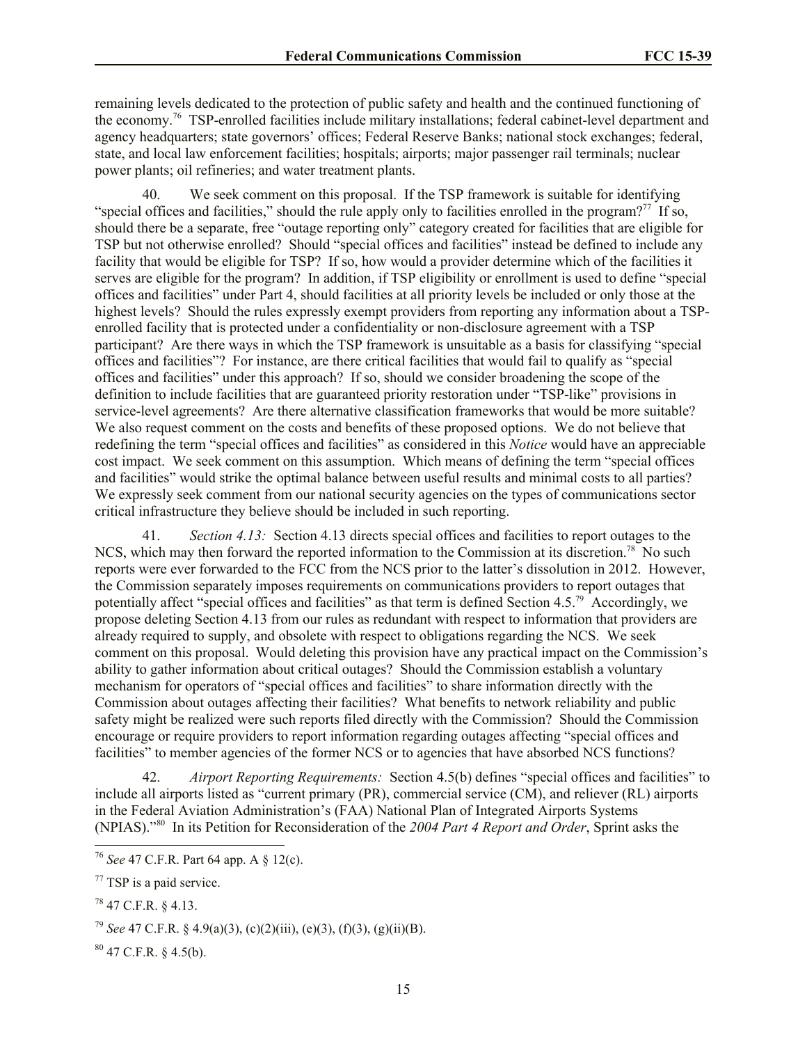remaining levels dedicated to the protection of public safety and health and the continued functioning of the economy.[76] TSP-enrolled facilities include military installations; federal cabinet-level department and agency headquarters; state governors' offices; Federal Reserve Banks; national stock exchanges; federal, state, and local law enforcement facilities; hospitals; airports; major passenger rail terminals; nuclear power plants; oil refineries; and water treatment plants.

40. We seek comment on this proposal. If the TSP framework is suitable for identifying "special offices and facilities," should the rule apply only to facilities enrolled in the program?[77] If so, should there be a separate, free "outage reporting only" category created for facilities that are eligible for TSP but not otherwise enrolled? Should "special offices and facilities" instead be defined to include any facility that would be eligible for TSP? If so, how would a provider determine which of the facilities it serves are eligible for the program? In addition, if TSP eligibility or enrollment is used to define "special offices and facilities" under Part 4, should facilities at all priority levels be included or only those at the highest levels? Should the rules expressly exempt providers from reporting any information about a TSP-enrolled facility that is protected under a confidentiality or non-disclosure agreement with a TSP participant? Are there ways in which the TSP framework is unsuitable as a basis for classifying "special offices and facilities"? For instance, are there critical facilities that would fail to qualify as "special offices and facilities" under this approach? If so, should we consider broadening the scope of the definition to include facilities that are guaranteed priority restoration under "TSP-like" provisions in service-level agreements? Are there alternative classification frameworks that would be more suitable? We also request comment on the costs and benefits of these proposed options. We do not believe that redefining the term "special offices and facilities" as considered in this *Notice* would have an appreciable cost impact. We seek comment on this assumption. Which means of defining the term "special offices and facilities" would strike the optimal balance between useful results and minimal costs to all parties? We expressly seek comment from our national security agencies on the types of communications sector critical infrastructure they believe should be included in such reporting.

41. *Section 4.13:* Section 4.13 directs special offices and facilities to report outages to the NCS, which may then forward the reported information to the Commission at its discretion.[78] No such reports were ever forwarded to the FCC from the NCS prior to the latter's dissolution in 2012. However, the Commission separately imposes requirements on communications providers to report outages that potentially affect "special offices and facilities" as that term is defined Section 4.5.[79] Accordingly, we propose deleting Section 4.13 from our rules as redundant with respect to information that providers are already required to supply, and obsolete with respect to obligations regarding the NCS. We seek comment on this proposal. Would deleting this provision have any practical impact on the Commission's ability to gather information about critical outages? Should the Commission establish a voluntary mechanism for operators of "special offices and facilities" to share information directly with the Commission about outages affecting their facilities? What benefits to network reliability and public safety might be realized were such reports filed directly with the Commission? Should the Commission encourage or require providers to report information regarding outages affecting "special offices and facilities" to member agencies of the former NCS or to agencies that have absorbed NCS functions?

42. *Airport Reporting Requirements:* Section 4.5(b) defines "special offices and facilities" to include all airports listed as "current primary (PR), commercial service (CM), and reliever (RL) airports in the Federal Aviation Administration's (FAA) National Plan of Integrated Airports Systems (NPIAS)."[80] In its Petition for Reconsideration of the *2004 Part 4 Report and Order*, Sprint asks the

---

[76] *See* 47 C.F.R. Part 64 app. A § 12(c).

[77] TSP is a paid service.

[78] 47 C.F.R. § 4.13.

[79] *See* 47 C.F.R. § 4.9(a)(3), (c)(2)(iii), (e)(3), (f)(3), (g)(ii)(B).

[80] 47 C.F.R. § 4.5(b).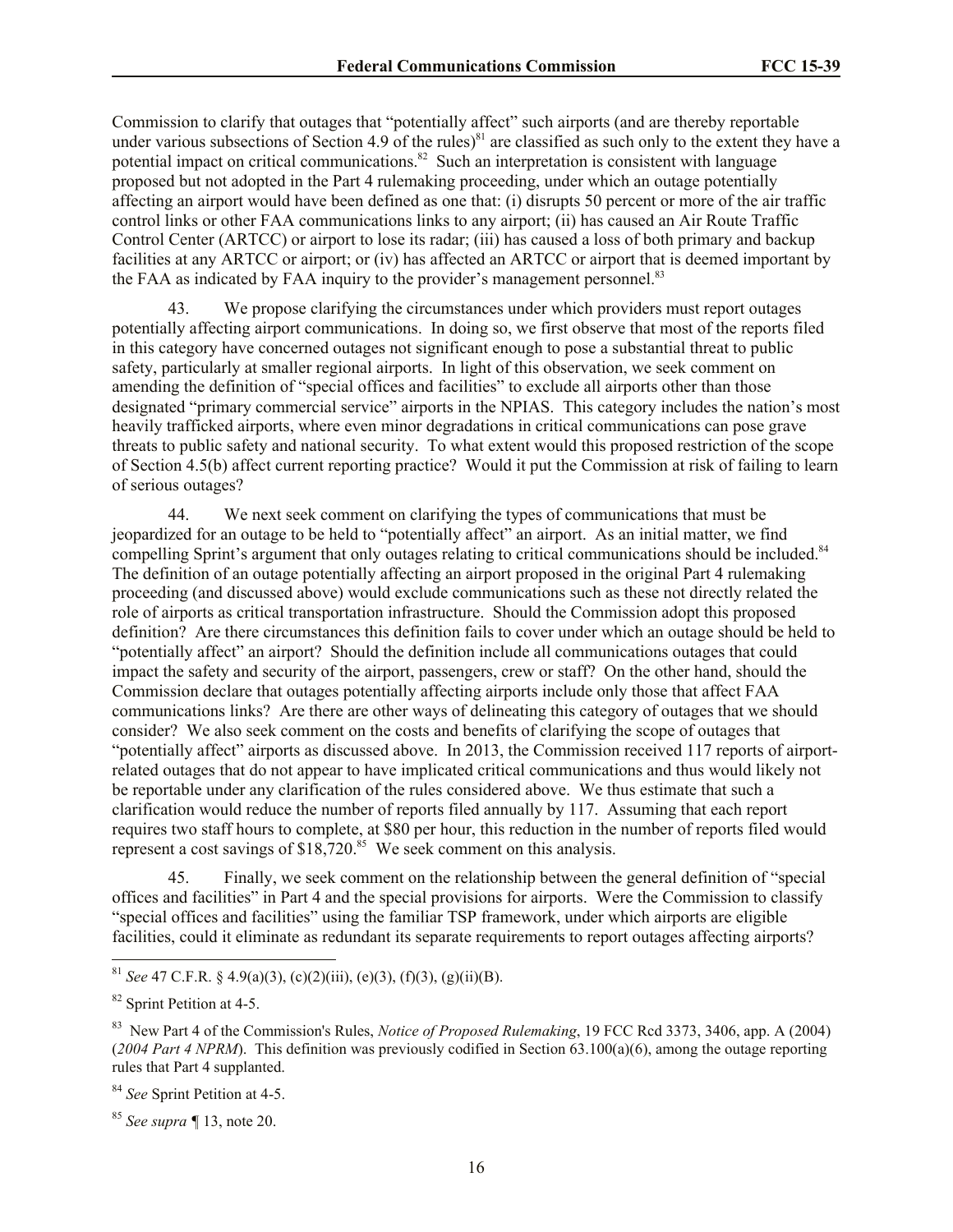Commission to clarify that outages that "potentially affect" such airports (and are thereby reportable under various subsections of Section 4.9 of the rules)[81] are classified as such only to the extent they have a potential impact on critical communications.[82] Such an interpretation is consistent with language proposed but not adopted in the Part 4 rulemaking proceeding, under which an outage potentially affecting an airport would have been defined as one that: (i) disrupts 50 percent or more of the air traffic control links or other FAA communications links to any airport; (ii) has caused an Air Route Traffic Control Center (ARTCC) or airport to lose its radar; (iii) has caused a loss of both primary and backup facilities at any ARTCC or airport; or (iv) has affected an ARTCC or airport that is deemed important by the FAA as indicated by FAA inquiry to the provider's management personnel.[83]

43. We propose clarifying the circumstances under which providers must report outages potentially affecting airport communications. In doing so, we first observe that most of the reports filed in this category have concerned outages not significant enough to pose a substantial threat to public safety, particularly at smaller regional airports. In light of this observation, we seek comment on amending the definition of "special offices and facilities" to exclude all airports other than those designated "primary commercial service" airports in the NPIAS. This category includes the nation's most heavily trafficked airports, where even minor degradations in critical communications can pose grave threats to public safety and national security. To what extent would this proposed restriction of the scope of Section 4.5(b) affect current reporting practice? Would it put the Commission at risk of failing to learn of serious outages?

44. We next seek comment on clarifying the types of communications that must be jeopardized for an outage to be held to "potentially affect" an airport. As an initial matter, we find compelling Sprint's argument that only outages relating to critical communications should be included.[84] The definition of an outage potentially affecting an airport proposed in the original Part 4 rulemaking proceeding (and discussed above) would exclude communications such as these not directly related the role of airports as critical transportation infrastructure. Should the Commission adopt this proposed definition? Are there circumstances this definition fails to cover under which an outage should be held to "potentially affect" an airport? Should the definition include all communications outages that could impact the safety and security of the airport, passengers, crew or staff? On the other hand, should the Commission declare that outages potentially affecting airports include only those that affect FAA communications links? Are there are other ways of delineating this category of outages that we should consider? We also seek comment on the costs and benefits of clarifying the scope of outages that "potentially affect" airports as discussed above. In 2013, the Commission received 117 reports of airport-related outages that do not appear to have implicated critical communications and thus would likely not be reportable under any clarification of the rules considered above. We thus estimate that such a clarification would reduce the number of reports filed annually by 117. Assuming that each report requires two staff hours to complete, at $80 per hour, this reduction in the number of reports filed would represent a cost savings of $18,720.[85] We seek comment on this analysis.

45. Finally, we seek comment on the relationship between the general definition of "special offices and facilities" in Part 4 and the special provisions for airports. Were the Commission to classify "special offices and facilities" using the familiar TSP framework, under which airports are eligible facilities, could it eliminate as redundant its separate requirements to report outages affecting airports?

---

[81] *See* 47 C.F.R. § 4.9(a)(3), (c)(2)(iii), (e)(3), (f)(3), (g)(ii)(B).

[82] Sprint Petition at 4-5.

[83] New Part 4 of the Commission's Rules, *Notice of Proposed Rulemaking*, 19 FCC Rcd 3373, 3406, app. A (2004) (*2004 Part 4 NPRM*). This definition was previously codified in Section 63.100(a)(6), among the outage reporting rules that Part 4 supplanted.

[84] *See* Sprint Petition at 4-5.

[85] *See supra* ¶ 13, note 20.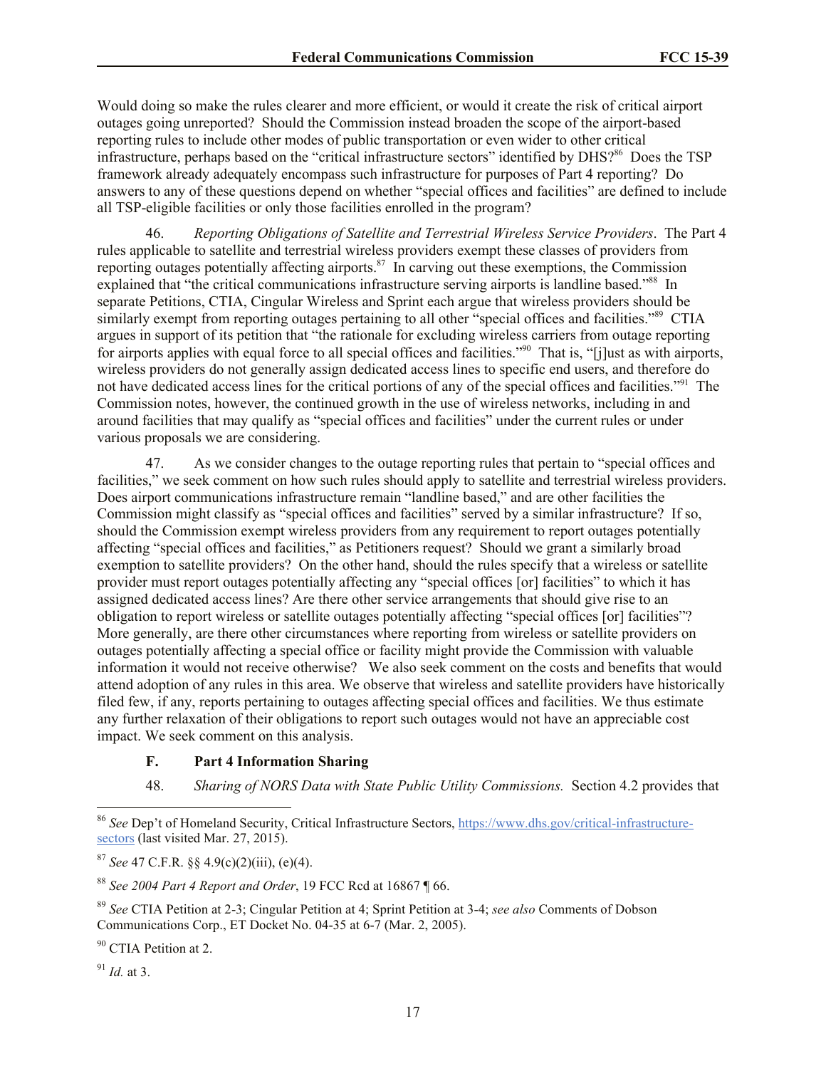Would doing so make the rules clearer and more efficient, or would it create the risk of critical airport outages going unreported? Should the Commission instead broaden the scope of the airport-based reporting rules to include other modes of public transportation or even wider to other critical infrastructure, perhaps based on the "critical infrastructure sectors" identified by DHS?[86] Does the TSP framework already adequately encompass such infrastructure for purposes of Part 4 reporting? Do answers to any of these questions depend on whether "special offices and facilities" are defined to include all TSP-eligible facilities or only those facilities enrolled in the program?

46. *Reporting Obligations of Satellite and Terrestrial Wireless Service Providers*. The Part 4 rules applicable to satellite and terrestrial wireless providers exempt these classes of providers from reporting outages potentially affecting airports.[87] In carving out these exemptions, the Commission explained that "the critical communications infrastructure serving airports is landline based."[88] In separate Petitions, CTIA, Cingular Wireless and Sprint each argue that wireless providers should be similarly exempt from reporting outages pertaining to all other "special offices and facilities."[89] CTIA argues in support of its petition that "the rationale for excluding wireless carriers from outage reporting for airports applies with equal force to all special offices and facilities."[90] That is, "[j]ust as with airports, wireless providers do not generally assign dedicated access lines to specific end users, and therefore do not have dedicated access lines for the critical portions of any of the special offices and facilities."[91] The Commission notes, however, the continued growth in the use of wireless networks, including in and around facilities that may qualify as "special offices and facilities" under the current rules or under various proposals we are considering.

47. As we consider changes to the outage reporting rules that pertain to "special offices and facilities," we seek comment on how such rules should apply to satellite and terrestrial wireless providers. Does airport communications infrastructure remain "landline based," and are other facilities the Commission might classify as "special offices and facilities" served by a similar infrastructure? If so, should the Commission exempt wireless providers from any requirement to report outages potentially affecting "special offices and facilities," as Petitioners request? Should we grant a similarly broad exemption to satellite providers? On the other hand, should the rules specify that a wireless or satellite provider must report outages potentially affecting any "special offices [or] facilities" to which it has assigned dedicated access lines? Are there other service arrangements that should give rise to an obligation to report wireless or satellite outages potentially affecting "special offices [or] facilities"? More generally, are there other circumstances where reporting from wireless or satellite providers on outages potentially affecting a special office or facility might provide the Commission with valuable information it would not receive otherwise? We also seek comment on the costs and benefits that would attend adoption of any rules in this area. We observe that wireless and satellite providers have historically filed few, if any, reports pertaining to outages affecting special offices and facilities. We thus estimate any further relaxation of their obligations to report such outages would not have an appreciable cost impact. We seek comment on this analysis.

### F. Part 4 Information Sharing

48. *Sharing of NORS Data with State Public Utility Commissions.* Section 4.2 provides that

---

[86] *See* Dep't of Homeland Security, Critical Infrastructure Sectors, https://www.dhs.gov/critical-infrastructure-sectors (last visited Mar. 27, 2015).

[87] *See* 47 C.F.R. §§ 4.9(c)(2)(iii), (e)(4).

[88] *See 2004 Part 4 Report and Order*, 19 FCC Rcd at 16867 ¶ 66.

[89] *See* CTIA Petition at 2-3; Cingular Petition at 4; Sprint Petition at 3-4; *see also* Comments of Dobson Communications Corp., ET Docket No. 04-35 at 6-7 (Mar. 2, 2005).

[90] CTIA Petition at 2.

[91] *Id.* at 3.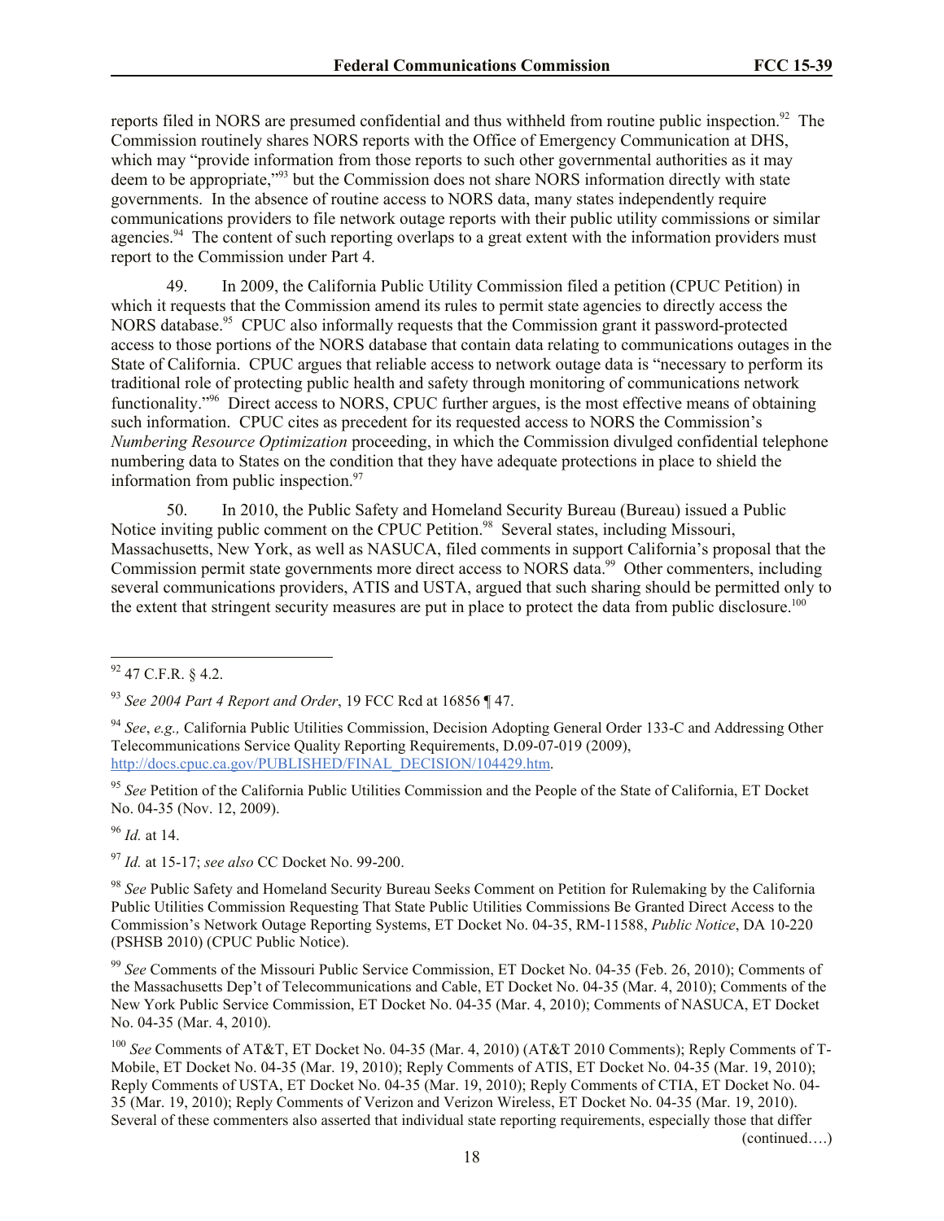reports filed in NORS are presumed confidential and thus withheld from routine public inspection.[92] The Commission routinely shares NORS reports with the Office of Emergency Communication at DHS, which may "provide information from those reports to such other governmental authorities as it may deem to be appropriate,"[93] but the Commission does not share NORS information directly with state governments. In the absence of routine access to NORS data, many states independently require communications providers to file network outage reports with their public utility commissions or similar agencies.[94] The content of such reporting overlaps to a great extent with the information providers must report to the Commission under Part 4.

49. In 2009, the California Public Utility Commission filed a petition (CPUC Petition) in which it requests that the Commission amend its rules to permit state agencies to directly access the NORS database.[95] CPUC also informally requests that the Commission grant it password-protected access to those portions of the NORS database that contain data relating to communications outages in the State of California. CPUC argues that reliable access to network outage data is "necessary to perform its traditional role of protecting public health and safety through monitoring of communications network functionality."[96] Direct access to NORS, CPUC further argues, is the most effective means of obtaining such information. CPUC cites as precedent for its requested access to NORS the Commission's *Numbering Resource Optimization* proceeding, in which the Commission divulged confidential telephone numbering data to States on the condition that they have adequate protections in place to shield the information from public inspection.[97]

50. In 2010, the Public Safety and Homeland Security Bureau (Bureau) issued a Public Notice inviting public comment on the CPUC Petition.[98] Several states, including Missouri, Massachusetts, New York, as well as NASUCA, filed comments in support California's proposal that the Commission permit state governments more direct access to NORS data.[99] Other commenters, including several communications providers, ATIS and USTA, argued that such sharing should be permitted only to the extent that stringent security measures are put in place to protect the data from public disclosure.[100]

---

[92] 47 C.F.R. § 4.2.

[93] *See 2004 Part 4 Report and Order*, 19 FCC Rcd at 16856 ¶ 47.

[94] *See*, *e.g.,* California Public Utilities Commission, Decision Adopting General Order 133-C and Addressing Other Telecommunications Service Quality Reporting Requirements, D.09-07-019 (2009), http://docs.cpuc.ca.gov/PUBLISHED/FINAL_DECISION/104429.htm.

[95] *See* Petition of the California Public Utilities Commission and the People of the State of California, ET Docket No. 04-35 (Nov. 12, 2009).

[96] *Id.* at 14.

[97] *Id.* at 15-17; *see also* CC Docket No. 99-200.

[98] *See* Public Safety and Homeland Security Bureau Seeks Comment on Petition for Rulemaking by the California Public Utilities Commission Requesting That State Public Utilities Commissions Be Granted Direct Access to the Commission's Network Outage Reporting Systems, ET Docket No. 04-35, RM-11588, *Public Notice*, DA 10-220 (PSHSB 2010) (CPUC Public Notice).

[99] *See* Comments of the Missouri Public Service Commission, ET Docket No. 04-35 (Feb. 26, 2010); Comments of the Massachusetts Dep't of Telecommunications and Cable, ET Docket No. 04-35 (Mar. 4, 2010); Comments of the New York Public Service Commission, ET Docket No. 04-35 (Mar. 4, 2010); Comments of NASUCA, ET Docket No. 04-35 (Mar. 4, 2010).

[100] *See* Comments of AT&T, ET Docket No. 04-35 (Mar. 4, 2010) (AT&T 2010 Comments); Reply Comments of T-Mobile, ET Docket No. 04-35 (Mar. 19, 2010); Reply Comments of ATIS, ET Docket No. 04-35 (Mar. 19, 2010); Reply Comments of USTA, ET Docket No. 04-35 (Mar. 19, 2010); Reply Comments of CTIA, ET Docket No. 04-35 (Mar. 19, 2010); Reply Comments of Verizon and Verizon Wireless, ET Docket No. 04-35 (Mar. 19, 2010). Several of these commenters also asserted that individual state reporting requirements, especially those that differ

(continued….)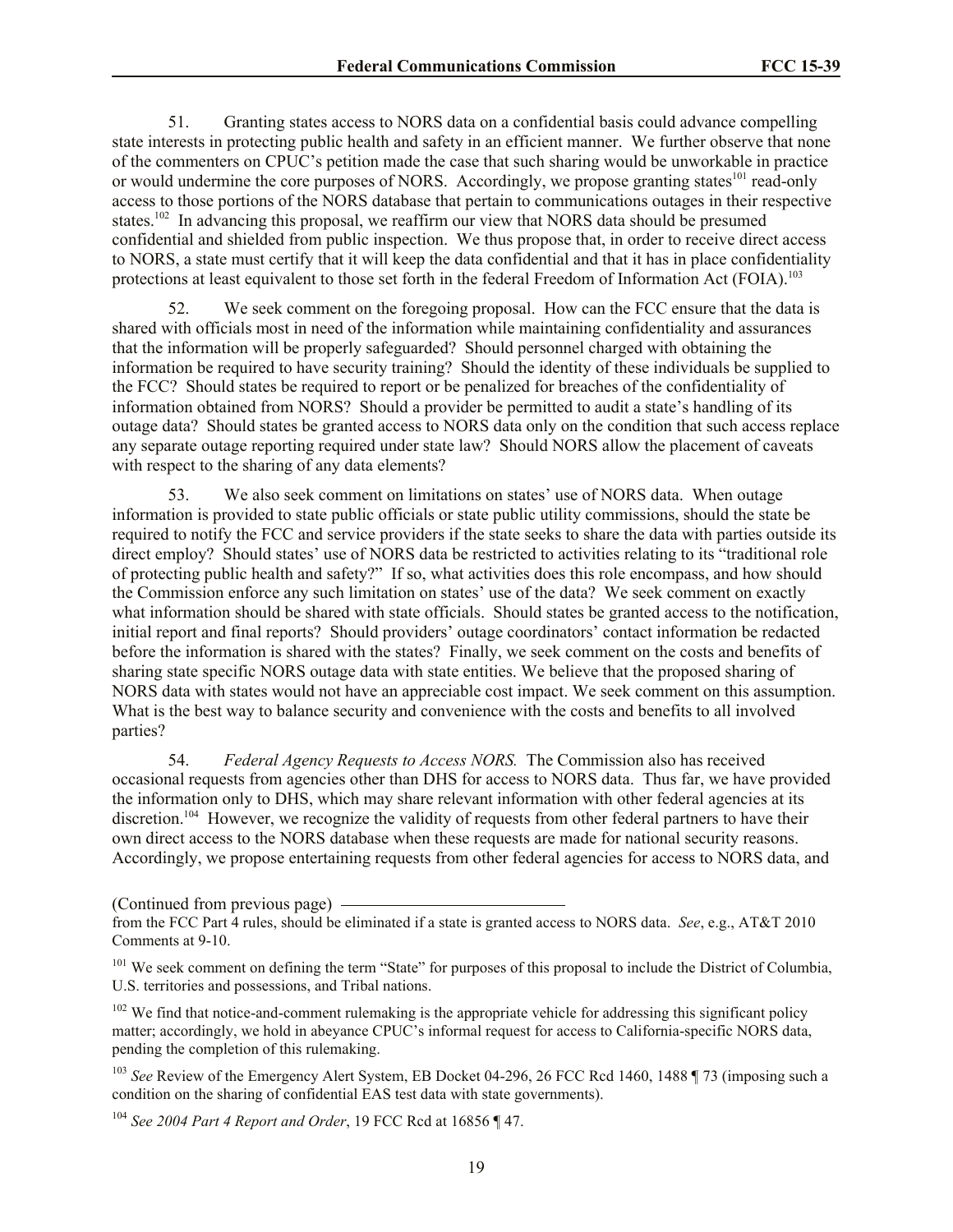51. Granting states access to NORS data on a confidential basis could advance compelling state interests in protecting public health and safety in an efficient manner. We further observe that none of the commenters on CPUC's petition made the case that such sharing would be unworkable in practice or would undermine the core purposes of NORS. Accordingly, we propose granting states[101] read-only access to those portions of the NORS database that pertain to communications outages in their respective states.[102] In advancing this proposal, we reaffirm our view that NORS data should be presumed confidential and shielded from public inspection. We thus propose that, in order to receive direct access to NORS, a state must certify that it will keep the data confidential and that it has in place confidentiality protections at least equivalent to those set forth in the federal Freedom of Information Act (FOIA).[103]

52. We seek comment on the foregoing proposal. How can the FCC ensure that the data is shared with officials most in need of the information while maintaining confidentiality and assurances that the information will be properly safeguarded? Should personnel charged with obtaining the information be required to have security training? Should the identity of these individuals be supplied to the FCC? Should states be required to report or be penalized for breaches of the confidentiality of information obtained from NORS? Should a provider be permitted to audit a state's handling of its outage data? Should states be granted access to NORS data only on the condition that such access replace any separate outage reporting required under state law? Should NORS allow the placement of caveats with respect to the sharing of any data elements?

53. We also seek comment on limitations on states' use of NORS data. When outage information is provided to state public officials or state public utility commissions, should the state be required to notify the FCC and service providers if the state seeks to share the data with parties outside its direct employ? Should states' use of NORS data be restricted to activities relating to its "traditional role of protecting public health and safety?" If so, what activities does this role encompass, and how should the Commission enforce any such limitation on states' use of the data? We seek comment on exactly what information should be shared with state officials. Should states be granted access to the notification, initial report and final reports? Should providers' outage coordinators' contact information be redacted before the information is shared with the states? Finally, we seek comment on the costs and benefits of sharing state specific NORS outage data with state entities. We believe that the proposed sharing of NORS data with states would not have an appreciable cost impact. We seek comment on this assumption. What is the best way to balance security and convenience with the costs and benefits to all involved parties?

54. *Federal Agency Requests to Access NORS.* The Commission also has received occasional requests from agencies other than DHS for access to NORS data. Thus far, we have provided the information only to DHS, which may share relevant information with other federal agencies at its discretion.[104] However, we recognize the validity of requests from other federal partners to have their own direct access to the NORS database when these requests are made for national security reasons. Accordingly, we propose entertaining requests from other federal agencies for access to NORS data, and

(Continued from previous page)

from the FCC Part 4 rules, should be eliminated if a state is granted access to NORS data. *See*, e.g., AT&T 2010 Comments at 9-10.

[101] We seek comment on defining the term "State" for purposes of this proposal to include the District of Columbia, U.S. territories and possessions, and Tribal nations.

[102] We find that notice-and-comment rulemaking is the appropriate vehicle for addressing this significant policy matter; accordingly, we hold in abeyance CPUC's informal request for access to California-specific NORS data, pending the completion of this rulemaking.

[103] *See* Review of the Emergency Alert System, EB Docket 04-296, 26 FCC Rcd 1460, 1488 ¶ 73 (imposing such a condition on the sharing of confidential EAS test data with state governments).

[104] *See 2004 Part 4 Report and Order*, 19 FCC Rcd at 16856 ¶ 47.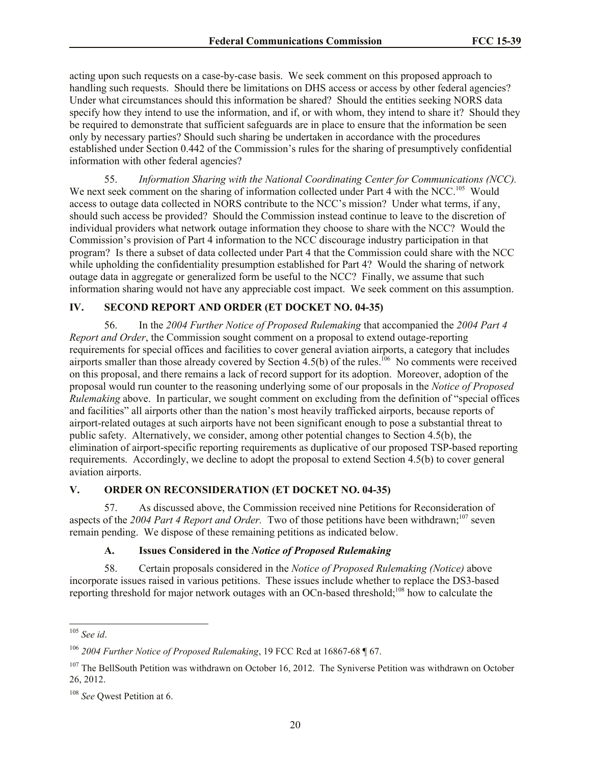acting upon such requests on a case-by-case basis. We seek comment on this proposed approach to handling such requests. Should there be limitations on DHS access or access by other federal agencies? Under what circumstances should this information be shared? Should the entities seeking NORS data specify how they intend to use the information, and if, or with whom, they intend to share it? Should they be required to demonstrate that sufficient safeguards are in place to ensure that the information be seen only by necessary parties? Should such sharing be undertaken in accordance with the procedures established under Section 0.442 of the Commission's rules for the sharing of presumptively confidential information with other federal agencies?

55. *Information Sharing with the National Coordinating Center for Communications (NCC).* We next seek comment on the sharing of information collected under Part 4 with the NCC.[105] Would access to outage data collected in NORS contribute to the NCC's mission? Under what terms, if any, should such access be provided? Should the Commission instead continue to leave to the discretion of individual providers what network outage information they choose to share with the NCC? Would the Commission's provision of Part 4 information to the NCC discourage industry participation in that program? Is there a subset of data collected under Part 4 that the Commission could share with the NCC while upholding the confidentiality presumption established for Part 4? Would the sharing of network outage data in aggregate or generalized form be useful to the NCC? Finally, we assume that such information sharing would not have any appreciable cost impact. We seek comment on this assumption.

## IV. SECOND REPORT AND ORDER (ET DOCKET NO. 04-35)

56. In the *2004 Further Notice of Proposed Rulemaking* that accompanied the *2004 Part 4 Report and Order*, the Commission sought comment on a proposal to extend outage-reporting requirements for special offices and facilities to cover general aviation airports, a category that includes airports smaller than those already covered by Section 4.5(b) of the rules.[106] No comments were received on this proposal, and there remains a lack of record support for its adoption. Moreover, adoption of the proposal would run counter to the reasoning underlying some of our proposals in the *Notice of Proposed Rulemaking* above. In particular, we sought comment on excluding from the definition of "special offices and facilities" all airports other than the nation's most heavily trafficked airports, because reports of airport-related outages at such airports have not been significant enough to pose a substantial threat to public safety. Alternatively, we consider, among other potential changes to Section 4.5(b), the elimination of airport-specific reporting requirements as duplicative of our proposed TSP-based reporting requirements. Accordingly, we decline to adopt the proposal to extend Section 4.5(b) to cover general aviation airports.

## V. ORDER ON RECONSIDERATION (ET DOCKET NO. 04-35)

57. As discussed above, the Commission received nine Petitions for Reconsideration of aspects of the *2004 Part 4 Report and Order.* Two of those petitions have been withdrawn;[107] seven remain pending. We dispose of these remaining petitions as indicated below.

### A. Issues Considered in the *Notice of Proposed Rulemaking*

58. Certain proposals considered in the *Notice of Proposed Rulemaking (Notice)* above incorporate issues raised in various petitions. These issues include whether to replace the DS3-based reporting threshold for major network outages with an OCn-based threshold;[108] how to calculate the

---

[105] *See id*.

[106] *2004 Further Notice of Proposed Rulemaking*, 19 FCC Rcd at 16867-68 ¶ 67.

[107] The BellSouth Petition was withdrawn on October 16, 2012. The Syniverse Petition was withdrawn on October 26, 2012.

[108] *See* Qwest Petition at 6.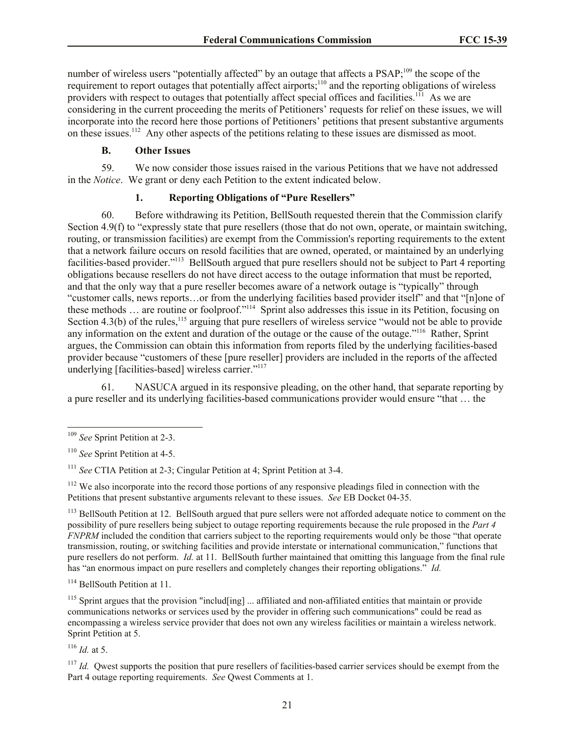number of wireless users "potentially affected" by an outage that affects a PSAP;[109] the scope of the requirement to report outages that potentially affect airports;[110] and the reporting obligations of wireless providers with respect to outages that potentially affect special offices and facilities.[111] As we are considering in the current proceeding the merits of Petitioners' requests for relief on these issues, we will incorporate into the record here those portions of Petitioners' petitions that present substantive arguments on these issues.[112] Any other aspects of the petitions relating to these issues are dismissed as moot.

### B. Other Issues

59. We now consider those issues raised in the various Petitions that we have not addressed in the *Notice*. We grant or deny each Petition to the extent indicated below.

#### 1. Reporting Obligations of "Pure Resellers"

60. Before withdrawing its Petition, BellSouth requested therein that the Commission clarify Section 4.9(f) to "expressly state that pure resellers (those that do not own, operate, or maintain switching, routing, or transmission facilities) are exempt from the Commission's reporting requirements to the extent that a network failure occurs on resold facilities that are owned, operated, or maintained by an underlying facilities-based provider."[113] BellSouth argued that pure resellers should not be subject to Part 4 reporting obligations because resellers do not have direct access to the outage information that must be reported, and that the only way that a pure reseller becomes aware of a network outage is "typically" through "customer calls, news reports…or from the underlying facilities based provider itself" and that "[n]one of these methods … are routine or foolproof."[114] Sprint also addresses this issue in its Petition, focusing on Section 4.3(b) of the rules,[115] arguing that pure resellers of wireless service "would not be able to provide any information on the extent and duration of the outage or the cause of the outage."[116] Rather, Sprint argues, the Commission can obtain this information from reports filed by the underlying facilities-based provider because "customers of these [pure reseller] providers are included in the reports of the affected underlying [facilities-based] wireless carrier."[117]

61. NASUCA argued in its responsive pleading, on the other hand, that separate reporting by a pure reseller and its underlying facilities-based communications provider would ensure "that … the

---

[109] *See* Sprint Petition at 2-3.

[110] *See* Sprint Petition at 4-5.

[111] *See* CTIA Petition at 2-3; Cingular Petition at 4; Sprint Petition at 3-4.

[112] We also incorporate into the record those portions of any responsive pleadings filed in connection with the Petitions that present substantive arguments relevant to these issues. *See* EB Docket 04-35.

[113] BellSouth Petition at 12. BellSouth argued that pure sellers were not afforded adequate notice to comment on the possibility of pure resellers being subject to outage reporting requirements because the rule proposed in the *Part 4 FNPRM* included the condition that carriers subject to the reporting requirements would only be those "that operate transmission, routing, or switching facilities and provide interstate or international communication," functions that pure resellers do not perform. *Id.* at 11. BellSouth further maintained that omitting this language from the final rule has "an enormous impact on pure resellers and completely changes their reporting obligations." *Id.*

[114] BellSouth Petition at 11.

[115] Sprint argues that the provision "includ[ing] ... affiliated and non-affiliated entities that maintain or provide communications networks or services used by the provider in offering such communications" could be read as encompassing a wireless service provider that does not own any wireless facilities or maintain a wireless network. Sprint Petition at 5.

[116] *Id.* at 5.

[117] *Id.* Qwest supports the position that pure resellers of facilities-based carrier services should be exempt from the Part 4 outage reporting requirements. *See* Qwest Comments at 1.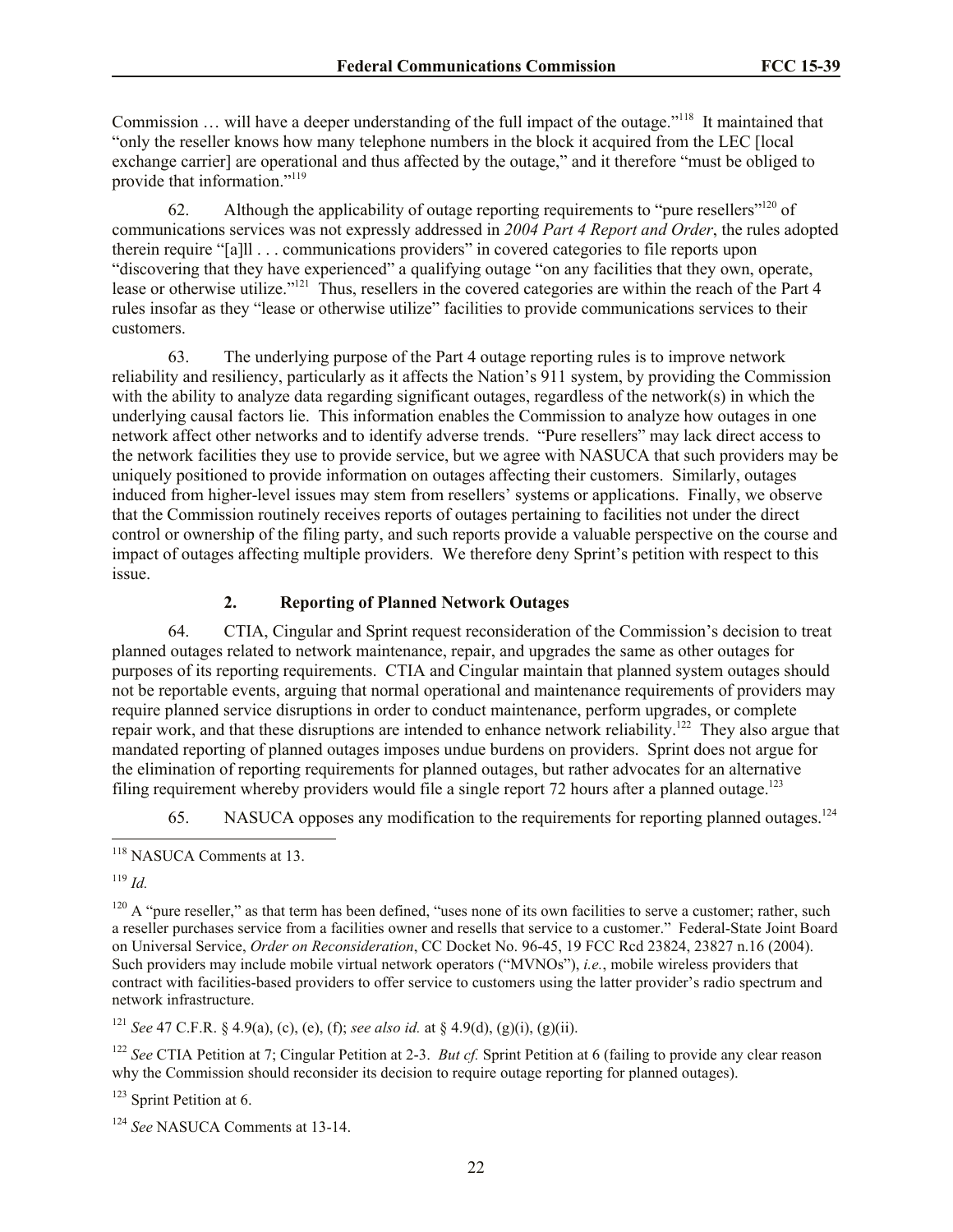Commission … will have a deeper understanding of the full impact of the outage."[118] It maintained that "only the reseller knows how many telephone numbers in the block it acquired from the LEC [local exchange carrier] are operational and thus affected by the outage," and it therefore "must be obliged to provide that information."[119]

62. Although the applicability of outage reporting requirements to "pure resellers"[120] of communications services was not expressly addressed in *2004 Part 4 Report and Order*, the rules adopted therein require "[a]ll . . . communications providers" in covered categories to file reports upon "discovering that they have experienced" a qualifying outage "on any facilities that they own, operate, lease or otherwise utilize."[121] Thus, resellers in the covered categories are within the reach of the Part 4 rules insofar as they "lease or otherwise utilize" facilities to provide communications services to their customers.

63. The underlying purpose of the Part 4 outage reporting rules is to improve network reliability and resiliency, particularly as it affects the Nation's 911 system, by providing the Commission with the ability to analyze data regarding significant outages, regardless of the network(s) in which the underlying causal factors lie. This information enables the Commission to analyze how outages in one network affect other networks and to identify adverse trends. "Pure resellers" may lack direct access to the network facilities they use to provide service, but we agree with NASUCA that such providers may be uniquely positioned to provide information on outages affecting their customers. Similarly, outages induced from higher-level issues may stem from resellers' systems or applications. Finally, we observe that the Commission routinely receives reports of outages pertaining to facilities not under the direct control or ownership of the filing party, and such reports provide a valuable perspective on the course and impact of outages affecting multiple providers. We therefore deny Sprint's petition with respect to this issue.

### 2. Reporting of Planned Network Outages

64. CTIA, Cingular and Sprint request reconsideration of the Commission's decision to treat planned outages related to network maintenance, repair, and upgrades the same as other outages for purposes of its reporting requirements. CTIA and Cingular maintain that planned system outages should not be reportable events, arguing that normal operational and maintenance requirements of providers may require planned service disruptions in order to conduct maintenance, perform upgrades, or complete repair work, and that these disruptions are intended to enhance network reliability.[122] They also argue that mandated reporting of planned outages imposes undue burdens on providers. Sprint does not argue for the elimination of reporting requirements for planned outages, but rather advocates for an alternative filing requirement whereby providers would file a single report 72 hours after a planned outage.[123]

65. NASUCA opposes any modification to the requirements for reporting planned outages.[124]

---

[118] NASUCA Comments at 13.

[119] *Id.*

[120] A "pure reseller," as that term has been defined, "uses none of its own facilities to serve a customer; rather, such a reseller purchases service from a facilities owner and resells that service to a customer." Federal-State Joint Board on Universal Service, *Order on Reconsideration*, CC Docket No. 96-45, 19 FCC Rcd 23824, 23827 n.16 (2004). Such providers may include mobile virtual network operators ("MVNOs"), *i.e.*, mobile wireless providers that contract with facilities-based providers to offer service to customers using the latter provider's radio spectrum and network infrastructure.

[121] *See* 47 C.F.R. § 4.9(a), (c), (e), (f); *see also id.* at § 4.9(d), (g)(i), (g)(ii).

[122] *See* CTIA Petition at 7; Cingular Petition at 2-3. *But cf.* Sprint Petition at 6 (failing to provide any clear reason why the Commission should reconsider its decision to require outage reporting for planned outages).

[123] Sprint Petition at 6.

[124] *See* NASUCA Comments at 13-14.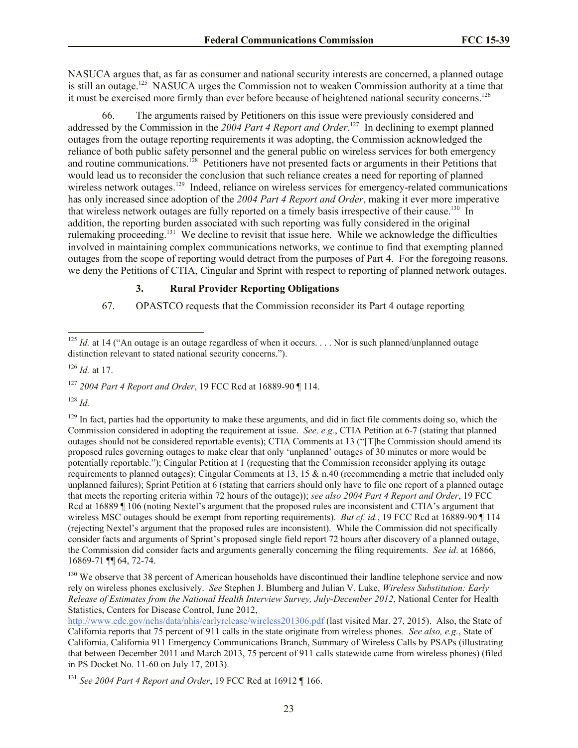NASUCA argues that, as far as consumer and national security interests are concerned, a planned outage is still an outage.[125] NASUCA urges the Commission not to weaken Commission authority at a time that it must be exercised more firmly than ever before because of heightened national security concerns.[126]

66. The arguments raised by Petitioners on this issue were previously considered and addressed by the Commission in the *2004 Part 4 Report and Order*.[127] In declining to exempt planned outages from the outage reporting requirements it was adopting, the Commission acknowledged the reliance of both public safety personnel and the general public on wireless services for both emergency and routine communications.[128] Petitioners have not presented facts or arguments in their Petitions that would lead us to reconsider the conclusion that such reliance creates a need for reporting of planned wireless network outages.[129] Indeed, reliance on wireless services for emergency-related communications has only increased since adoption of the *2004 Part 4 Report and Order*, making it ever more imperative that wireless network outages are fully reported on a timely basis irrespective of their cause.[130] In addition, the reporting burden associated with such reporting was fully considered in the original rulemaking proceeding.[131] We decline to revisit that issue here. While we acknowledge the difficulties involved in maintaining complex communications networks, we continue to find that exempting planned outages from the scope of reporting would detract from the purposes of Part 4. For the foregoing reasons, we deny the Petitions of CTIA, Cingular and Sprint with respect to reporting of planned network outages.

### 3. Rural Provider Reporting Obligations

67. OPASTCO requests that the Commission reconsider its Part 4 outage reporting

---

[125] *Id.* at 14 ("An outage is an outage regardless of when it occurs. . . . Nor is such planned/unplanned outage distinction relevant to stated national security concerns.").

[126] *Id.* at 17.

[127] *2004 Part 4 Report and Order*, 19 FCC Rcd at 16889-90 ¶ 114.

[128] *Id.*

[129] In fact, parties had the opportunity to make these arguments, and did in fact file comments doing so, which the Commission considered in adopting the requirement at issue. *See, e.g.*, CTIA Petition at 6-7 (stating that planned outages should not be considered reportable events); CTIA Comments at 13 ("[T]he Commission should amend its proposed rules governing outages to make clear that only 'unplanned' outages of 30 minutes or more would be potentially reportable."); Cingular Petition at 1 (requesting that the Commission reconsider applying its outage requirements to planned outages); Cingular Comments at 13, 15 & n.40 (recommending a metric that included only unplanned failures); Sprint Petition at 6 (stating that carriers should only have to file one report of a planned outage that meets the reporting criteria within 72 hours of the outage)); *see also 2004 Part 4 Report and Order*, 19 FCC Rcd at 16889 ¶ 106 (noting Nextel's argument that the proposed rules are inconsistent and CTIA's argument that wireless MSC outages should be exempt from reporting requirements). *But cf. id.*, 19 FCC Rcd at 16889-90 ¶ 114 (rejecting Nextel's argument that the proposed rules are inconsistent). While the Commission did not specifically consider facts and arguments of Sprint's proposed single field report 72 hours after discovery of a planned outage, the Commission did consider facts and arguments generally concerning the filing requirements. *See id*. at 16866, 16869-71 ¶¶ 64, 72-74.

[130] We observe that 38 percent of American households have discontinued their landline telephone service and now rely on wireless phones exclusively. *See* Stephen J. Blumberg and Julian V. Luke, *Wireless Substitution: Early Release of Estimates from the National Health Interview Survey, July-December 2012*, National Center for Health Statistics, Centers for Disease Control, June 2012, http://www.cdc.gov/nchs/data/nhis/earlyrelease/wireless201306.pdf (last visited Mar. 27, 2015). Also, the State of California reports that 75 percent of 911 calls in the state originate from wireless phones. *See also, e.g.*, State of California, California 911 Emergency Communications Branch, Summary of Wireless Calls by PSAPs (illustrating that between December 2011 and March 2013, 75 percent of 911 calls statewide came from wireless phones) (filed in PS Docket No. 11-60 on July 17, 2013).

[131] *See 2004 Part 4 Report and Order*, 19 FCC Rcd at 16912 ¶ 166.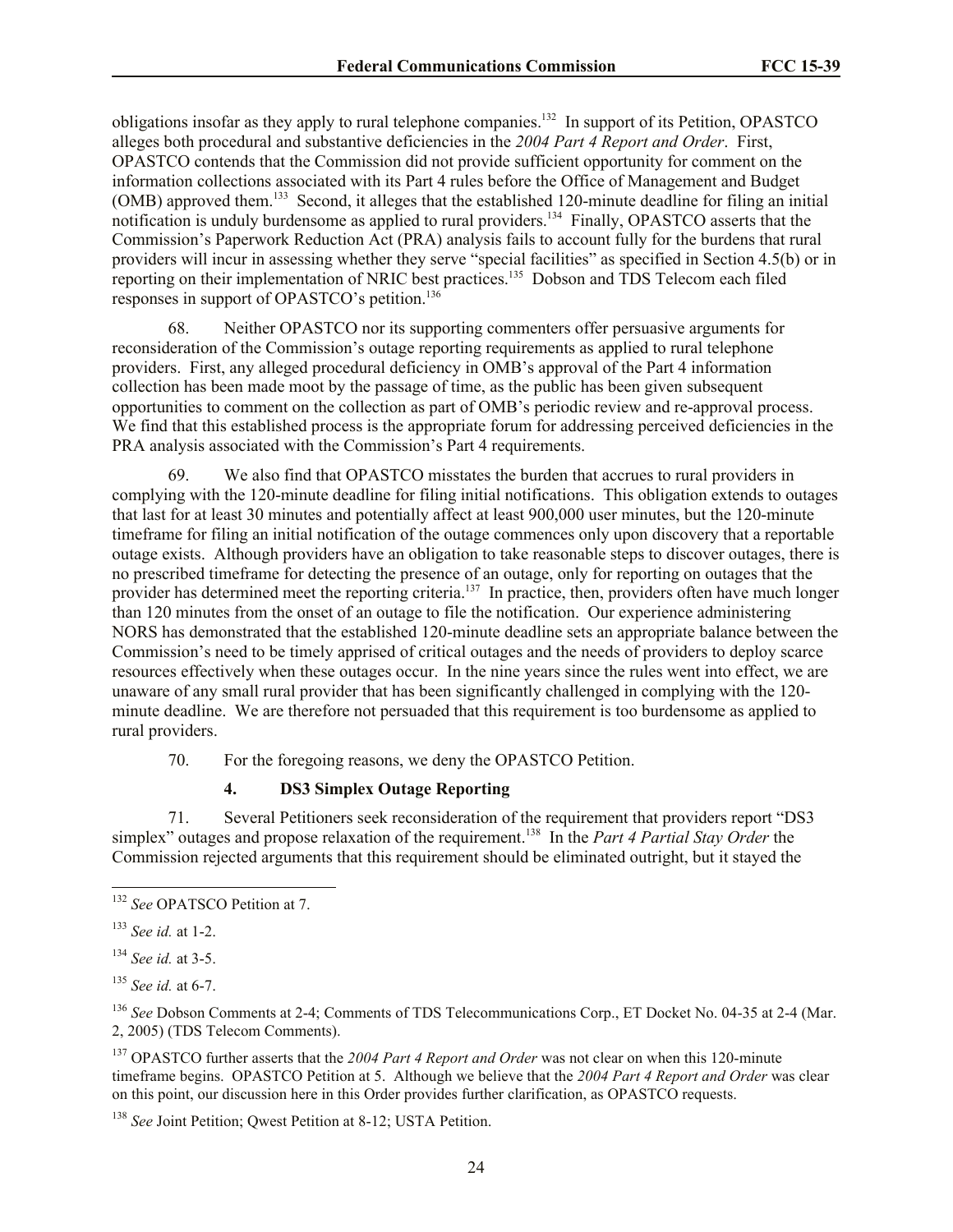obligations insofar as they apply to rural telephone companies.[132] In support of its Petition, OPASTCO alleges both procedural and substantive deficiencies in the *2004 Part 4 Report and Order*. First, OPASTCO contends that the Commission did not provide sufficient opportunity for comment on the information collections associated with its Part 4 rules before the Office of Management and Budget (OMB) approved them.[133] Second, it alleges that the established 120-minute deadline for filing an initial notification is unduly burdensome as applied to rural providers.[134] Finally, OPASTCO asserts that the Commission's Paperwork Reduction Act (PRA) analysis fails to account fully for the burdens that rural providers will incur in assessing whether they serve "special facilities" as specified in Section 4.5(b) or in reporting on their implementation of NRIC best practices.[135] Dobson and TDS Telecom each filed responses in support of OPASTCO's petition.[136]

68. Neither OPASTCO nor its supporting commenters offer persuasive arguments for reconsideration of the Commission's outage reporting requirements as applied to rural telephone providers. First, any alleged procedural deficiency in OMB's approval of the Part 4 information collection has been made moot by the passage of time, as the public has been given subsequent opportunities to comment on the collection as part of OMB's periodic review and re-approval process. We find that this established process is the appropriate forum for addressing perceived deficiencies in the PRA analysis associated with the Commission's Part 4 requirements.

69. We also find that OPASTCO misstates the burden that accrues to rural providers in complying with the 120-minute deadline for filing initial notifications. This obligation extends to outages that last for at least 30 minutes and potentially affect at least 900,000 user minutes, but the 120-minute timeframe for filing an initial notification of the outage commences only upon discovery that a reportable outage exists. Although providers have an obligation to take reasonable steps to discover outages, there is no prescribed timeframe for detecting the presence of an outage, only for reporting on outages that the provider has determined meet the reporting criteria.[137] In practice, then, providers often have much longer than 120 minutes from the onset of an outage to file the notification. Our experience administering NORS has demonstrated that the established 120-minute deadline sets an appropriate balance between the Commission's need to be timely apprised of critical outages and the needs of providers to deploy scarce resources effectively when these outages occur. In the nine years since the rules went into effect, we are unaware of any small rural provider that has been significantly challenged in complying with the 120-minute deadline. We are therefore not persuaded that this requirement is too burdensome as applied to rural providers.

70. For the foregoing reasons, we deny the OPASTCO Petition.

#### 4. DS3 Simplex Outage Reporting

71. Several Petitioners seek reconsideration of the requirement that providers report "DS3 simplex" outages and propose relaxation of the requirement.[138] In the *Part 4 Partial Stay Order* the Commission rejected arguments that this requirement should be eliminated outright, but it stayed the

---

[132] *See* OPATSCO Petition at 7.

[133] *See id.* at 1-2.

[134] *See id.* at 3-5.

[135] *See id.* at 6-7.

[136] *See* Dobson Comments at 2-4; Comments of TDS Telecommunications Corp., ET Docket No. 04-35 at 2-4 (Mar. 2, 2005) (TDS Telecom Comments).

[137] OPASTCO further asserts that the *2004 Part 4 Report and Order* was not clear on when this 120-minute timeframe begins. OPASTCO Petition at 5. Although we believe that the *2004 Part 4 Report and Order* was clear on this point, our discussion here in this Order provides further clarification, as OPASTCO requests.

[138] *See* Joint Petition; Qwest Petition at 8-12; USTA Petition.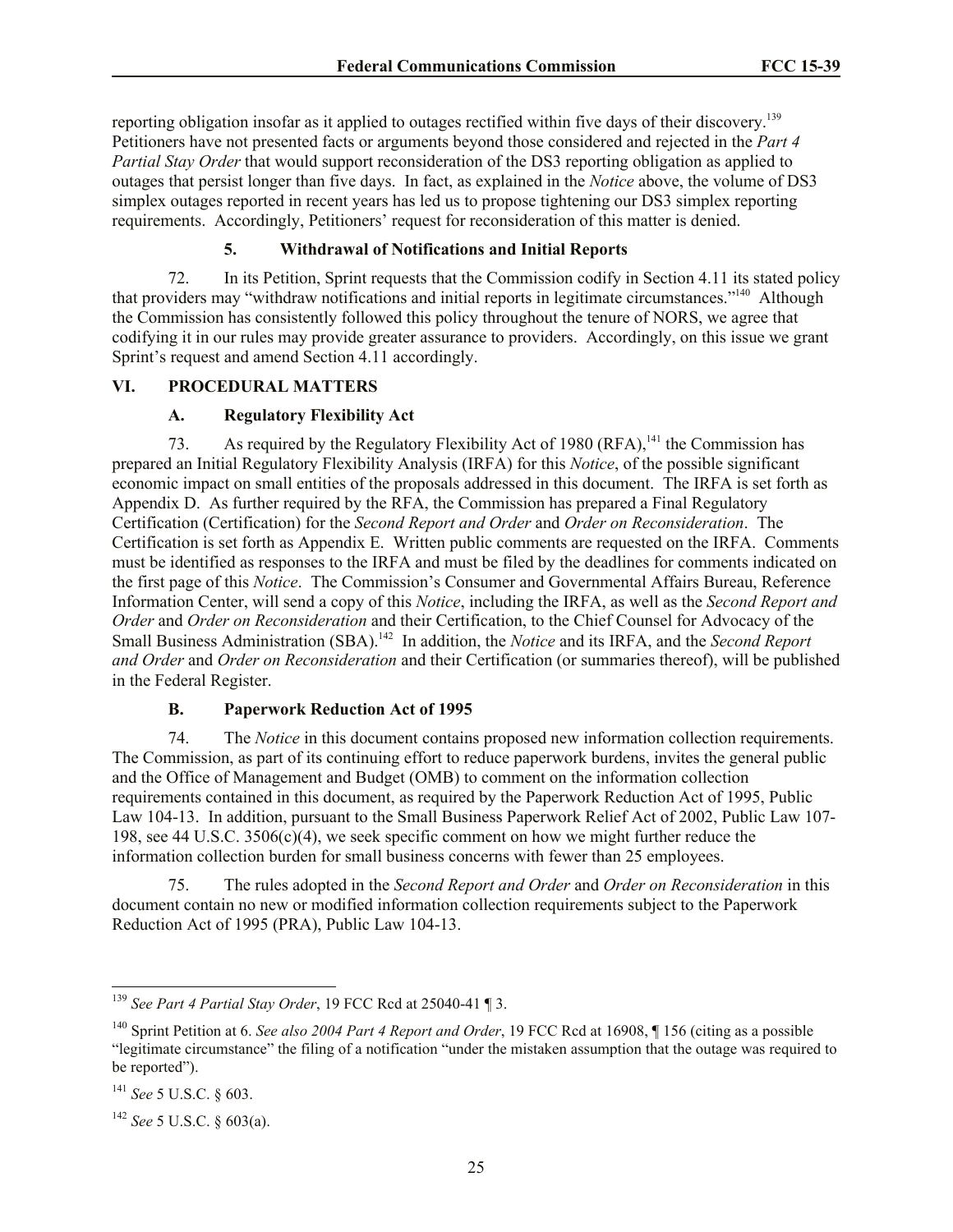reporting obligation insofar as it applied to outages rectified within five days of their discovery.[139] Petitioners have not presented facts or arguments beyond those considered and rejected in the *Part 4 Partial Stay Order* that would support reconsideration of the DS3 reporting obligation as applied to outages that persist longer than five days. In fact, as explained in the *Notice* above, the volume of DS3 simplex outages reported in recent years has led us to propose tightening our DS3 simplex reporting requirements. Accordingly, Petitioners' request for reconsideration of this matter is denied.

#### 5. Withdrawal of Notifications and Initial Reports

72. In its Petition, Sprint requests that the Commission codify in Section 4.11 its stated policy that providers may "withdraw notifications and initial reports in legitimate circumstances."[140] Although the Commission has consistently followed this policy throughout the tenure of NORS, we agree that codifying it in our rules may provide greater assurance to providers. Accordingly, on this issue we grant Sprint's request and amend Section 4.11 accordingly.

## VI. PROCEDURAL MATTERS

### A. Regulatory Flexibility Act

73. As required by the Regulatory Flexibility Act of 1980 (RFA),[141] the Commission has prepared an Initial Regulatory Flexibility Analysis (IRFA) for this *Notice*, of the possible significant economic impact on small entities of the proposals addressed in this document. The IRFA is set forth as Appendix D. As further required by the RFA, the Commission has prepared a Final Regulatory Certification (Certification) for the *Second Report and Order* and *Order on Reconsideration*. The Certification is set forth as Appendix E. Written public comments are requested on the IRFA. Comments must be identified as responses to the IRFA and must be filed by the deadlines for comments indicated on the first page of this *Notice*. The Commission's Consumer and Governmental Affairs Bureau, Reference Information Center, will send a copy of this *Notice*, including the IRFA, as well as the *Second Report and Order* and *Order on Reconsideration* and their Certification, to the Chief Counsel for Advocacy of the Small Business Administration (SBA).[142] In addition, the *Notice* and its IRFA, and the *Second Report and Order* and *Order on Reconsideration* and their Certification (or summaries thereof), will be published in the Federal Register.

### B. Paperwork Reduction Act of 1995

74. The *Notice* in this document contains proposed new information collection requirements. The Commission, as part of its continuing effort to reduce paperwork burdens, invites the general public and the Office of Management and Budget (OMB) to comment on the information collection requirements contained in this document, as required by the Paperwork Reduction Act of 1995, Public Law 104-13. In addition, pursuant to the Small Business Paperwork Relief Act of 2002, Public Law 107-198, see 44 U.S.C. 3506(c)(4), we seek specific comment on how we might further reduce the information collection burden for small business concerns with fewer than 25 employees.

75. The rules adopted in the *Second Report and Order* and *Order on Reconsideration* in this document contain no new or modified information collection requirements subject to the Paperwork Reduction Act of 1995 (PRA), Public Law 104-13.

---

[139] *See Part 4 Partial Stay Order*, 19 FCC Rcd at 25040-41 ¶ 3.

[140] Sprint Petition at 6. *See also 2004 Part 4 Report and Order*, 19 FCC Rcd at 16908, ¶ 156 (citing as a possible "legitimate circumstance" the filing of a notification "under the mistaken assumption that the outage was required to be reported").

[141] *See* 5 U.S.C. § 603.

[142] *See* 5 U.S.C. § 603(a).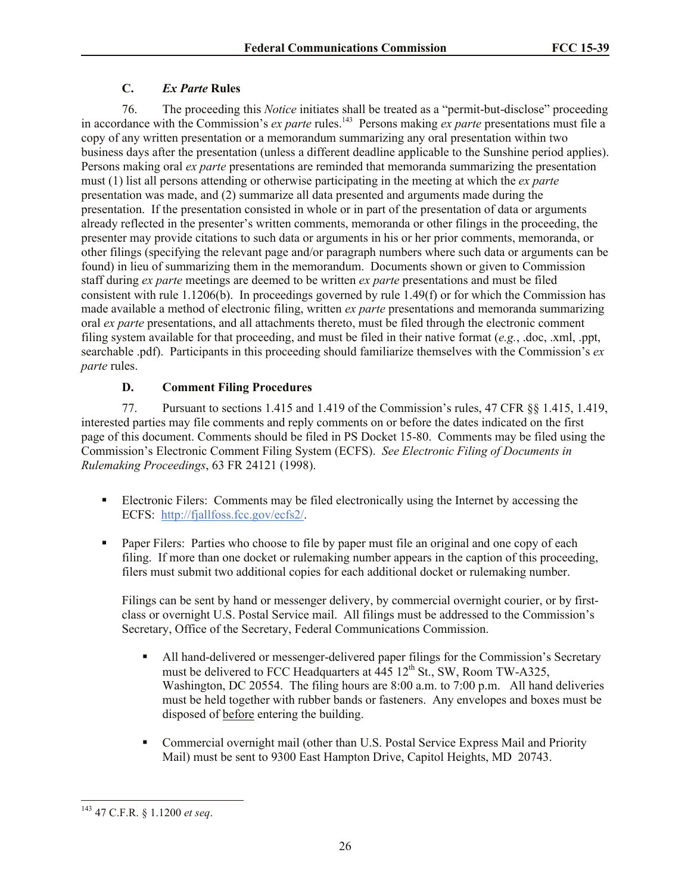### C. *Ex Parte* Rules

76. The proceeding this *Notice* initiates shall be treated as a "permit-but-disclose" proceeding in accordance with the Commission's *ex parte* rules.[143] Persons making *ex parte* presentations must file a copy of any written presentation or a memorandum summarizing any oral presentation within two business days after the presentation (unless a different deadline applicable to the Sunshine period applies). Persons making oral *ex parte* presentations are reminded that memoranda summarizing the presentation must (1) list all persons attending or otherwise participating in the meeting at which the *ex parte* presentation was made, and (2) summarize all data presented and arguments made during the presentation. If the presentation consisted in whole or in part of the presentation of data or arguments already reflected in the presenter's written comments, memoranda or other filings in the proceeding, the presenter may provide citations to such data or arguments in his or her prior comments, memoranda, or other filings (specifying the relevant page and/or paragraph numbers where such data or arguments can be found) in lieu of summarizing them in the memorandum. Documents shown or given to Commission staff during *ex parte* meetings are deemed to be written *ex parte* presentations and must be filed consistent with rule 1.1206(b). In proceedings governed by rule 1.49(f) or for which the Commission has made available a method of electronic filing, written *ex parte* presentations and memoranda summarizing oral *ex parte* presentations, and all attachments thereto, must be filed through the electronic comment filing system available for that proceeding, and must be filed in their native format (*e.g.*, .doc, .xml, .ppt, searchable .pdf). Participants in this proceeding should familiarize themselves with the Commission's *ex parte* rules.

### D. Comment Filing Procedures

77. Pursuant to sections 1.415 and 1.419 of the Commission's rules, 47 CFR §§ 1.415, 1.419, interested parties may file comments and reply comments on or before the dates indicated on the first page of this document. Comments should be filed in PS Docket 15-80. Comments may be filed using the Commission's Electronic Comment Filing System (ECFS). *See Electronic Filing of Documents in Rulemaking Proceedings*, 63 FR 24121 (1998).

- Electronic Filers: Comments may be filed electronically using the Internet by accessing the ECFS: http://fjallfoss.fcc.gov/ecfs2/.

- Paper Filers: Parties who choose to file by paper must file an original and one copy of each filing. If more than one docket or rulemaking number appears in the caption of this proceeding, filers must submit two additional copies for each additional docket or rulemaking number.

  Filings can be sent by hand or messenger delivery, by commercial overnight courier, or by first-class or overnight U.S. Postal Service mail. All filings must be addressed to the Commission's Secretary, Office of the Secretary, Federal Communications Commission.

  - All hand-delivered or messenger-delivered paper filings for the Commission's Secretary must be delivered to FCC Headquarters at 445 12th St., SW, Room TW-A325, Washington, DC 20554. The filing hours are 8:00 a.m. to 7:00 p.m. All hand deliveries must be held together with rubber bands or fasteners. Any envelopes and boxes must be disposed of before entering the building.

  - Commercial overnight mail (other than U.S. Postal Service Express Mail and Priority Mail) must be sent to 9300 East Hampton Drive, Capitol Heights, MD 20743.

---

[143] 47 C.F.R. § 1.1200 *et seq*.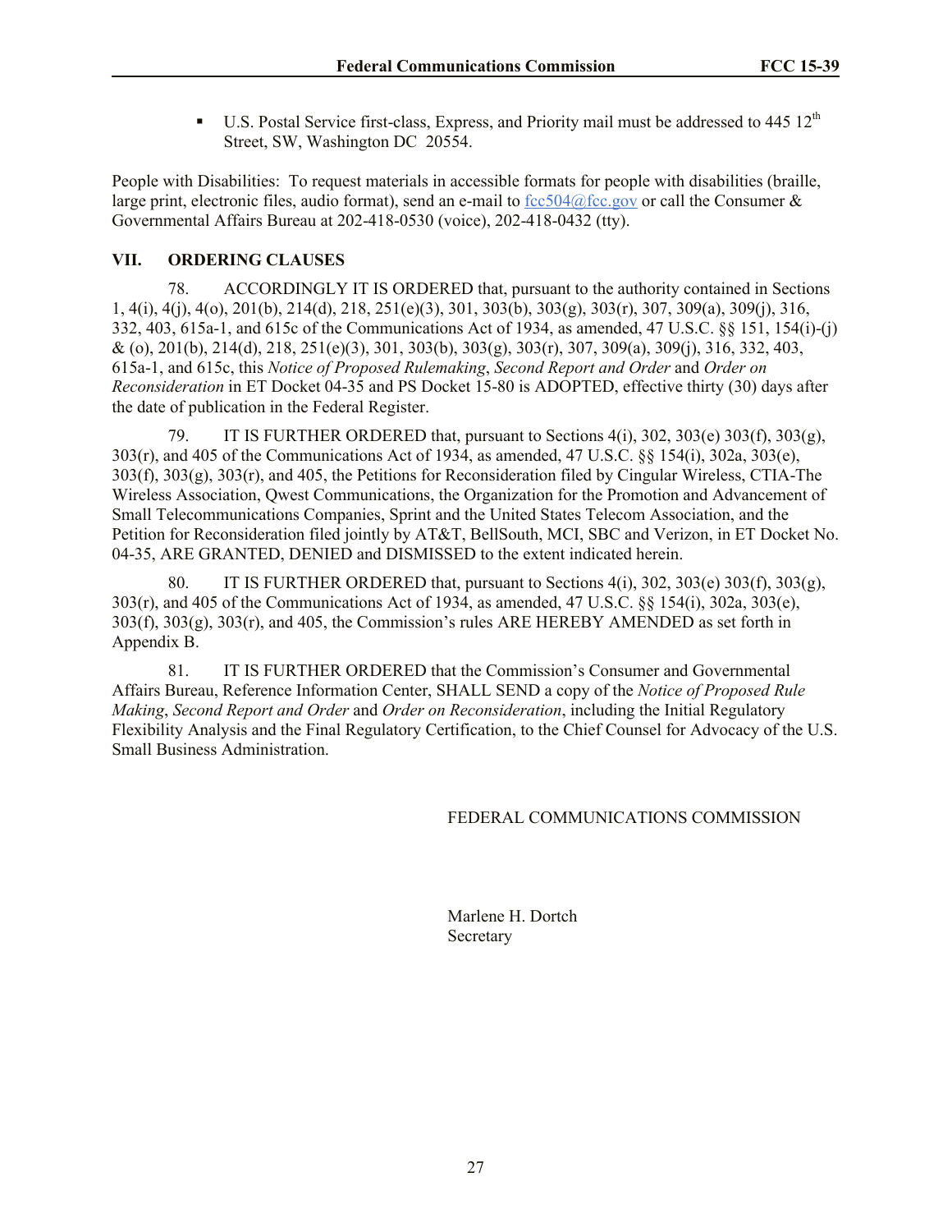- U.S. Postal Service first-class, Express, and Priority mail must be addressed to 445 12th Street, SW, Washington DC 20554.

People with Disabilities: To request materials in accessible formats for people with disabilities (braille, large print, electronic files, audio format), send an e-mail to fcc504@fcc.gov or call the Consumer & Governmental Affairs Bureau at 202-418-0530 (voice), 202-418-0432 (tty).

## VII. ORDERING CLAUSES

78. ACCORDINGLY IT IS ORDERED that, pursuant to the authority contained in Sections 1, 4(i), 4(j), 4(o), 201(b), 214(d), 218, 251(e)(3), 301, 303(b), 303(g), 303(r), 307, 309(a), 309(j), 316, 332, 403, 615a-1, and 615c of the Communications Act of 1934, as amended, 47 U.S.C. §§ 151, 154(i)-(j) & (o), 201(b), 214(d), 218, 251(e)(3), 301, 303(b), 303(g), 303(r), 307, 309(a), 309(j), 316, 332, 403, 615a-1, and 615c, this *Notice of Proposed Rulemaking*, *Second Report and Order* and *Order on Reconsideration* in ET Docket 04-35 and PS Docket 15-80 is ADOPTED, effective thirty (30) days after the date of publication in the Federal Register.

79. IT IS FURTHER ORDERED that, pursuant to Sections 4(i), 302, 303(e) 303(f), 303(g), 303(r), and 405 of the Communications Act of 1934, as amended, 47 U.S.C. §§ 154(i), 302a, 303(e), 303(f), 303(g), 303(r), and 405, the Petitions for Reconsideration filed by Cingular Wireless, CTIA-The Wireless Association, Qwest Communications, the Organization for the Promotion and Advancement of Small Telecommunications Companies, Sprint and the United States Telecom Association, and the Petition for Reconsideration filed jointly by AT&T, BellSouth, MCI, SBC and Verizon, in ET Docket No. 04-35, ARE GRANTED, DENIED and DISMISSED to the extent indicated herein.

80. IT IS FURTHER ORDERED that, pursuant to Sections 4(i), 302, 303(e) 303(f), 303(g), 303(r), and 405 of the Communications Act of 1934, as amended, 47 U.S.C. §§ 154(i), 302a, 303(e), 303(f), 303(g), 303(r), and 405, the Commission's rules ARE HEREBY AMENDED as set forth in Appendix B.

81. IT IS FURTHER ORDERED that the Commission's Consumer and Governmental Affairs Bureau, Reference Information Center, SHALL SEND a copy of the *Notice of Proposed Rule Making*, *Second Report and Order* and *Order on Reconsideration*, including the Initial Regulatory Flexibility Analysis and the Final Regulatory Certification, to the Chief Counsel for Advocacy of the U.S. Small Business Administration.

FEDERAL COMMUNICATIONS COMMISSION

Marlene H. Dortch
Secretary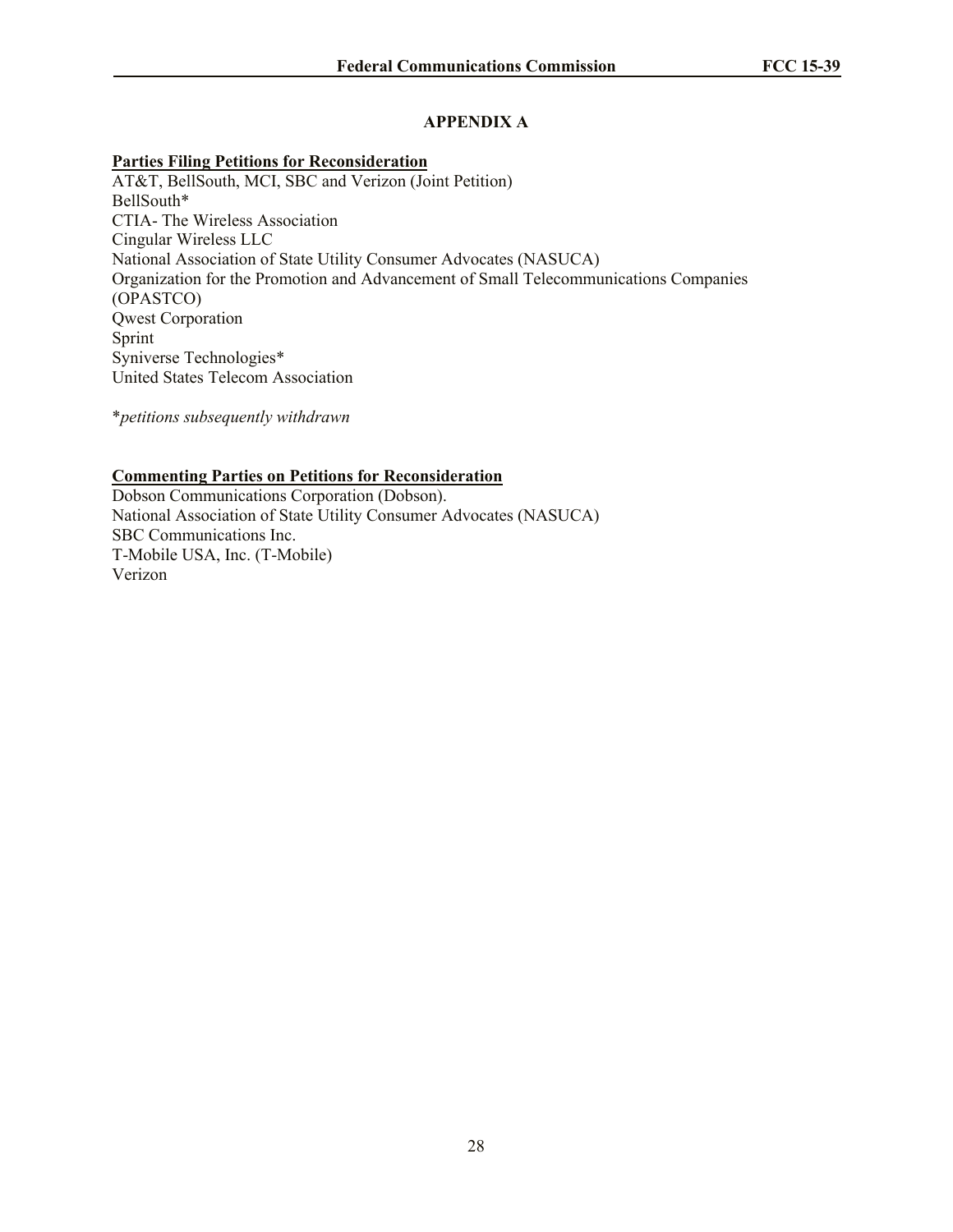# APPENDIX A

**Parties Filing Petitions for Reconsideration**

AT&T, BellSouth, MCI, SBC and Verizon (Joint Petition)
BellSouth*
CTIA- The Wireless Association
Cingular Wireless LLC
National Association of State Utility Consumer Advocates (NASUCA)
Organization for the Promotion and Advancement of Small Telecommunications Companies (OPASTCO)
Qwest Corporation
Sprint
Syniverse Technologies*
United States Telecom Association

**petitions subsequently withdrawn*

**Commenting Parties on Petitions for Reconsideration**

Dobson Communications Corporation (Dobson).
National Association of State Utility Consumer Advocates (NASUCA)
SBC Communications Inc.
T-Mobile USA, Inc. (T-Mobile)
Verizon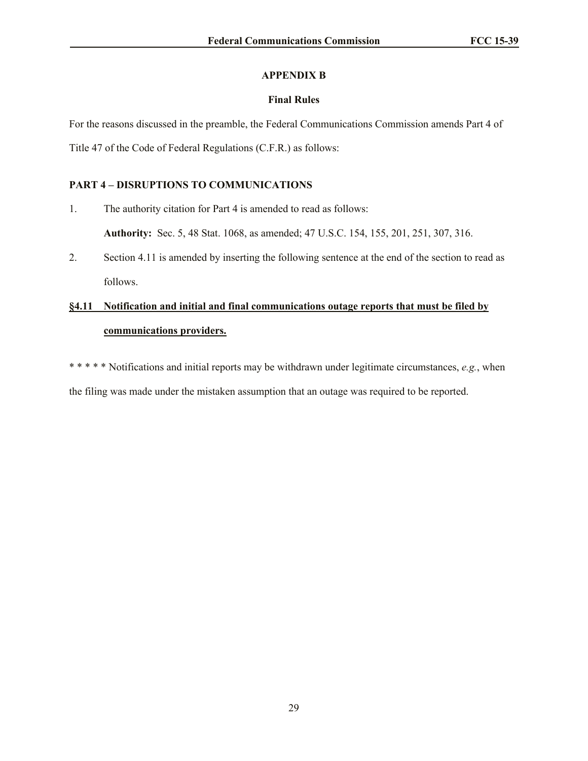## APPENDIX B

### Final Rules

For the reasons discussed in the preamble, the Federal Communications Commission amends Part 4 of Title 47 of the Code of Federal Regulations (C.F.R.) as follows:

**PART 4 – DISRUPTIONS TO COMMUNICATIONS**

1. The authority citation for Part 4 is amended to read as follows:

   **Authority:** Sec. 5, 48 Stat. 1068, as amended; 47 U.S.C. 154, 155, 201, 251, 307, 316.

2. Section 4.11 is amended by inserting the following sentence at the end of the section to read as follows.

**§4.11 Notification and initial and final communications outage reports that must be filed by communications providers.**

* * * * * Notifications and initial reports may be withdrawn under legitimate circumstances, *e.g.*, when the filing was made under the mistaken assumption that an outage was required to be reported.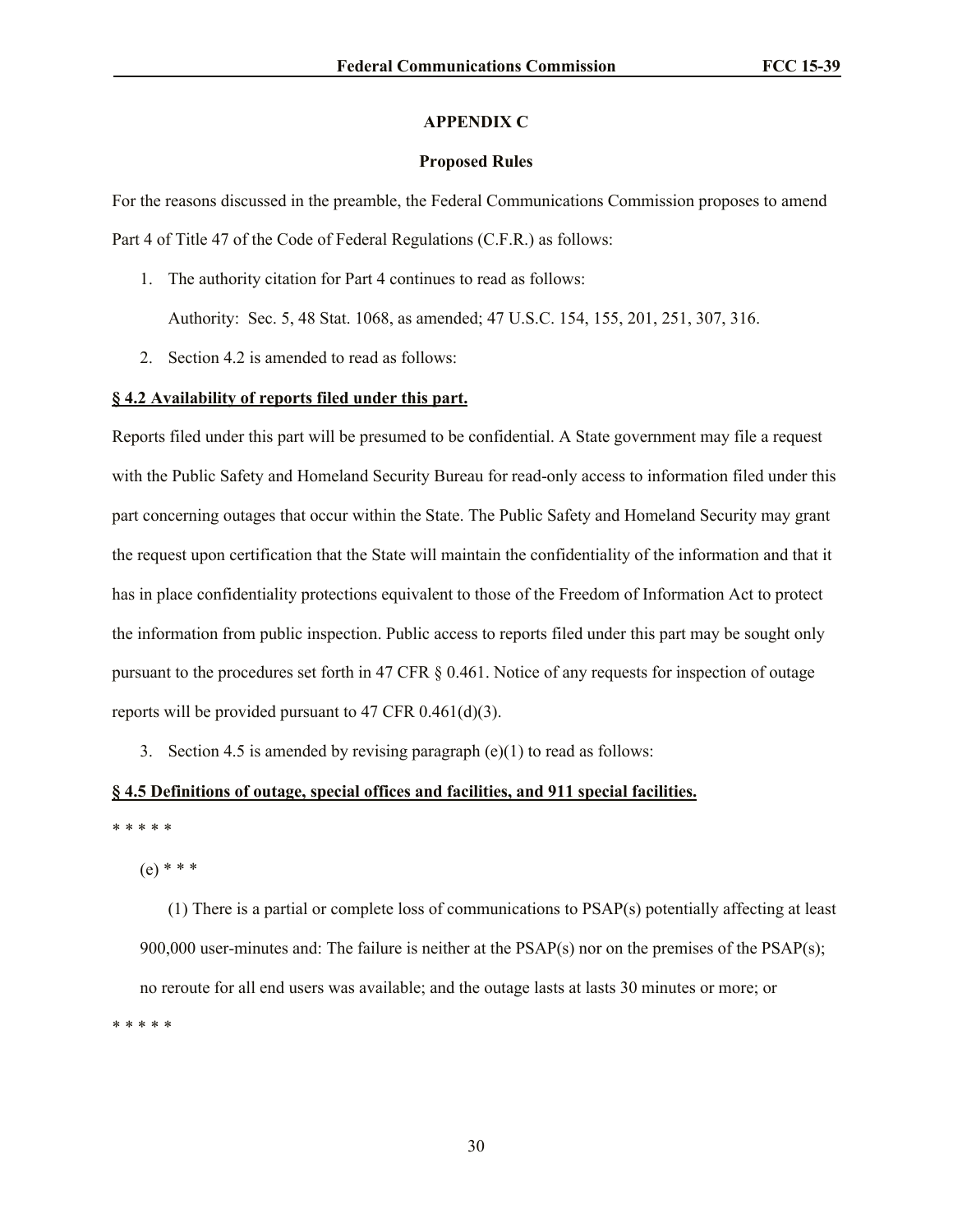# APPENDIX C

## Proposed Rules

For the reasons discussed in the preamble, the Federal Communications Commission proposes to amend Part 4 of Title 47 of the Code of Federal Regulations (C.F.R.) as follows:

1. The authority citation for Part 4 continues to read as follows:

   Authority: Sec. 5, 48 Stat. 1068, as amended; 47 U.S.C. 154, 155, 201, 251, 307, 316.

2. Section 4.2 is amended to read as follows:

**§ 4.2 Availability of reports filed under this part.**

Reports filed under this part will be presumed to be confidential. A State government may file a request with the Public Safety and Homeland Security Bureau for read-only access to information filed under this part concerning outages that occur within the State. The Public Safety and Homeland Security may grant the request upon certification that the State will maintain the confidentiality of the information and that it has in place confidentiality protections equivalent to those of the Freedom of Information Act to protect the information from public inspection. Public access to reports filed under this part may be sought only pursuant to the procedures set forth in 47 CFR § 0.461. Notice of any requests for inspection of outage reports will be provided pursuant to 47 CFR 0.461(d)(3).

3. Section 4.5 is amended by revising paragraph (e)(1) to read as follows:

**§ 4.5 Definitions of outage, special offices and facilities, and 911 special facilities.**

* * * * *

(e) * * *

(1) There is a partial or complete loss of communications to PSAP(s) potentially affecting at least 900,000 user-minutes and: The failure is neither at the PSAP(s) nor on the premises of the PSAP(s); no reroute for all end users was available; and the outage lasts at lasts 30 minutes or more; or

* * * * *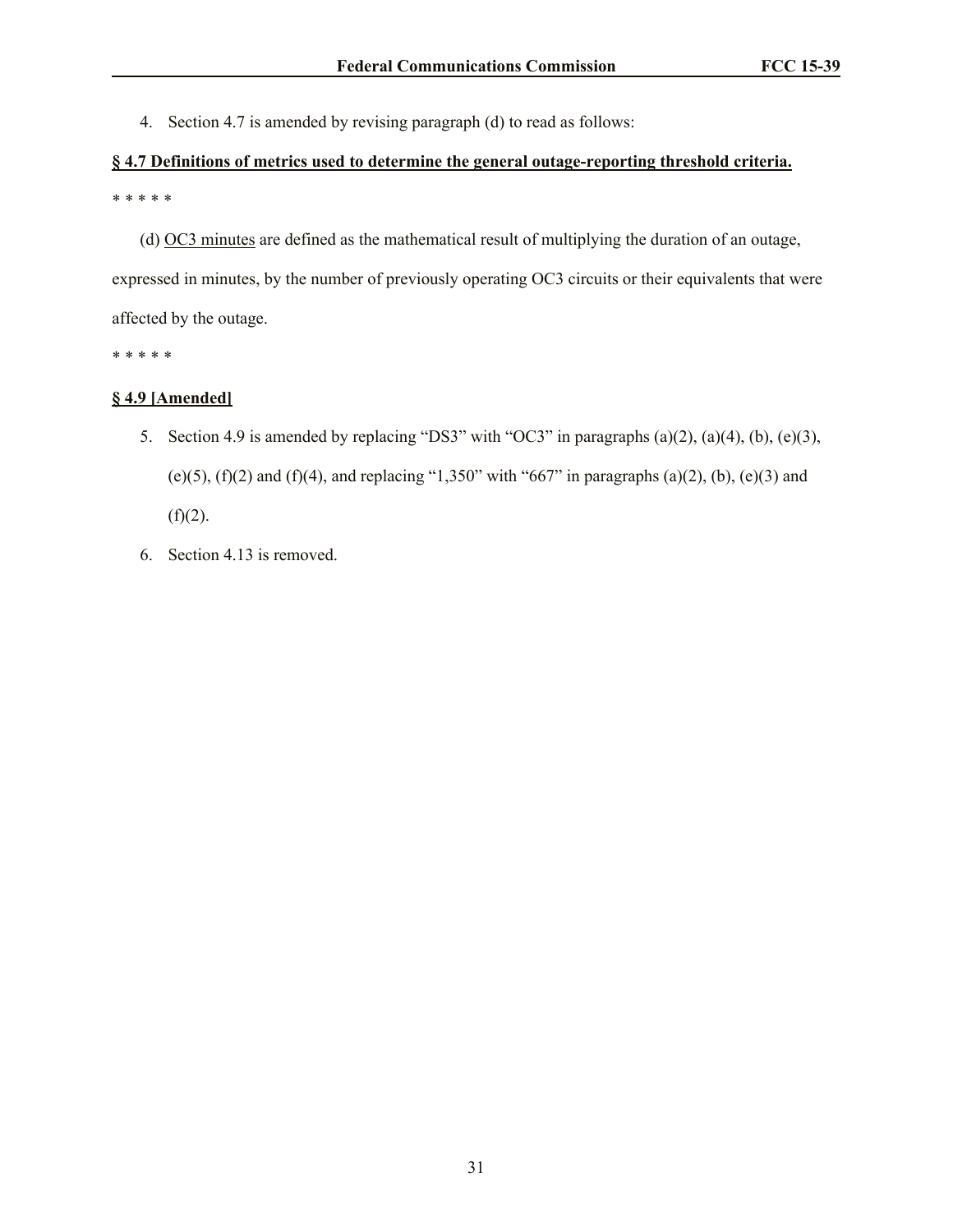4. Section 4.7 is amended by revising paragraph (d) to read as follows:

**§ 4.7 Definitions of metrics used to determine the general outage-reporting threshold criteria.**

\* \* \* \* \*

(d) OC3 minutes are defined as the mathematical result of multiplying the duration of an outage, expressed in minutes, by the number of previously operating OC3 circuits or their equivalents that were affected by the outage.

\* \* \* \* \*

**§ 4.9 [Amended]**

5. Section 4.9 is amended by replacing "DS3" with "OC3" in paragraphs (a)(2), (a)(4), (b), (e)(3), (e)(5), (f)(2) and (f)(4), and replacing "1,350" with "667" in paragraphs (a)(2), (b), (e)(3) and (f)(2).

6. Section 4.13 is removed.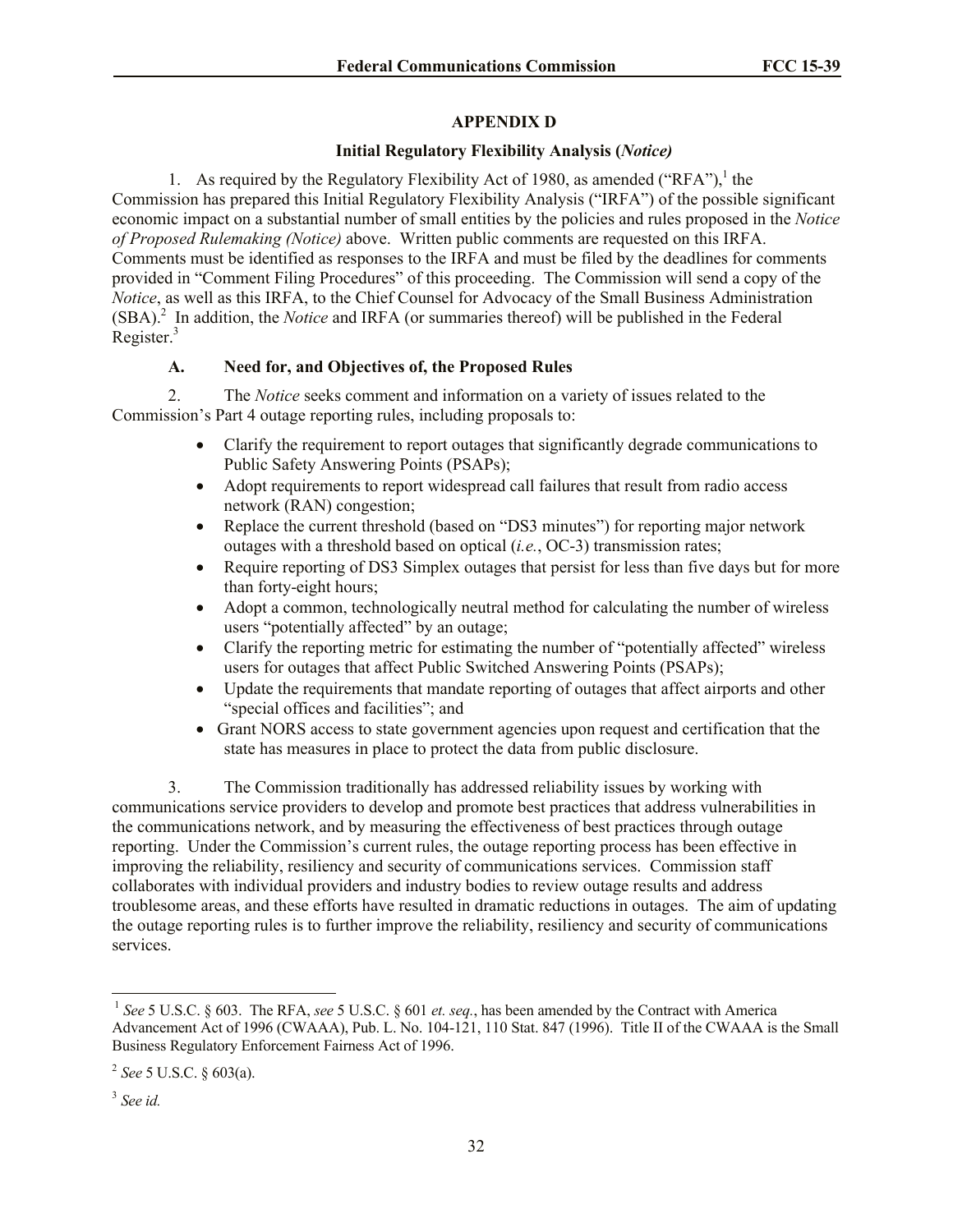## APPENDIX D

### Initial Regulatory Flexibility Analysis (*Notice)*

1. As required by the Regulatory Flexibility Act of 1980, as amended ("RFA"),[1] the Commission has prepared this Initial Regulatory Flexibility Analysis ("IRFA") of the possible significant economic impact on a substantial number of small entities by the policies and rules proposed in the *Notice of Proposed Rulemaking (Notice)* above. Written public comments are requested on this IRFA. Comments must be identified as responses to the IRFA and must be filed by the deadlines for comments provided in "Comment Filing Procedures" of this proceeding. The Commission will send a copy of the *Notice*, as well as this IRFA, to the Chief Counsel for Advocacy of the Small Business Administration (SBA).[2] In addition, the *Notice* and IRFA (or summaries thereof) will be published in the Federal Register.[3]

#### A. Need for, and Objectives of, the Proposed Rules

2. The *Notice* seeks comment and information on a variety of issues related to the Commission's Part 4 outage reporting rules, including proposals to:

- Clarify the requirement to report outages that significantly degrade communications to Public Safety Answering Points (PSAPs);
- Adopt requirements to report widespread call failures that result from radio access network (RAN) congestion;
- Replace the current threshold (based on "DS3 minutes") for reporting major network outages with a threshold based on optical (*i.e.*, OC-3) transmission rates;
- Require reporting of DS3 Simplex outages that persist for less than five days but for more than forty-eight hours;
- Adopt a common, technologically neutral method for calculating the number of wireless users "potentially affected" by an outage;
- Clarify the reporting metric for estimating the number of "potentially affected" wireless users for outages that affect Public Switched Answering Points (PSAPs);
- Update the requirements that mandate reporting of outages that affect airports and other "special offices and facilities"; and
- Grant NORS access to state government agencies upon request and certification that the state has measures in place to protect the data from public disclosure.

3. The Commission traditionally has addressed reliability issues by working with communications service providers to develop and promote best practices that address vulnerabilities in the communications network, and by measuring the effectiveness of best practices through outage reporting. Under the Commission's current rules, the outage reporting process has been effective in improving the reliability, resiliency and security of communications services. Commission staff collaborates with individual providers and industry bodies to review outage results and address troublesome areas, and these efforts have resulted in dramatic reductions in outages. The aim of updating the outage reporting rules is to further improve the reliability, resiliency and security of communications services.

---

[1] *See* 5 U.S.C. § 603. The RFA, *see* 5 U.S.C. § 601 *et. seq.*, has been amended by the Contract with America Advancement Act of 1996 (CWAAA), Pub. L. No. 104-121, 110 Stat. 847 (1996). Title II of the CWAAA is the Small Business Regulatory Enforcement Fairness Act of 1996.

[2] *See* 5 U.S.C. § 603(a).

[3] *See id.*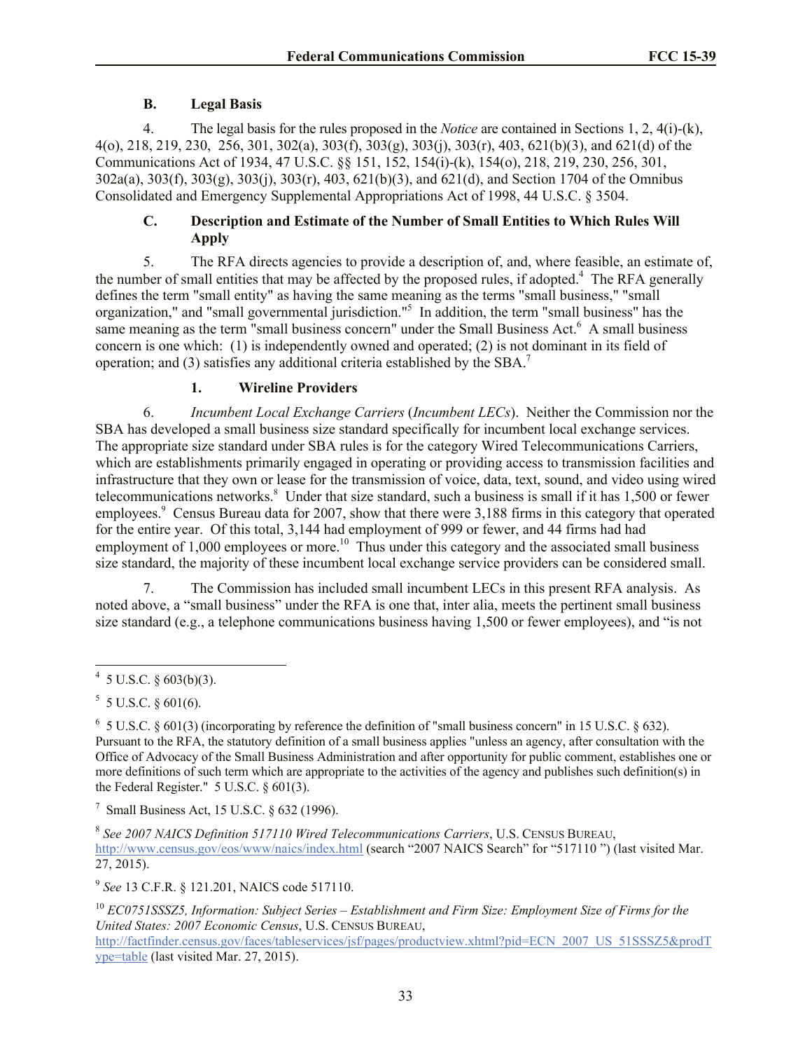### B. Legal Basis

4. The legal basis for the rules proposed in the *Notice* are contained in Sections 1, 2, 4(i)-(k), 4(o), 218, 219, 230, 256, 301, 302(a), 303(f), 303(g), 303(j), 303(r), 403, 621(b)(3), and 621(d) of the Communications Act of 1934, 47 U.S.C. §§ 151, 152, 154(i)-(k), 154(o), 218, 219, 230, 256, 301, 302a(a), 303(f), 303(g), 303(j), 303(r), 403, 621(b)(3), and 621(d), and Section 1704 of the Omnibus Consolidated and Emergency Supplemental Appropriations Act of 1998, 44 U.S.C. § 3504.

### C. Description and Estimate of the Number of Small Entities to Which Rules Will Apply

5. The RFA directs agencies to provide a description of, and, where feasible, an estimate of, the number of small entities that may be affected by the proposed rules, if adopted.[4] The RFA generally defines the term "small entity" as having the same meaning as the terms "small business," "small organization," and "small governmental jurisdiction."[5] In addition, the term "small business" has the same meaning as the term "small business concern" under the Small Business Act.[6] A small business concern is one which: (1) is independently owned and operated; (2) is not dominant in its field of operation; and (3) satisfies any additional criteria established by the SBA.[7]

#### 1. Wireline Providers

6. *Incumbent Local Exchange Carriers* (*Incumbent LECs*). Neither the Commission nor the SBA has developed a small business size standard specifically for incumbent local exchange services. The appropriate size standard under SBA rules is for the category Wired Telecommunications Carriers, which are establishments primarily engaged in operating or providing access to transmission facilities and infrastructure that they own or lease for the transmission of voice, data, text, sound, and video using wired telecommunications networks.[8] Under that size standard, such a business is small if it has 1,500 or fewer employees.[9] Census Bureau data for 2007, show that there were 3,188 firms in this category that operated for the entire year. Of this total, 3,144 had employment of 999 or fewer, and 44 firms had had employment of 1,000 employees or more.[10] Thus under this category and the associated small business size standard, the majority of these incumbent local exchange service providers can be considered small.

7. The Commission has included small incumbent LECs in this present RFA analysis. As noted above, a "small business" under the RFA is one that, inter alia, meets the pertinent small business size standard (e.g., a telephone communications business having 1,500 or fewer employees), and "is not

---

[4] 5 U.S.C. § 603(b)(3).

[5] 5 U.S.C. § 601(6).

[6] 5 U.S.C. § 601(3) (incorporating by reference the definition of "small business concern" in 15 U.S.C. § 632). Pursuant to the RFA, the statutory definition of a small business applies "unless an agency, after consultation with the Office of Advocacy of the Small Business Administration and after opportunity for public comment, establishes one or more definitions of such term which are appropriate to the activities of the agency and publishes such definition(s) in the Federal Register." 5 U.S.C. § 601(3).

[7] Small Business Act, 15 U.S.C. § 632 (1996).

[8] *See 2007 NAICS Definition 517110 Wired Telecommunications Carriers*, U.S. CENSUS BUREAU, http://www.census.gov/eos/www/naics/index.html (search "2007 NAICS Search" for "517110 ") (last visited Mar. 27, 2015).

[9] *See* 13 C.F.R. § 121.201, NAICS code 517110.

[10] *EC0751SSSZ5, Information: Subject Series – Establishment and Firm Size: Employment Size of Firms for the United States: 2007 Economic Census*, U.S. CENSUS BUREAU, http://factfinder.census.gov/faces/tableservices/jsf/pages/productview.xhtml?pid=ECN_2007_US_51SSSZ5&prodType=table (last visited Mar. 27, 2015).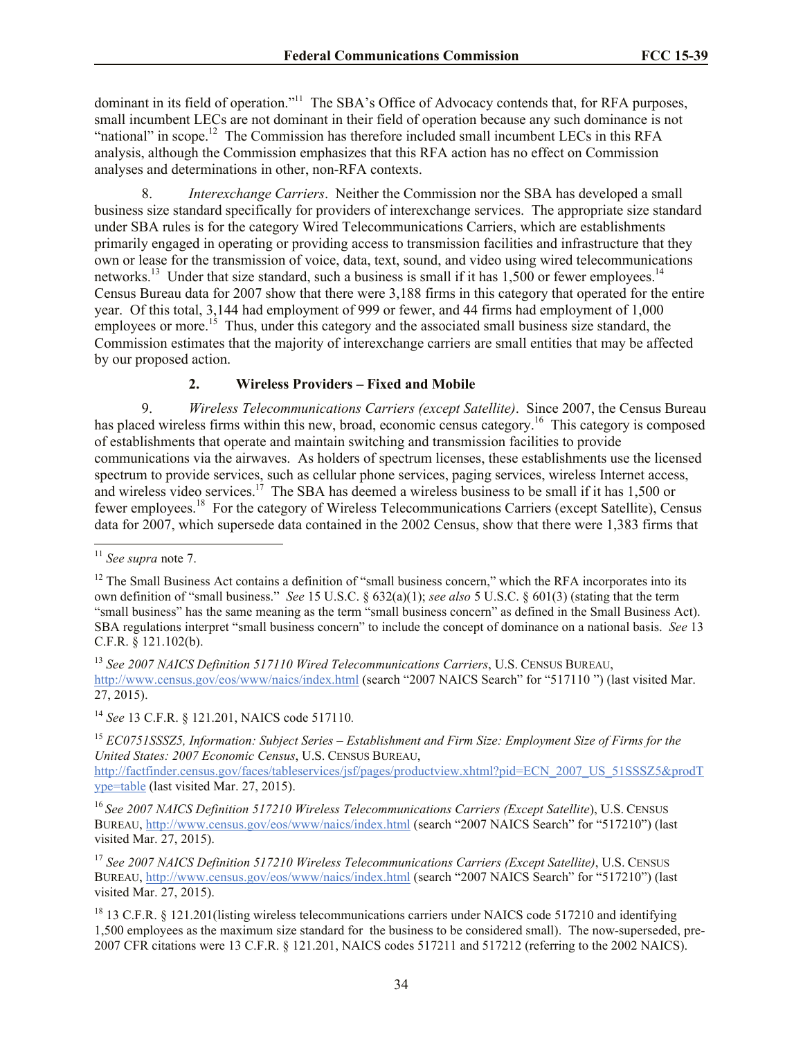dominant in its field of operation."[11] The SBA's Office of Advocacy contends that, for RFA purposes, small incumbent LECs are not dominant in their field of operation because any such dominance is not "national" in scope.[12] The Commission has therefore included small incumbent LECs in this RFA analysis, although the Commission emphasizes that this RFA action has no effect on Commission analyses and determinations in other, non-RFA contexts.

8. *Interexchange Carriers*. Neither the Commission nor the SBA has developed a small business size standard specifically for providers of interexchange services. The appropriate size standard under SBA rules is for the category Wired Telecommunications Carriers, which are establishments primarily engaged in operating or providing access to transmission facilities and infrastructure that they own or lease for the transmission of voice, data, text, sound, and video using wired telecommunications networks.[13] Under that size standard, such a business is small if it has 1,500 or fewer employees.[14] Census Bureau data for 2007 show that there were 3,188 firms in this category that operated for the entire year. Of this total, 3,144 had employment of 999 or fewer, and 44 firms had employment of 1,000 employees or more.[15] Thus, under this category and the associated small business size standard, the Commission estimates that the majority of interexchange carriers are small entities that may be affected by our proposed action.

### 2. Wireless Providers – Fixed and Mobile

9. *Wireless Telecommunications Carriers (except Satellite)*. Since 2007, the Census Bureau has placed wireless firms within this new, broad, economic census category.[16] This category is composed of establishments that operate and maintain switching and transmission facilities to provide communications via the airwaves. As holders of spectrum licenses, these establishments use the licensed spectrum to provide services, such as cellular phone services, paging services, wireless Internet access, and wireless video services.[17] The SBA has deemed a wireless business to be small if it has 1,500 or fewer employees.[18] For the category of Wireless Telecommunications Carriers (except Satellite), Census data for 2007, which supersede data contained in the 2002 Census, show that there were 1,383 firms that

---

[11] *See supra* note 7.

[12] The Small Business Act contains a definition of "small business concern," which the RFA incorporates into its own definition of "small business." *See* 15 U.S.C. § 632(a)(1); *see also* 5 U.S.C. § 601(3) (stating that the term "small business" has the same meaning as the term "small business concern" as defined in the Small Business Act). SBA regulations interpret "small business concern" to include the concept of dominance on a national basis. *See* 13 C.F.R. § 121.102(b).

[13] *See 2007 NAICS Definition 517110 Wired Telecommunications Carriers*, U.S. CENSUS BUREAU, http://www.census.gov/eos/www/naics/index.html (search "2007 NAICS Search" for "517110 ") (last visited Mar. 27, 2015).

[14] *See* 13 C.F.R. § 121.201, NAICS code 517110*.*

[15] *EC0751SSSZ5, Information: Subject Series – Establishment and Firm Size: Employment Size of Firms for the United States: 2007 Economic Census*, U.S. CENSUS BUREAU, http://factfinder.census.gov/faces/tableservices/jsf/pages/productview.xhtml?pid=ECN_2007_US_51SSSZ5&prodType=table (last visited Mar. 27, 2015).

[16] *See 2007 NAICS Definition 517210 Wireless Telecommunications Carriers (Except Satellite*), U.S. CENSUS BUREAU, http://www.census.gov/eos/www/naics/index.html (search "2007 NAICS Search" for "517210") (last visited Mar. 27, 2015).

[17] *See 2007 NAICS Definition 517210 Wireless Telecommunications Carriers (Except Satellite)*, U.S. CENSUS BUREAU, http://www.census.gov/eos/www/naics/index.html (search "2007 NAICS Search" for "517210") (last visited Mar. 27, 2015).

[18] 13 C.F.R. § 121.201(listing wireless telecommunications carriers under NAICS code 517210 and identifying 1,500 employees as the maximum size standard for the business to be considered small). The now-superseded, pre-2007 CFR citations were 13 C.F.R. § 121.201, NAICS codes 517211 and 517212 (referring to the 2002 NAICS).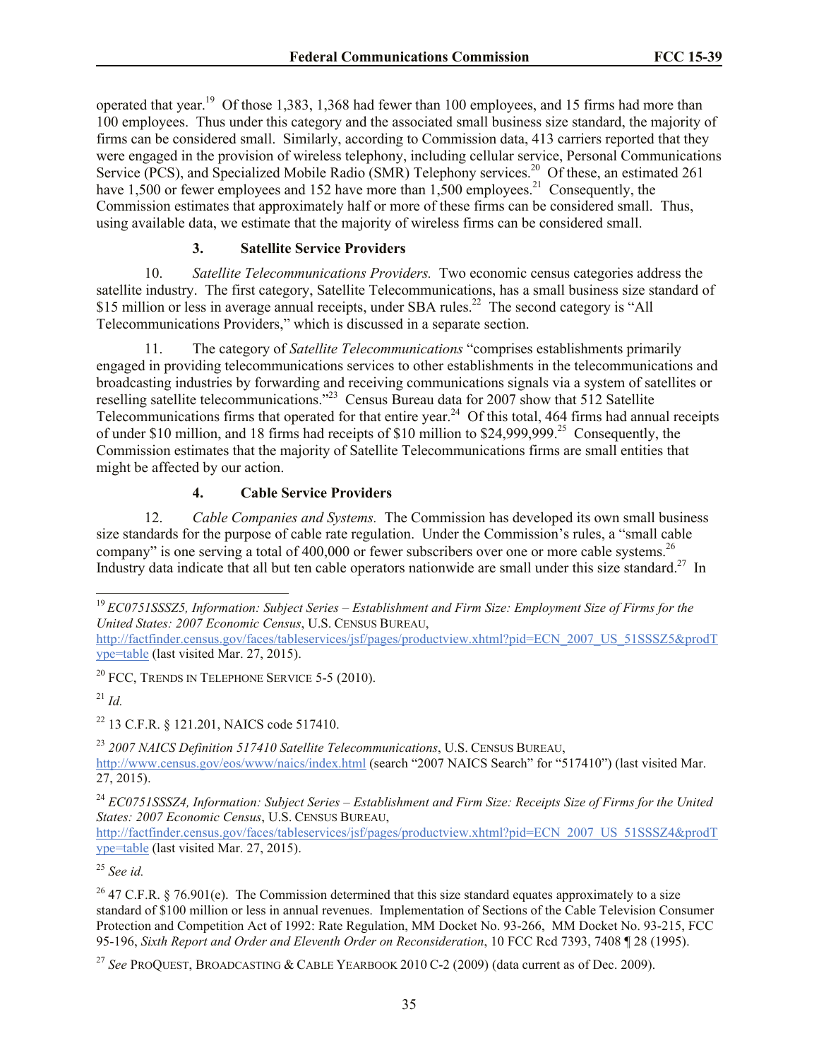operated that year.[19] Of those 1,383, 1,368 had fewer than 100 employees, and 15 firms had more than 100 employees. Thus under this category and the associated small business size standard, the majority of firms can be considered small. Similarly, according to Commission data, 413 carriers reported that they were engaged in the provision of wireless telephony, including cellular service, Personal Communications Service (PCS), and Specialized Mobile Radio (SMR) Telephony services.[20] Of these, an estimated 261 have 1,500 or fewer employees and 152 have more than 1,500 employees.[21] Consequently, the Commission estimates that approximately half or more of these firms can be considered small. Thus, using available data, we estimate that the majority of wireless firms can be considered small.

### 3. Satellite Service Providers

10. *Satellite Telecommunications Providers.* Two economic census categories address the satellite industry. The first category, Satellite Telecommunications, has a small business size standard of $15 million or less in average annual receipts, under SBA rules.[22] The second category is "All Telecommunications Providers," which is discussed in a separate section.

11. The category of *Satellite Telecommunications* "comprises establishments primarily engaged in providing telecommunications services to other establishments in the telecommunications and broadcasting industries by forwarding and receiving communications signals via a system of satellites or reselling satellite telecommunications."[23] Census Bureau data for 2007 show that 512 Satellite Telecommunications firms that operated for that entire year.[24] Of this total, 464 firms had annual receipts of under $10 million, and 18 firms had receipts of $10 million to $24,999,999.[25] Consequently, the Commission estimates that the majority of Satellite Telecommunications firms are small entities that might be affected by our action.

### 4. Cable Service Providers

12. *Cable Companies and Systems.* The Commission has developed its own small business size standards for the purpose of cable rate regulation. Under the Commission's rules, a "small cable company" is one serving a total of 400,000 or fewer subscribers over one or more cable systems.[26] Industry data indicate that all but ten cable operators nationwide are small under this size standard.[27] In

---

[19] *EC0751SSSZ5, Information: Subject Series – Establishment and Firm Size: Employment Size of Firms for the United States: 2007 Economic Census*, U.S. Census Bureau, http://factfinder.census.gov/faces/tableservices/jsf/pages/productview.xhtml?pid=ECN_2007_US_51SSSZ5&prodType=table (last visited Mar. 27, 2015).

[20] FCC, Trends in Telephone Service 5-5 (2010).

[21] *Id.*

[22] 13 C.F.R. § 121.201, NAICS code 517410.

[23] *2007 NAICS Definition 517410 Satellite Telecommunications*, U.S. Census Bureau, http://www.census.gov/eos/www/naics/index.html (search "2007 NAICS Search" for "517410") (last visited Mar. 27, 2015).

[24] *EC0751SSSZ4, Information: Subject Series – Establishment and Firm Size: Receipts Size of Firms for the United States: 2007 Economic Census*, U.S. Census Bureau, http://factfinder.census.gov/faces/tableservices/jsf/pages/productview.xhtml?pid=ECN_2007_US_51SSSZ4&prodType=table (last visited Mar. 27, 2015).

[25] *See id.*

[26] 47 C.F.R. § 76.901(e). The Commission determined that this size standard equates approximately to a size standard of $100 million or less in annual revenues. Implementation of Sections of the Cable Television Consumer Protection and Competition Act of 1992: Rate Regulation, MM Docket No. 93-266, MM Docket No. 93-215, FCC 95-196, *Sixth Report and Order and Eleventh Order on Reconsideration*, 10 FCC Rcd 7393, 7408 ¶ 28 (1995).

[27] *See* ProQuest, Broadcasting & Cable Yearbook 2010 C-2 (2009) (data current as of Dec. 2009).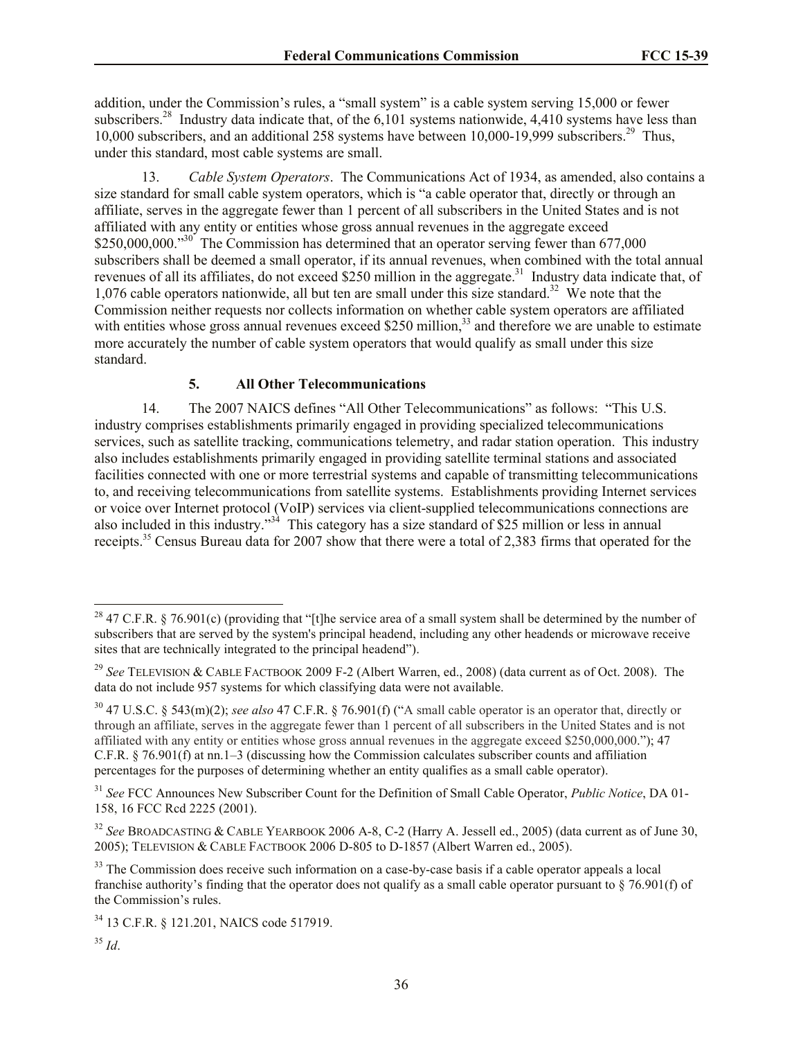addition, under the Commission's rules, a "small system" is a cable system serving 15,000 or fewer subscribers.[28] Industry data indicate that, of the 6,101 systems nationwide, 4,410 systems have less than 10,000 subscribers, and an additional 258 systems have between 10,000-19,999 subscribers.[29] Thus, under this standard, most cable systems are small.

13. *Cable System Operators*. The Communications Act of 1934, as amended, also contains a size standard for small cable system operators, which is "a cable operator that, directly or through an affiliate, serves in the aggregate fewer than 1 percent of all subscribers in the United States and is not affiliated with any entity or entities whose gross annual revenues in the aggregate exceed $250,000,000."[30] The Commission has determined that an operator serving fewer than 677,000 subscribers shall be deemed a small operator, if its annual revenues, when combined with the total annual revenues of all its affiliates, do not exceed $250 million in the aggregate.[31] Industry data indicate that, of 1,076 cable operators nationwide, all but ten are small under this size standard.[32] We note that the Commission neither requests nor collects information on whether cable system operators are affiliated with entities whose gross annual revenues exceed $250 million,[33] and therefore we are unable to estimate more accurately the number of cable system operators that would qualify as small under this size standard.

### 5. All Other Telecommunications

14. The 2007 NAICS defines "All Other Telecommunications" as follows: "This U.S. industry comprises establishments primarily engaged in providing specialized telecommunications services, such as satellite tracking, communications telemetry, and radar station operation. This industry also includes establishments primarily engaged in providing satellite terminal stations and associated facilities connected with one or more terrestrial systems and capable of transmitting telecommunications to, and receiving telecommunications from satellite systems. Establishments providing Internet services or voice over Internet protocol (VoIP) services via client-supplied telecommunications connections are also included in this industry."[34] This category has a size standard of $25 million or less in annual receipts.[35] Census Bureau data for 2007 show that there were a total of 2,383 firms that operated for the

---

[28] 47 C.F.R. § 76.901(c) (providing that "[t]he service area of a small system shall be determined by the number of subscribers that are served by the system's principal headend, including any other headends or microwave receive sites that are technically integrated to the principal headend").

[29] *See* TELEVISION & CABLE FACTBOOK 2009 F-2 (Albert Warren, ed., 2008) (data current as of Oct. 2008). The data do not include 957 systems for which classifying data were not available.

[30] 47 U.S.C. § 543(m)(2); *see also* 47 C.F.R. § 76.901(f) ("A small cable operator is an operator that, directly or through an affiliate, serves in the aggregate fewer than 1 percent of all subscribers in the United States and is not affiliated with any entity or entities whose gross annual revenues in the aggregate exceed $250,000,000."); 47 C.F.R. § 76.901(f) at nn.1–3 (discussing how the Commission calculates subscriber counts and affiliation percentages for the purposes of determining whether an entity qualifies as a small cable operator).

[31] *See* FCC Announces New Subscriber Count for the Definition of Small Cable Operator, *Public Notice*, DA 01-158, 16 FCC Rcd 2225 (2001).

[32] *See* BROADCASTING & CABLE YEARBOOK 2006 A-8, C-2 (Harry A. Jessell ed., 2005) (data current as of June 30, 2005); TELEVISION & CABLE FACTBOOK 2006 D-805 to D-1857 (Albert Warren ed., 2005).

[33] The Commission does receive such information on a case-by-case basis if a cable operator appeals a local franchise authority's finding that the operator does not qualify as a small cable operator pursuant to § 76.901(f) of the Commission's rules.

[34] 13 C.F.R. § 121.201, NAICS code 517919.

[35] *Id*.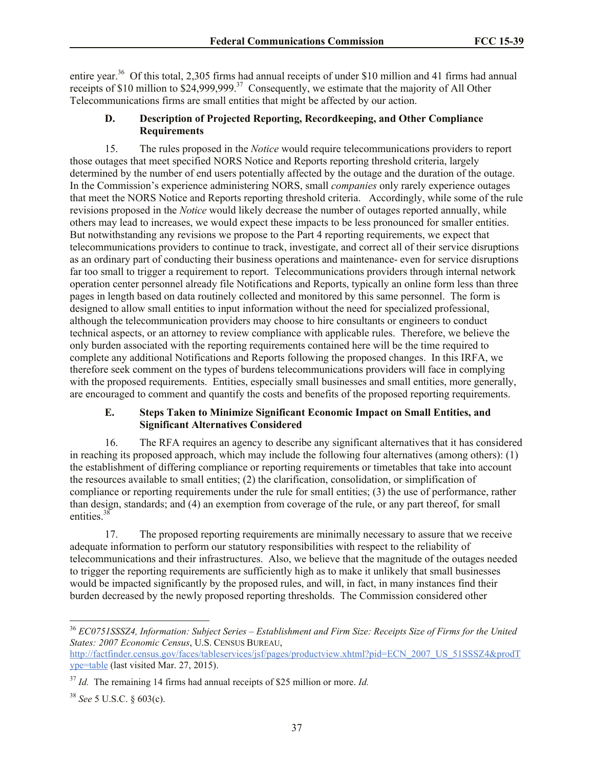entire year.[36] Of this total, 2,305 firms had annual receipts of under $10 million and 41 firms had annual receipts of $10 million to $24,999,999.[37] Consequently, we estimate that the majority of All Other Telecommunications firms are small entities that might be affected by our action.

### D. Description of Projected Reporting, Recordkeeping, and Other Compliance Requirements

15. The rules proposed in the *Notice* would require telecommunications providers to report those outages that meet specified NORS Notice and Reports reporting threshold criteria, largely determined by the number of end users potentially affected by the outage and the duration of the outage. In the Commission's experience administering NORS, small *companies* only rarely experience outages that meet the NORS Notice and Reports reporting threshold criteria. Accordingly, while some of the rule revisions proposed in the *Notice* would likely decrease the number of outages reported annually, while others may lead to increases, we would expect these impacts to be less pronounced for smaller entities. But notwithstanding any revisions we propose to the Part 4 reporting requirements, we expect that telecommunications providers to continue to track, investigate, and correct all of their service disruptions as an ordinary part of conducting their business operations and maintenance- even for service disruptions far too small to trigger a requirement to report. Telecommunications providers through internal network operation center personnel already file Notifications and Reports, typically an online form less than three pages in length based on data routinely collected and monitored by this same personnel. The form is designed to allow small entities to input information without the need for specialized professional, although the telecommunication providers may choose to hire consultants or engineers to conduct technical aspects, or an attorney to review compliance with applicable rules. Therefore, we believe the only burden associated with the reporting requirements contained here will be the time required to complete any additional Notifications and Reports following the proposed changes. In this IRFA, we therefore seek comment on the types of burdens telecommunications providers will face in complying with the proposed requirements. Entities, especially small businesses and small entities, more generally, are encouraged to comment and quantify the costs and benefits of the proposed reporting requirements.

### E. Steps Taken to Minimize Significant Economic Impact on Small Entities, and Significant Alternatives Considered

16. The RFA requires an agency to describe any significant alternatives that it has considered in reaching its proposed approach, which may include the following four alternatives (among others): (1) the establishment of differing compliance or reporting requirements or timetables that take into account the resources available to small entities; (2) the clarification, consolidation, or simplification of compliance or reporting requirements under the rule for small entities; (3) the use of performance, rather than design, standards; and (4) an exemption from coverage of the rule, or any part thereof, for small entities.[38]

17. The proposed reporting requirements are minimally necessary to assure that we receive adequate information to perform our statutory responsibilities with respect to the reliability of telecommunications and their infrastructures. Also, we believe that the magnitude of the outages needed to trigger the reporting requirements are sufficiently high as to make it unlikely that small businesses would be impacted significantly by the proposed rules, and will, in fact, in many instances find their burden decreased by the newly proposed reporting thresholds. The Commission considered other

---

[36] *EC0751SSSZ4, Information: Subject Series – Establishment and Firm Size: Receipts Size of Firms for the United States: 2007 Economic Census*, U.S. CENSUS BUREAU, http://factfinder.census.gov/faces/tableservices/jsf/pages/productview.xhtml?pid=ECN_2007_US_51SSSZ4&prodType=table (last visited Mar. 27, 2015).

[37] *Id.* The remaining 14 firms had annual receipts of $25 million or more. *Id.*

[38] *See* 5 U.S.C. § 603(c).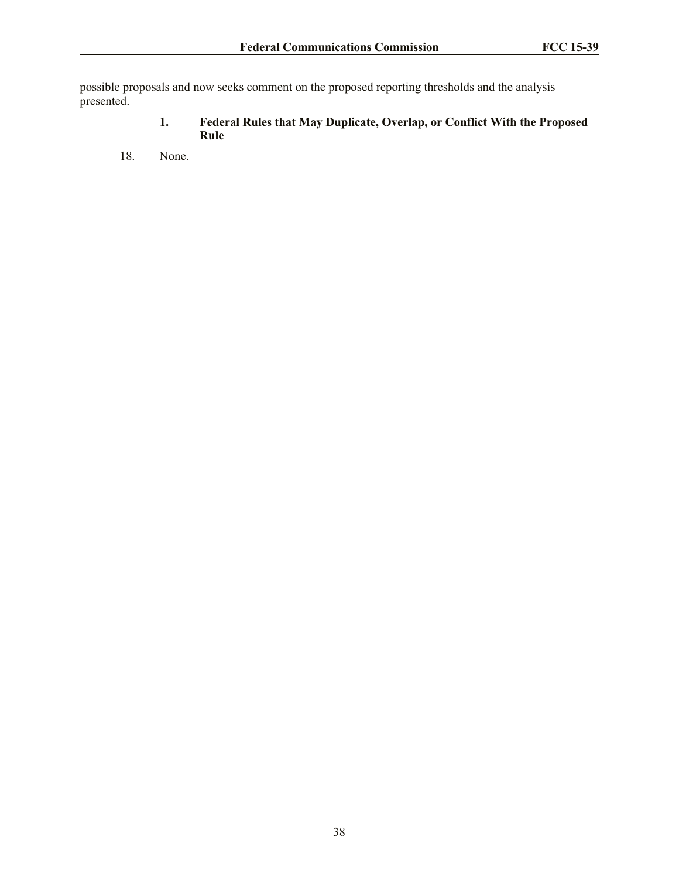possible proposals and now seeks comment on the proposed reporting thresholds and the analysis presented.

### 1. Federal Rules that May Duplicate, Overlap, or Conflict With the Proposed Rule

18. None.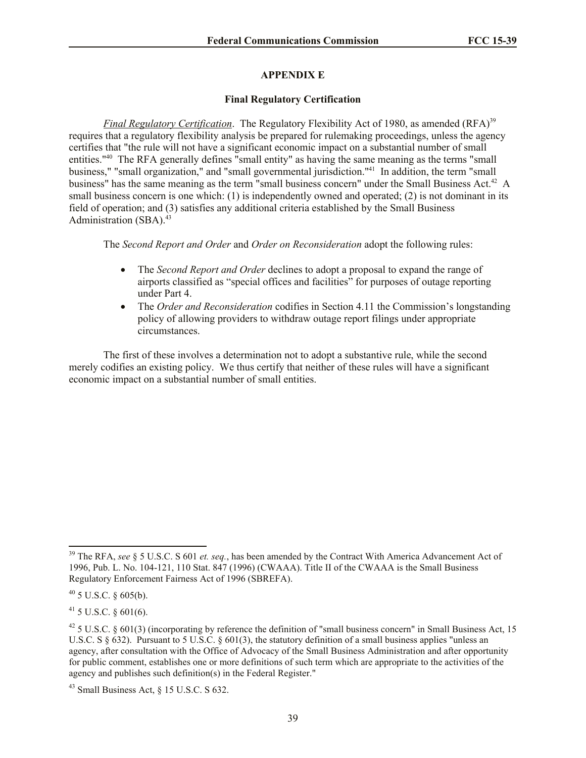## APPENDIX E

### Final Regulatory Certification

*Final Regulatory Certification*. The Regulatory Flexibility Act of 1980, as amended (RFA)[39] requires that a regulatory flexibility analysis be prepared for rulemaking proceedings, unless the agency certifies that "the rule will not have a significant economic impact on a substantial number of small entities."[40] The RFA generally defines "small entity" as having the same meaning as the terms "small business," "small organization," and "small governmental jurisdiction."[41] In addition, the term "small business" has the same meaning as the term "small business concern" under the Small Business Act.[42] A small business concern is one which: (1) is independently owned and operated; (2) is not dominant in its field of operation; and (3) satisfies any additional criteria established by the Small Business Administration (SBA).[43]

The *Second Report and Order* and *Order on Reconsideration* adopt the following rules:

- The *Second Report and Order* declines to adopt a proposal to expand the range of airports classified as "special offices and facilities" for purposes of outage reporting under Part 4.
- The *Order and Reconsideration* codifies in Section 4.11 the Commission's longstanding policy of allowing providers to withdraw outage report filings under appropriate circumstances.

The first of these involves a determination not to adopt a substantive rule, while the second merely codifies an existing policy. We thus certify that neither of these rules will have a significant economic impact on a substantial number of small entities.

---

[39] The RFA, *see* § 5 U.S.C. S 601 *et. seq.*, has been amended by the Contract With America Advancement Act of 1996, Pub. L. No. 104-121, 110 Stat. 847 (1996) (CWAAA). Title II of the CWAAA is the Small Business Regulatory Enforcement Fairness Act of 1996 (SBREFA).

[40] 5 U.S.C. § 605(b).

[41] 5 U.S.C. § 601(6).

[42] 5 U.S.C. § 601(3) (incorporating by reference the definition of "small business concern" in Small Business Act, 15 U.S.C. S § 632). Pursuant to 5 U.S.C. § 601(3), the statutory definition of a small business applies "unless an agency, after consultation with the Office of Advocacy of the Small Business Administration and after opportunity for public comment, establishes one or more definitions of such term which are appropriate to the activities of the agency and publishes such definition(s) in the Federal Register."

[43] Small Business Act, § 15 U.S.C. S 632.